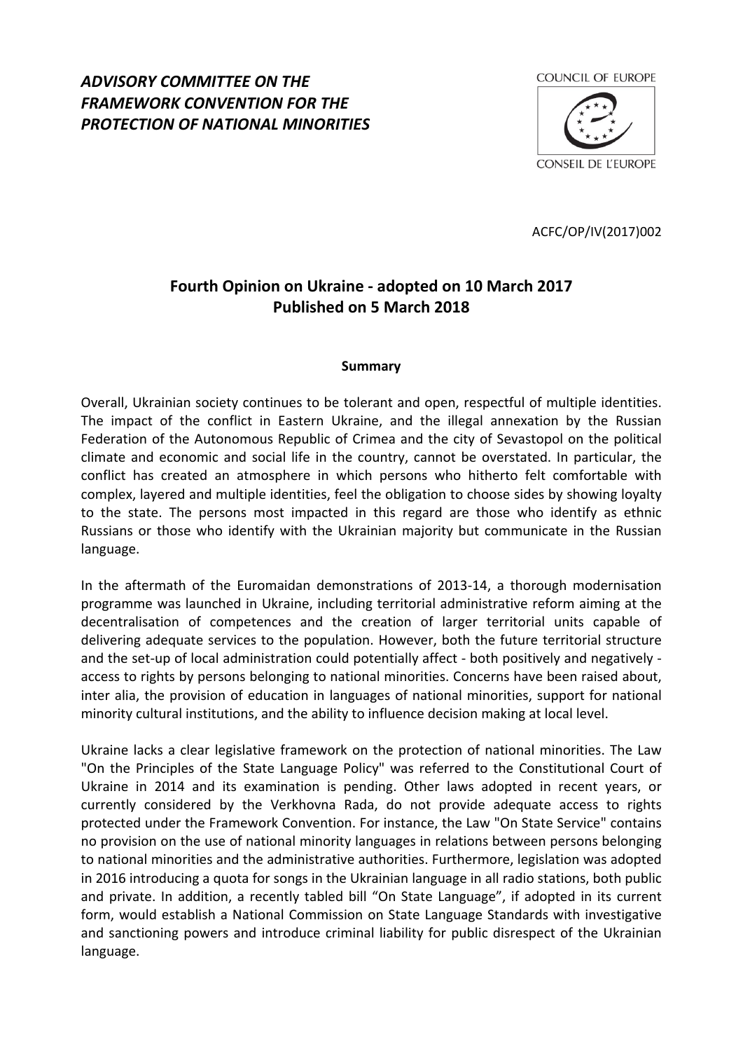*ADVISORY COMMITTEE ON THE FRAMEWORK CONVENTION FOR THE PROTECTION OF NATIONAL MINORITIES*

COUNCIL OF EUROPE

CONSEIL DE L'EUROPE

ACFC/OP/IV(2017)002

# Fourth Opinion on Ukraine - adopted on 10 March 2017
# Published on 5 March 2018

**Summary**

Overall, Ukrainian society continues to be tolerant and open, respectful of multiple identities. The impact of the conflict in Eastern Ukraine, and the illegal annexation by the Russian Federation of the Autonomous Republic of Crimea and the city of Sevastopol on the political climate and economic and social life in the country, cannot be overstated. In particular, the conflict has created an atmosphere in which persons who hitherto felt comfortable with complex, layered and multiple identities, feel the obligation to choose sides by showing loyalty to the state. The persons most impacted in this regard are those who identify as ethnic Russians or those who identify with the Ukrainian majority but communicate in the Russian language.

In the aftermath of the Euromaidan demonstrations of 2013-14, a thorough modernisation programme was launched in Ukraine, including territorial administrative reform aiming at the decentralisation of competences and the creation of larger territorial units capable of delivering adequate services to the population. However, both the future territorial structure and the set-up of local administration could potentially affect - both positively and negatively - access to rights by persons belonging to national minorities. Concerns have been raised about, inter alia, the provision of education in languages of national minorities, support for national minority cultural institutions, and the ability to influence decision making at local level.

Ukraine lacks a clear legislative framework on the protection of national minorities. The Law "On the Principles of the State Language Policy" was referred to the Constitutional Court of Ukraine in 2014 and its examination is pending. Other laws adopted in recent years, or currently considered by the Verkhovna Rada, do not provide adequate access to rights protected under the Framework Convention. For instance, the Law "On State Service" contains no provision on the use of national minority languages in relations between persons belonging to national minorities and the administrative authorities. Furthermore, legislation was adopted in 2016 introducing a quota for songs in the Ukrainian language in all radio stations, both public and private. In addition, a recently tabled bill "On State Language", if adopted in its current form, would establish a National Commission on State Language Standards with investigative and sanctioning powers and introduce criminal liability for public disrespect of the Ukrainian language.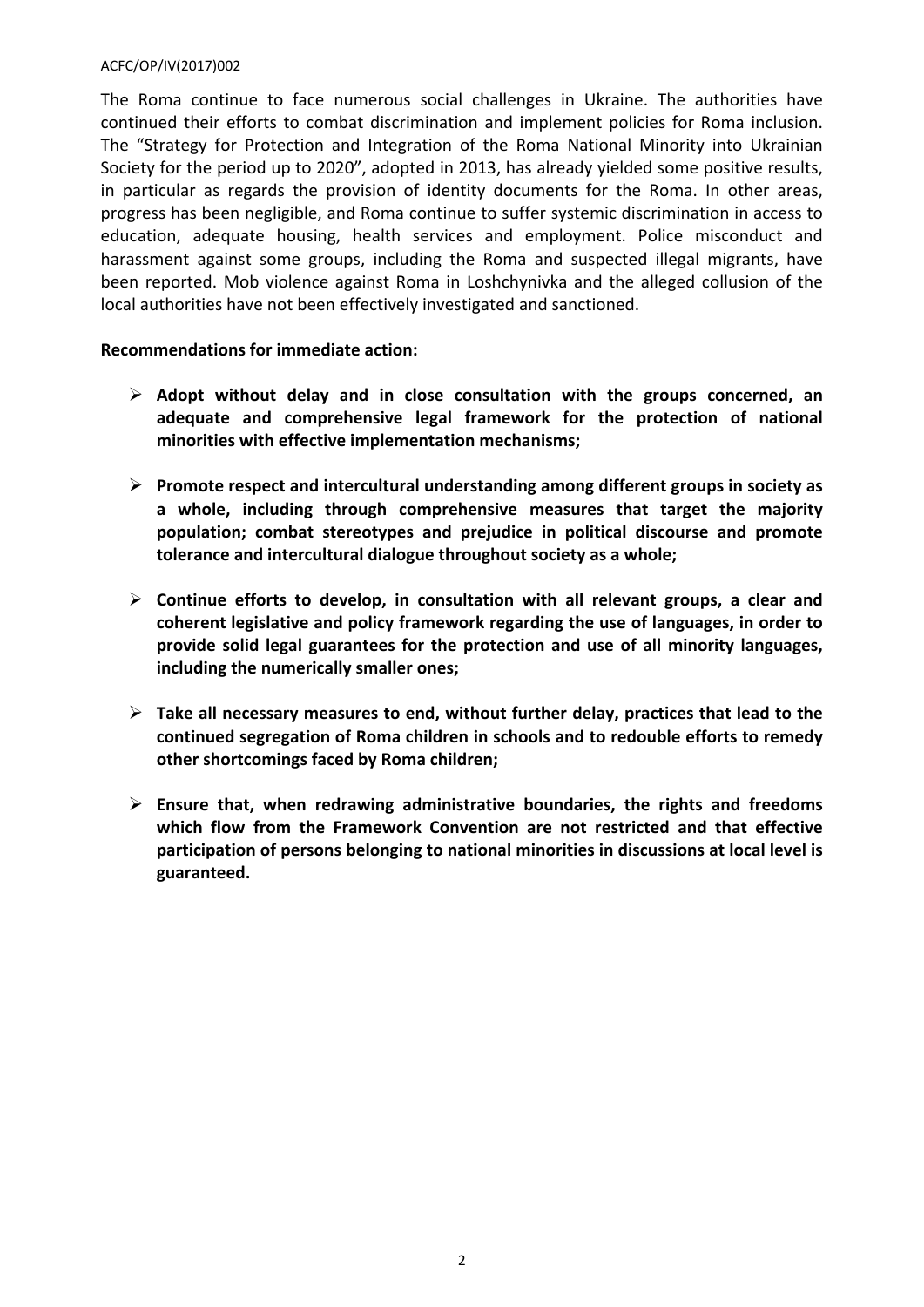The Roma continue to face numerous social challenges in Ukraine. The authorities have continued their efforts to combat discrimination and implement policies for Roma inclusion. The "Strategy for Protection and Integration of the Roma National Minority into Ukrainian Society for the period up to 2020", adopted in 2013, has already yielded some positive results, in particular as regards the provision of identity documents for the Roma. In other areas, progress has been negligible, and Roma continue to suffer systemic discrimination in access to education, adequate housing, health services and employment. Police misconduct and harassment against some groups, including the Roma and suspected illegal migrants, have been reported. Mob violence against Roma in Loshchynivka and the alleged collusion of the local authorities have not been effectively investigated and sanctioned.

**Recommendations for immediate action:**

- **Adopt without delay and in close consultation with the groups concerned, an adequate and comprehensive legal framework for the protection of national minorities with effective implementation mechanisms;**

- **Promote respect and intercultural understanding among different groups in society as a whole, including through comprehensive measures that target the majority population; combat stereotypes and prejudice in political discourse and promote tolerance and intercultural dialogue throughout society as a whole;**

- **Continue efforts to develop, in consultation with all relevant groups, a clear and coherent legislative and policy framework regarding the use of languages, in order to provide solid legal guarantees for the protection and use of all minority languages, including the numerically smaller ones;**

- **Take all necessary measures to end, without further delay, practices that lead to the continued segregation of Roma children in schools and to redouble efforts to remedy other shortcomings faced by Roma children;**

- **Ensure that, when redrawing administrative boundaries, the rights and freedoms which flow from the Framework Convention are not restricted and that effective participation of persons belonging to national minorities in discussions at local level is guaranteed.**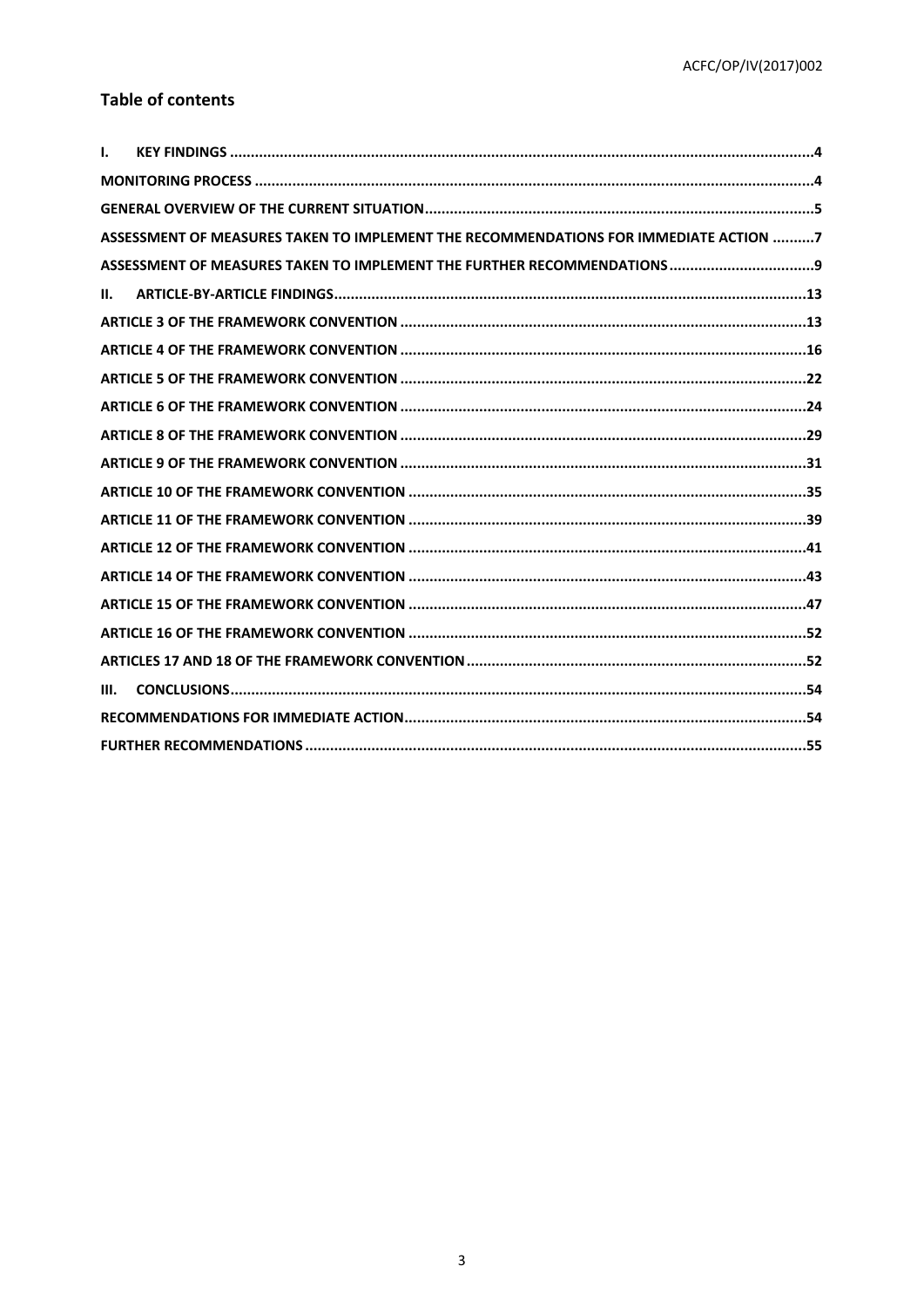## Table of contents

I. KEY FINDINGS ..... 4

MONITORING PROCESS ..... 4

GENERAL OVERVIEW OF THE CURRENT SITUATION ..... 5

ASSESSMENT OF MEASURES TAKEN TO IMPLEMENT THE RECOMMENDATIONS FOR IMMEDIATE ACTION ..... 7

ASSESSMENT OF MEASURES TAKEN TO IMPLEMENT THE FURTHER RECOMMENDATIONS ..... 9

II. ARTICLE-BY-ARTICLE FINDINGS ..... 13

ARTICLE 3 OF THE FRAMEWORK CONVENTION ..... 13

ARTICLE 4 OF THE FRAMEWORK CONVENTION ..... 16

ARTICLE 5 OF THE FRAMEWORK CONVENTION ..... 22

ARTICLE 6 OF THE FRAMEWORK CONVENTION ..... 24

ARTICLE 8 OF THE FRAMEWORK CONVENTION ..... 29

ARTICLE 9 OF THE FRAMEWORK CONVENTION ..... 31

ARTICLE 10 OF THE FRAMEWORK CONVENTION ..... 35

ARTICLE 11 OF THE FRAMEWORK CONVENTION ..... 39

ARTICLE 12 OF THE FRAMEWORK CONVENTION ..... 41

ARTICLE 14 OF THE FRAMEWORK CONVENTION ..... 43

ARTICLE 15 OF THE FRAMEWORK CONVENTION ..... 47

ARTICLE 16 OF THE FRAMEWORK CONVENTION ..... 52

ARTICLES 17 AND 18 OF THE FRAMEWORK CONVENTION ..... 52

III. CONCLUSIONS ..... 54

RECOMMENDATIONS FOR IMMEDIATE ACTION ..... 54

FURTHER RECOMMENDATIONS ..... 55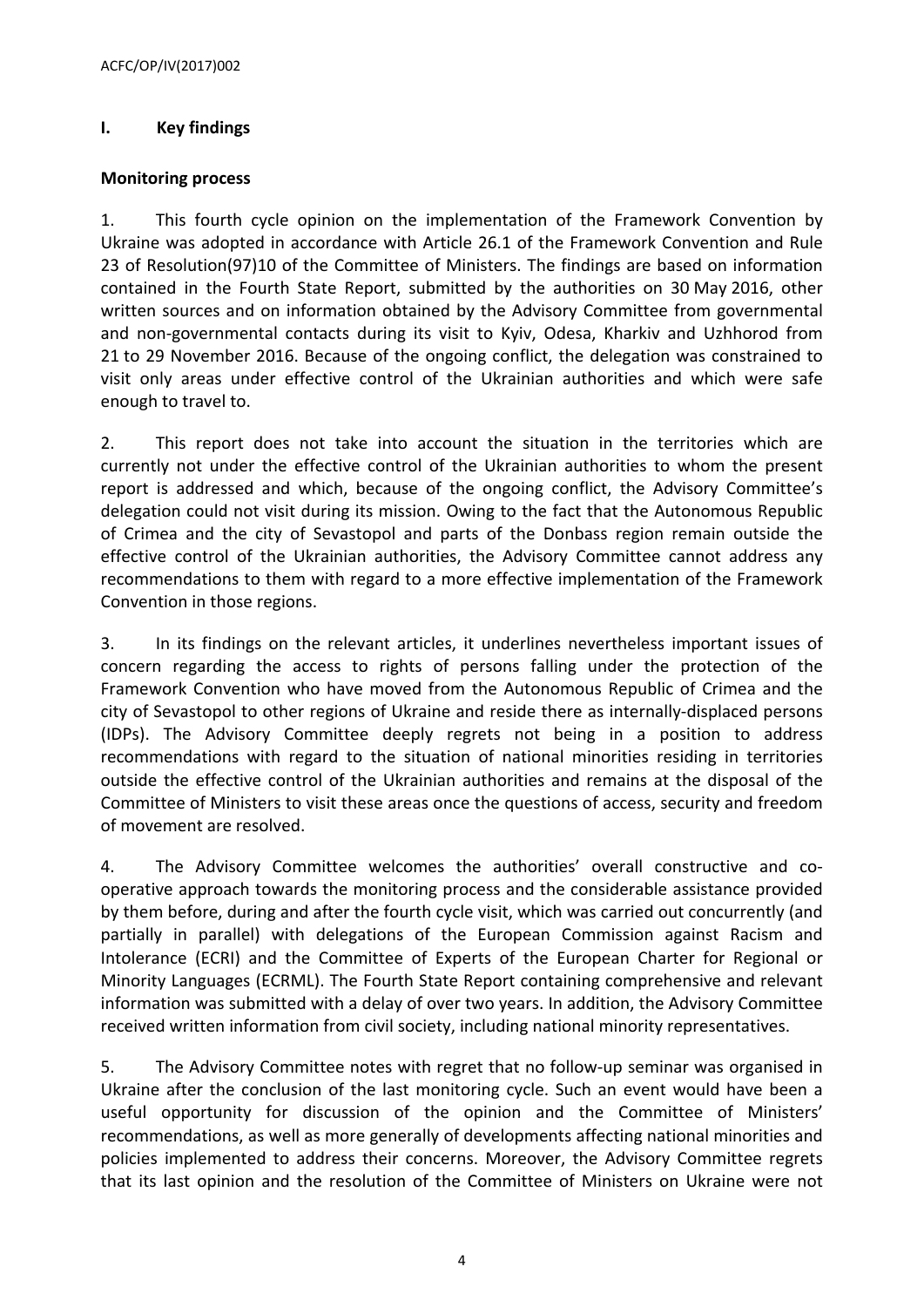## I. Key findings

### Monitoring process

1. This fourth cycle opinion on the implementation of the Framework Convention by Ukraine was adopted in accordance with Article 26.1 of the Framework Convention and Rule 23 of Resolution(97)10 of the Committee of Ministers. The findings are based on information contained in the Fourth State Report, submitted by the authorities on 30 May 2016, other written sources and on information obtained by the Advisory Committee from governmental and non-governmental contacts during its visit to Kyiv, Odesa, Kharkiv and Uzhhorod from 21 to 29 November 2016. Because of the ongoing conflict, the delegation was constrained to visit only areas under effective control of the Ukrainian authorities and which were safe enough to travel to.

2. This report does not take into account the situation in the territories which are currently not under the effective control of the Ukrainian authorities to whom the present report is addressed and which, because of the ongoing conflict, the Advisory Committee's delegation could not visit during its mission. Owing to the fact that the Autonomous Republic of Crimea and the city of Sevastopol and parts of the Donbass region remain outside the effective control of the Ukrainian authorities, the Advisory Committee cannot address any recommendations to them with regard to a more effective implementation of the Framework Convention in those regions.

3. In its findings on the relevant articles, it underlines nevertheless important issues of concern regarding the access to rights of persons falling under the protection of the Framework Convention who have moved from the Autonomous Republic of Crimea and the city of Sevastopol to other regions of Ukraine and reside there as internally-displaced persons (IDPs). The Advisory Committee deeply regrets not being in a position to address recommendations with regard to the situation of national minorities residing in territories outside the effective control of the Ukrainian authorities and remains at the disposal of the Committee of Ministers to visit these areas once the questions of access, security and freedom of movement are resolved.

4. The Advisory Committee welcomes the authorities' overall constructive and co-operative approach towards the monitoring process and the considerable assistance provided by them before, during and after the fourth cycle visit, which was carried out concurrently (and partially in parallel) with delegations of the European Commission against Racism and Intolerance (ECRI) and the Committee of Experts of the European Charter for Regional or Minority Languages (ECRML). The Fourth State Report containing comprehensive and relevant information was submitted with a delay of over two years. In addition, the Advisory Committee received written information from civil society, including national minority representatives.

5. The Advisory Committee notes with regret that no follow-up seminar was organised in Ukraine after the conclusion of the last monitoring cycle. Such an event would have been a useful opportunity for discussion of the opinion and the Committee of Ministers' recommendations, as well as more generally of developments affecting national minorities and policies implemented to address their concerns. Moreover, the Advisory Committee regrets that its last opinion and the resolution of the Committee of Ministers on Ukraine were not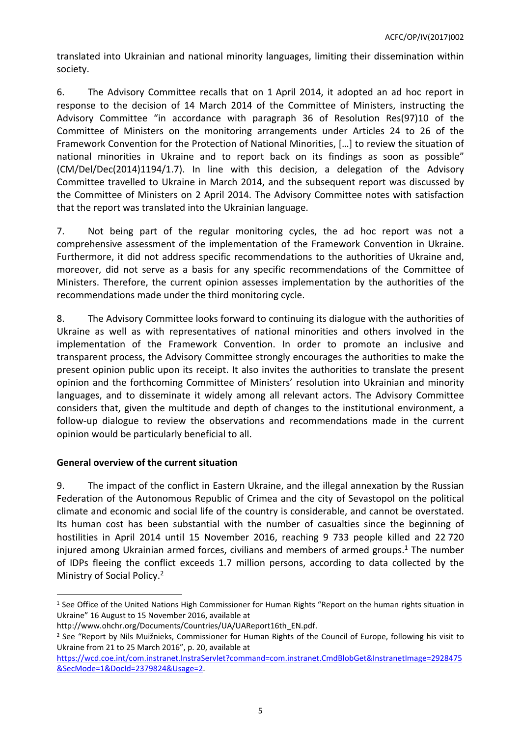translated into Ukrainian and national minority languages, limiting their dissemination within society.

6. The Advisory Committee recalls that on 1 April 2014, it adopted an ad hoc report in response to the decision of 14 March 2014 of the Committee of Ministers, instructing the Advisory Committee "in accordance with paragraph 36 of Resolution Res(97)10 of the Committee of Ministers on the monitoring arrangements under Articles 24 to 26 of the Framework Convention for the Protection of National Minorities, […] to review the situation of national minorities in Ukraine and to report back on its findings as soon as possible" (CM/Del/Dec(2014)1194/1.7). In line with this decision, a delegation of the Advisory Committee travelled to Ukraine in March 2014, and the subsequent report was discussed by the Committee of Ministers on 2 April 2014. The Advisory Committee notes with satisfaction that the report was translated into the Ukrainian language.

7. Not being part of the regular monitoring cycles, the ad hoc report was not a comprehensive assessment of the implementation of the Framework Convention in Ukraine. Furthermore, it did not address specific recommendations to the authorities of Ukraine and, moreover, did not serve as a basis for any specific recommendations of the Committee of Ministers. Therefore, the current opinion assesses implementation by the authorities of the recommendations made under the third monitoring cycle.

8. The Advisory Committee looks forward to continuing its dialogue with the authorities of Ukraine as well as with representatives of national minorities and others involved in the implementation of the Framework Convention. In order to promote an inclusive and transparent process, the Advisory Committee strongly encourages the authorities to make the present opinion public upon its receipt. It also invites the authorities to translate the present opinion and the forthcoming Committee of Ministers' resolution into Ukrainian and minority languages, and to disseminate it widely among all relevant actors. The Advisory Committee considers that, given the multitude and depth of changes to the institutional environment, a follow-up dialogue to review the observations and recommendations made in the current opinion would be particularly beneficial to all.

**General overview of the current situation**

9. The impact of the conflict in Eastern Ukraine, and the illegal annexation by the Russian Federation of the Autonomous Republic of Crimea and the city of Sevastopol on the political climate and economic and social life of the country is considerable, and cannot be overstated. Its human cost has been substantial with the number of casualties since the beginning of hostilities in April 2014 until 15 November 2016, reaching 9 733 people killed and 22 720 injured among Ukrainian armed forces, civilians and members of armed groups.[1] The number of IDPs fleeing the conflict exceeds 1.7 million persons, according to data collected by the Ministry of Social Policy.[2]

---

[1] See Office of the United Nations High Commissioner for Human Rights "Report on the human rights situation in Ukraine" 16 August to 15 November 2016, available at http://www.ohchr.org/Documents/Countries/UA/UAReport16th_EN.pdf.

[2] See "Report by Nils Muižnieks, Commissioner for Human Rights of the Council of Europe, following his visit to Ukraine from 21 to 25 March 2016", p. 20, available at https://wcd.coe.int/com.instranet.InstraServlet?command=com.instranet.CmdBlobGet&InstranetImage=2928475&SecMode=1&DocId=2379824&Usage=2.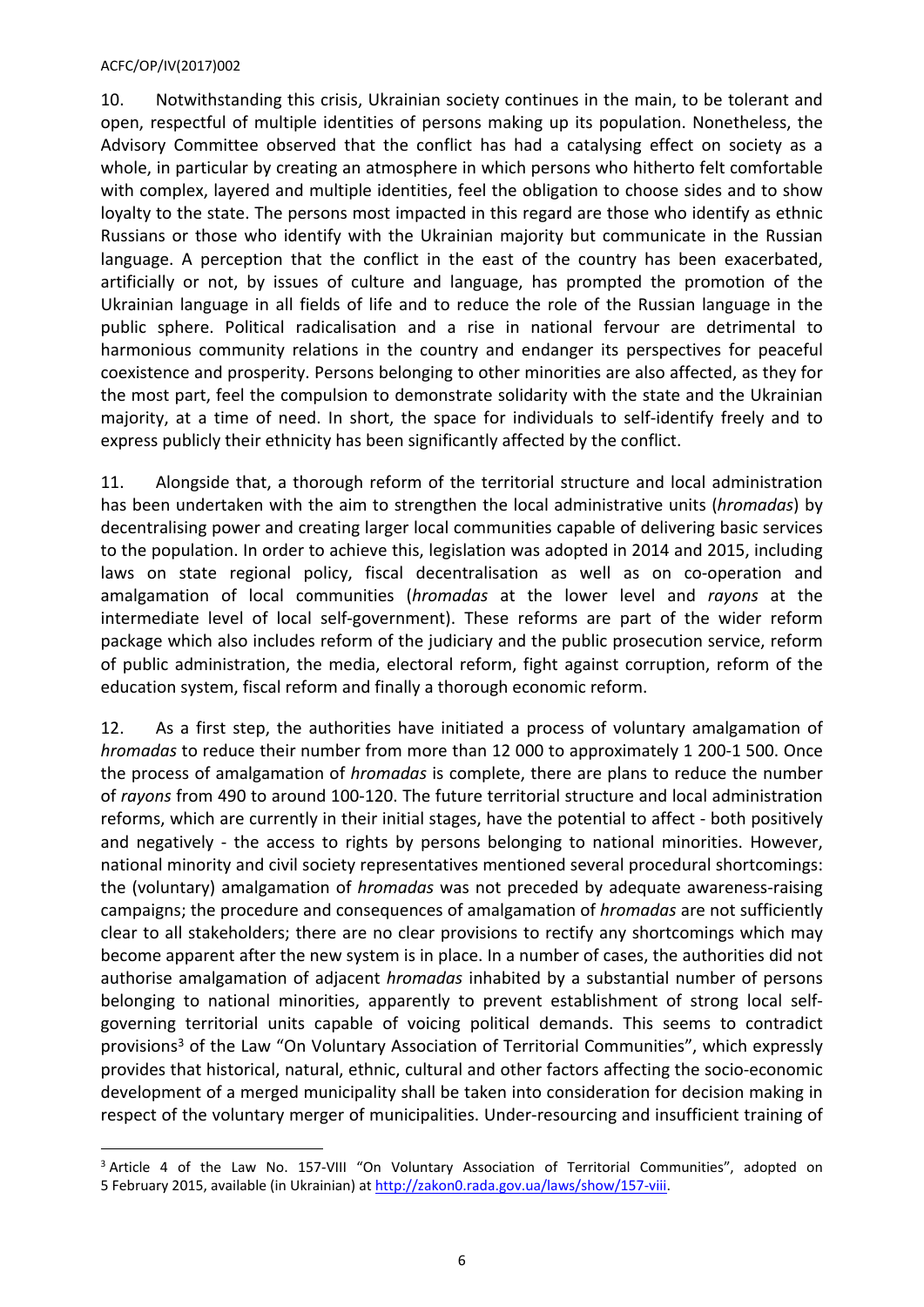10. Notwithstanding this crisis, Ukrainian society continues in the main, to be tolerant and open, respectful of multiple identities of persons making up its population. Nonetheless, the Advisory Committee observed that the conflict has had a catalysing effect on society as a whole, in particular by creating an atmosphere in which persons who hitherto felt comfortable with complex, layered and multiple identities, feel the obligation to choose sides and to show loyalty to the state. The persons most impacted in this regard are those who identify as ethnic Russians or those who identify with the Ukrainian majority but communicate in the Russian language. A perception that the conflict in the east of the country has been exacerbated, artificially or not, by issues of culture and language, has prompted the promotion of the Ukrainian language in all fields of life and to reduce the role of the Russian language in the public sphere. Political radicalisation and a rise in national fervour are detrimental to harmonious community relations in the country and endanger its perspectives for peaceful coexistence and prosperity. Persons belonging to other minorities are also affected, as they for the most part, feel the compulsion to demonstrate solidarity with the state and the Ukrainian majority, at a time of need. In short, the space for individuals to self-identify freely and to express publicly their ethnicity has been significantly affected by the conflict.

11. Alongside that, a thorough reform of the territorial structure and local administration has been undertaken with the aim to strengthen the local administrative units (*hromadas*) by decentralising power and creating larger local communities capable of delivering basic services to the population. In order to achieve this, legislation was adopted in 2014 and 2015, including laws on state regional policy, fiscal decentralisation as well as on co-operation and amalgamation of local communities (*hromadas* at the lower level and *rayons* at the intermediate level of local self-government). These reforms are part of the wider reform package which also includes reform of the judiciary and the public prosecution service, reform of public administration, the media, electoral reform, fight against corruption, reform of the education system, fiscal reform and finally a thorough economic reform.

12. As a first step, the authorities have initiated a process of voluntary amalgamation of *hromadas* to reduce their number from more than 12 000 to approximately 1 200-1 500. Once the process of amalgamation of *hromadas* is complete, there are plans to reduce the number of *rayons* from 490 to around 100-120. The future territorial structure and local administration reforms, which are currently in their initial stages, have the potential to affect - both positively and negatively - the access to rights by persons belonging to national minorities. However, national minority and civil society representatives mentioned several procedural shortcomings: the (voluntary) amalgamation of *hromadas* was not preceded by adequate awareness-raising campaigns; the procedure and consequences of amalgamation of *hromadas* are not sufficiently clear to all stakeholders; there are no clear provisions to rectify any shortcomings which may become apparent after the new system is in place. In a number of cases, the authorities did not authorise amalgamation of adjacent *hromadas* inhabited by a substantial number of persons belonging to national minorities, apparently to prevent establishment of strong local self-governing territorial units capable of voicing political demands. This seems to contradict provisions[3] of the Law "On Voluntary Association of Territorial Communities", which expressly provides that historical, natural, ethnic, cultural and other factors affecting the socio-economic development of a merged municipality shall be taken into consideration for decision making in respect of the voluntary merger of municipalities. Under-resourcing and insufficient training of

---

[3] Article 4 of the Law No. 157-VIII "On Voluntary Association of Territorial Communities", adopted on 5 February 2015, available (in Ukrainian) at http://zakon0.rada.gov.ua/laws/show/157-viii.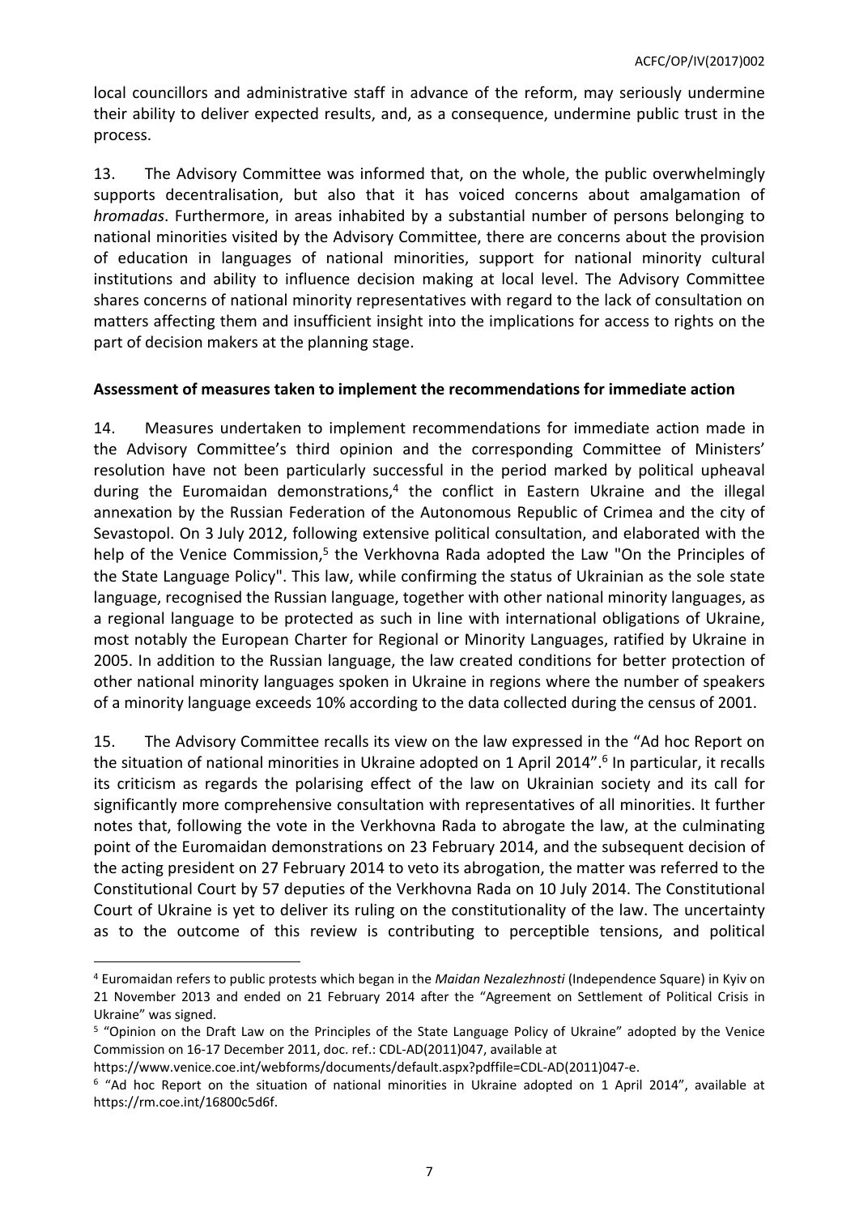local councillors and administrative staff in advance of the reform, may seriously undermine their ability to deliver expected results, and, as a consequence, undermine public trust in the process.

13. The Advisory Committee was informed that, on the whole, the public overwhelmingly supports decentralisation, but also that it has voiced concerns about amalgamation of *hromadas*. Furthermore, in areas inhabited by a substantial number of persons belonging to national minorities visited by the Advisory Committee, there are concerns about the provision of education in languages of national minorities, support for national minority cultural institutions and ability to influence decision making at local level. The Advisory Committee shares concerns of national minority representatives with regard to the lack of consultation on matters affecting them and insufficient insight into the implications for access to rights on the part of decision makers at the planning stage.

**Assessment of measures taken to implement the recommendations for immediate action**

14. Measures undertaken to implement recommendations for immediate action made in the Advisory Committee's third opinion and the corresponding Committee of Ministers' resolution have not been particularly successful in the period marked by political upheaval during the Euromaidan demonstrations,[4] the conflict in Eastern Ukraine and the illegal annexation by the Russian Federation of the Autonomous Republic of Crimea and the city of Sevastopol. On 3 July 2012, following extensive political consultation, and elaborated with the help of the Venice Commission,[5] the Verkhovna Rada adopted the Law "On the Principles of the State Language Policy". This law, while confirming the status of Ukrainian as the sole state language, recognised the Russian language, together with other national minority languages, as a regional language to be protected as such in line with international obligations of Ukraine, most notably the European Charter for Regional or Minority Languages, ratified by Ukraine in 2005. In addition to the Russian language, the law created conditions for better protection of other national minority languages spoken in Ukraine in regions where the number of speakers of a minority language exceeds 10% according to the data collected during the census of 2001.

15. The Advisory Committee recalls its view on the law expressed in the "Ad hoc Report on the situation of national minorities in Ukraine adopted on 1 April 2014".[6] In particular, it recalls its criticism as regards the polarising effect of the law on Ukrainian society and its call for significantly more comprehensive consultation with representatives of all minorities. It further notes that, following the vote in the Verkhovna Rada to abrogate the law, at the culminating point of the Euromaidan demonstrations on 23 February 2014, and the subsequent decision of the acting president on 27 February 2014 to veto its abrogation, the matter was referred to the Constitutional Court by 57 deputies of the Verkhovna Rada on 10 July 2014. The Constitutional Court of Ukraine is yet to deliver its ruling on the constitutionality of the law. The uncertainty as to the outcome of this review is contributing to perceptible tensions, and political

---

[4] Euromaidan refers to public protests which began in the *Maidan Nezalezhnosti* (Independence Square) in Kyiv on 21 November 2013 and ended on 21 February 2014 after the "Agreement on Settlement of Political Crisis in Ukraine" was signed.

[5] "Opinion on the Draft Law on the Principles of the State Language Policy of Ukraine" adopted by the Venice Commission on 16-17 December 2011, doc. ref.: CDL-AD(2011)047, available at https://www.venice.coe.int/webforms/documents/default.aspx?pdffile=CDL-AD(2011)047-e.

[6] "Ad hoc Report on the situation of national minorities in Ukraine adopted on 1 April 2014", available at https://rm.coe.int/16800c5d6f.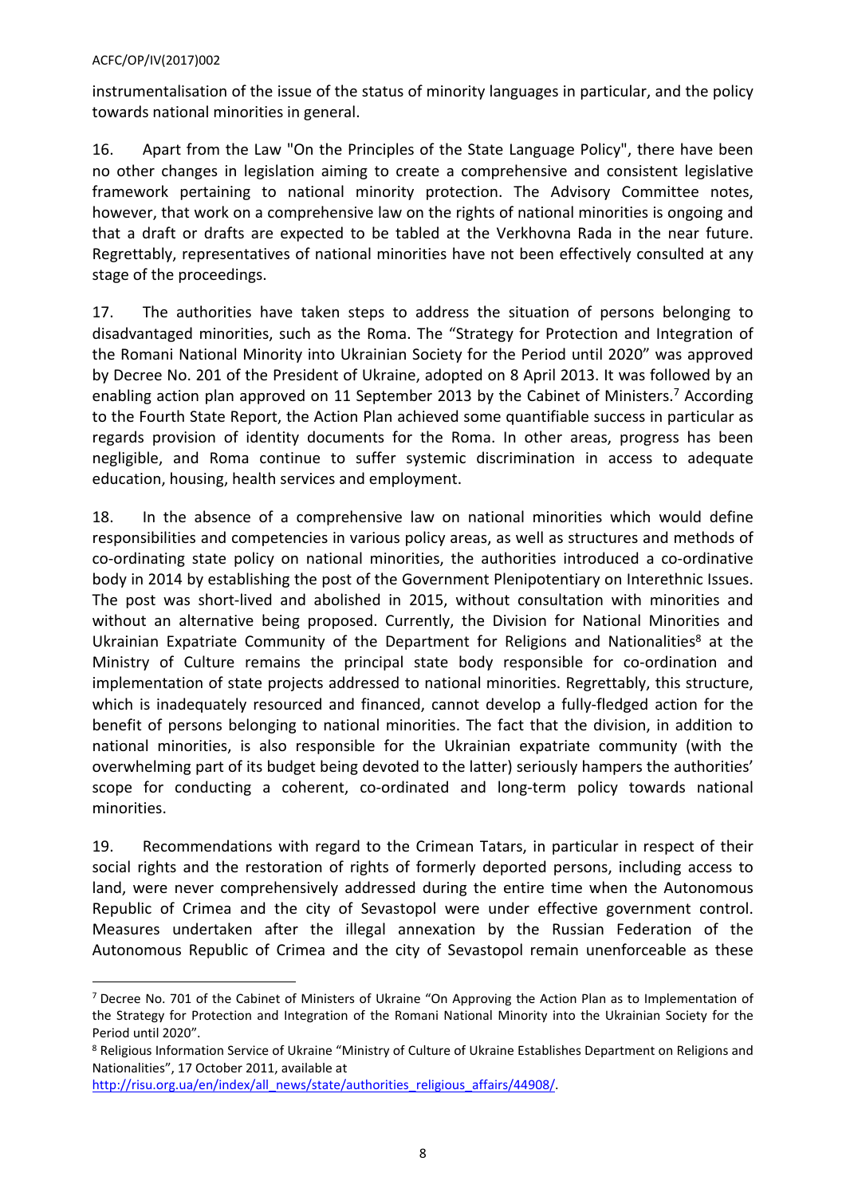instrumentalisation of the issue of the status of minority languages in particular, and the policy towards national minorities in general.

16. Apart from the Law "On the Principles of the State Language Policy", there have been no other changes in legislation aiming to create a comprehensive and consistent legislative framework pertaining to national minority protection. The Advisory Committee notes, however, that work on a comprehensive law on the rights of national minorities is ongoing and that a draft or drafts are expected to be tabled at the Verkhovna Rada in the near future. Regrettably, representatives of national minorities have not been effectively consulted at any stage of the proceedings.

17. The authorities have taken steps to address the situation of persons belonging to disadvantaged minorities, such as the Roma. The "Strategy for Protection and Integration of the Romani National Minority into Ukrainian Society for the Period until 2020" was approved by Decree No. 201 of the President of Ukraine, adopted on 8 April 2013. It was followed by an enabling action plan approved on 11 September 2013 by the Cabinet of Ministers.[7] According to the Fourth State Report, the Action Plan achieved some quantifiable success in particular as regards provision of identity documents for the Roma. In other areas, progress has been negligible, and Roma continue to suffer systemic discrimination in access to adequate education, housing, health services and employment.

18. In the absence of a comprehensive law on national minorities which would define responsibilities and competencies in various policy areas, as well as structures and methods of co-ordinating state policy on national minorities, the authorities introduced a co-ordinative body in 2014 by establishing the post of the Government Plenipotentiary on Interethnic Issues. The post was short-lived and abolished in 2015, without consultation with minorities and without an alternative being proposed. Currently, the Division for National Minorities and Ukrainian Expatriate Community of the Department for Religions and Nationalities[8] at the Ministry of Culture remains the principal state body responsible for co-ordination and implementation of state projects addressed to national minorities. Regrettably, this structure, which is inadequately resourced and financed, cannot develop a fully-fledged action for the benefit of persons belonging to national minorities. The fact that the division, in addition to national minorities, is also responsible for the Ukrainian expatriate community (with the overwhelming part of its budget being devoted to the latter) seriously hampers the authorities' scope for conducting a coherent, co-ordinated and long-term policy towards national minorities.

19. Recommendations with regard to the Crimean Tatars, in particular in respect of their social rights and the restoration of rights of formerly deported persons, including access to land, were never comprehensively addressed during the entire time when the Autonomous Republic of Crimea and the city of Sevastopol were under effective government control. Measures undertaken after the illegal annexation by the Russian Federation of the Autonomous Republic of Crimea and the city of Sevastopol remain unenforceable as these

---

[7] Decree No. 701 of the Cabinet of Ministers of Ukraine "On Approving the Action Plan as to Implementation of the Strategy for Protection and Integration of the Romani National Minority into the Ukrainian Society for the Period until 2020".

[8] Religious Information Service of Ukraine "Ministry of Culture of Ukraine Establishes Department on Religions and Nationalities", 17 October 2011, available at http://risu.org.ua/en/index/all_news/state/authorities_religious_affairs/44908/.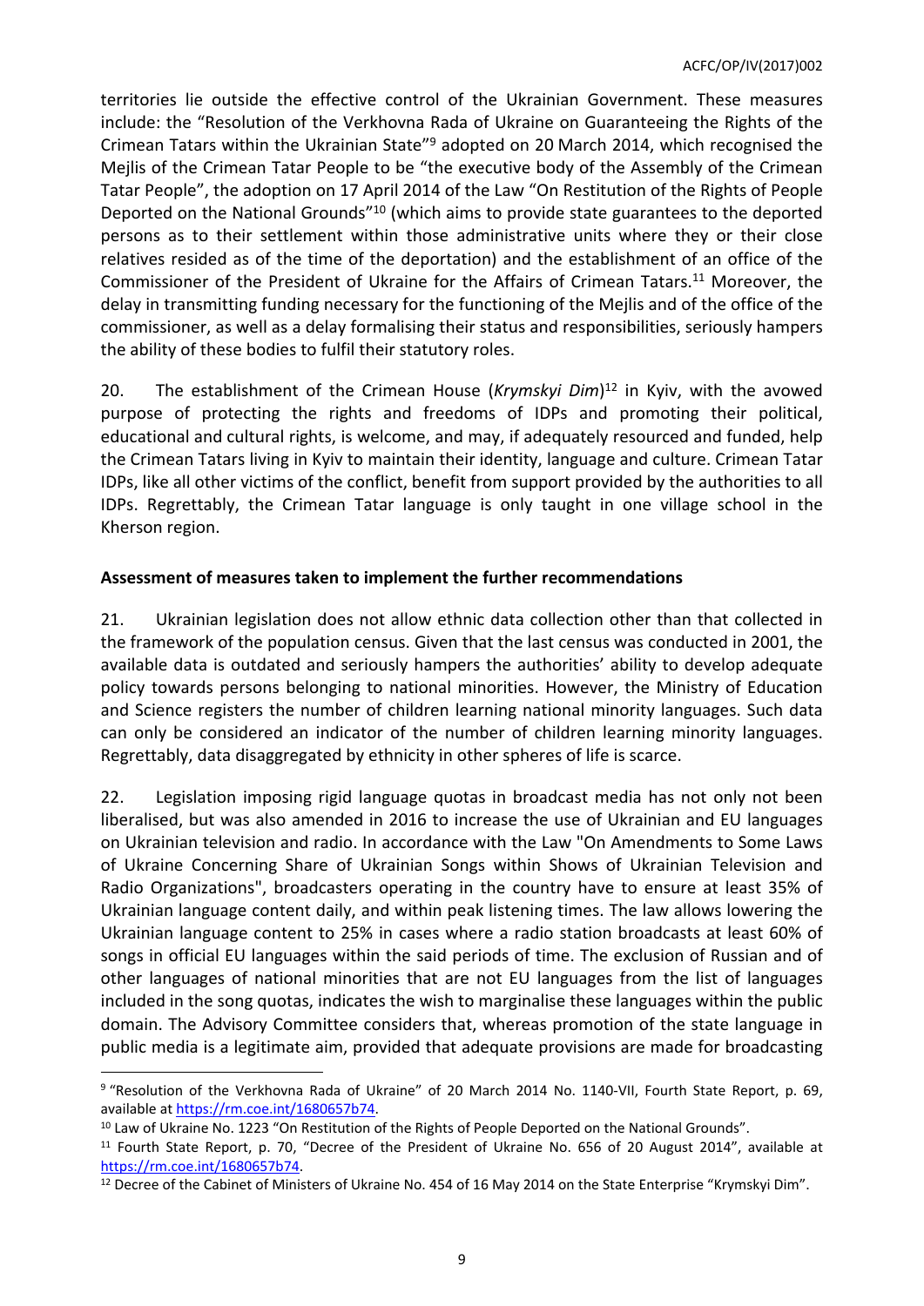territories lie outside the effective control of the Ukrainian Government. These measures include: the "Resolution of the Verkhovna Rada of Ukraine on Guaranteeing the Rights of the Crimean Tatars within the Ukrainian State"[9] adopted on 20 March 2014, which recognised the Mejlis of the Crimean Tatar People to be "the executive body of the Assembly of the Crimean Tatar People", the adoption on 17 April 2014 of the Law "On Restitution of the Rights of People Deported on the National Grounds"[10] (which aims to provide state guarantees to the deported persons as to their settlement within those administrative units where they or their close relatives resided as of the time of the deportation) and the establishment of an office of the Commissioner of the President of Ukraine for the Affairs of Crimean Tatars.[11] Moreover, the delay in transmitting funding necessary for the functioning of the Mejlis and of the office of the commissioner, as well as a delay formalising their status and responsibilities, seriously hampers the ability of these bodies to fulfil their statutory roles.

20. The establishment of the Crimean House (*Krymskyi Dim*)[12] in Kyiv, with the avowed purpose of protecting the rights and freedoms of IDPs and promoting their political, educational and cultural rights, is welcome, and may, if adequately resourced and funded, help the Crimean Tatars living in Kyiv to maintain their identity, language and culture. Crimean Tatar IDPs, like all other victims of the conflict, benefit from support provided by the authorities to all IDPs. Regrettably, the Crimean Tatar language is only taught in one village school in the Kherson region.

**Assessment of measures taken to implement the further recommendations**

21. Ukrainian legislation does not allow ethnic data collection other than that collected in the framework of the population census. Given that the last census was conducted in 2001, the available data is outdated and seriously hampers the authorities' ability to develop adequate policy towards persons belonging to national minorities. However, the Ministry of Education and Science registers the number of children learning national minority languages. Such data can only be considered an indicator of the number of children learning minority languages. Regrettably, data disaggregated by ethnicity in other spheres of life is scarce.

22. Legislation imposing rigid language quotas in broadcast media has not only not been liberalised, but was also amended in 2016 to increase the use of Ukrainian and EU languages on Ukrainian television and radio. In accordance with the Law "On Amendments to Some Laws of Ukraine Concerning Share of Ukrainian Songs within Shows of Ukrainian Television and Radio Organizations", broadcasters operating in the country have to ensure at least 35% of Ukrainian language content daily, and within peak listening times. The law allows lowering the Ukrainian language content to 25% in cases where a radio station broadcasts at least 60% of songs in official EU languages within the said periods of time. The exclusion of Russian and of other languages of national minorities that are not EU languages from the list of languages included in the song quotas, indicates the wish to marginalise these languages within the public domain. The Advisory Committee considers that, whereas promotion of the state language in public media is a legitimate aim, provided that adequate provisions are made for broadcasting

[9] "Resolution of the Verkhovna Rada of Ukraine" of 20 March 2014 No. 1140-VII, Fourth State Report, p. 69, available at https://rm.coe.int/1680657b74.

[10] Law of Ukraine No. 1223 "On Restitution of the Rights of People Deported on the National Grounds".

[11] Fourth State Report, p. 70, "Decree of the President of Ukraine No. 656 of 20 August 2014", available at https://rm.coe.int/1680657b74.

[12] Decree of the Cabinet of Ministers of Ukraine No. 454 of 16 May 2014 on the State Enterprise "Krymskyi Dim".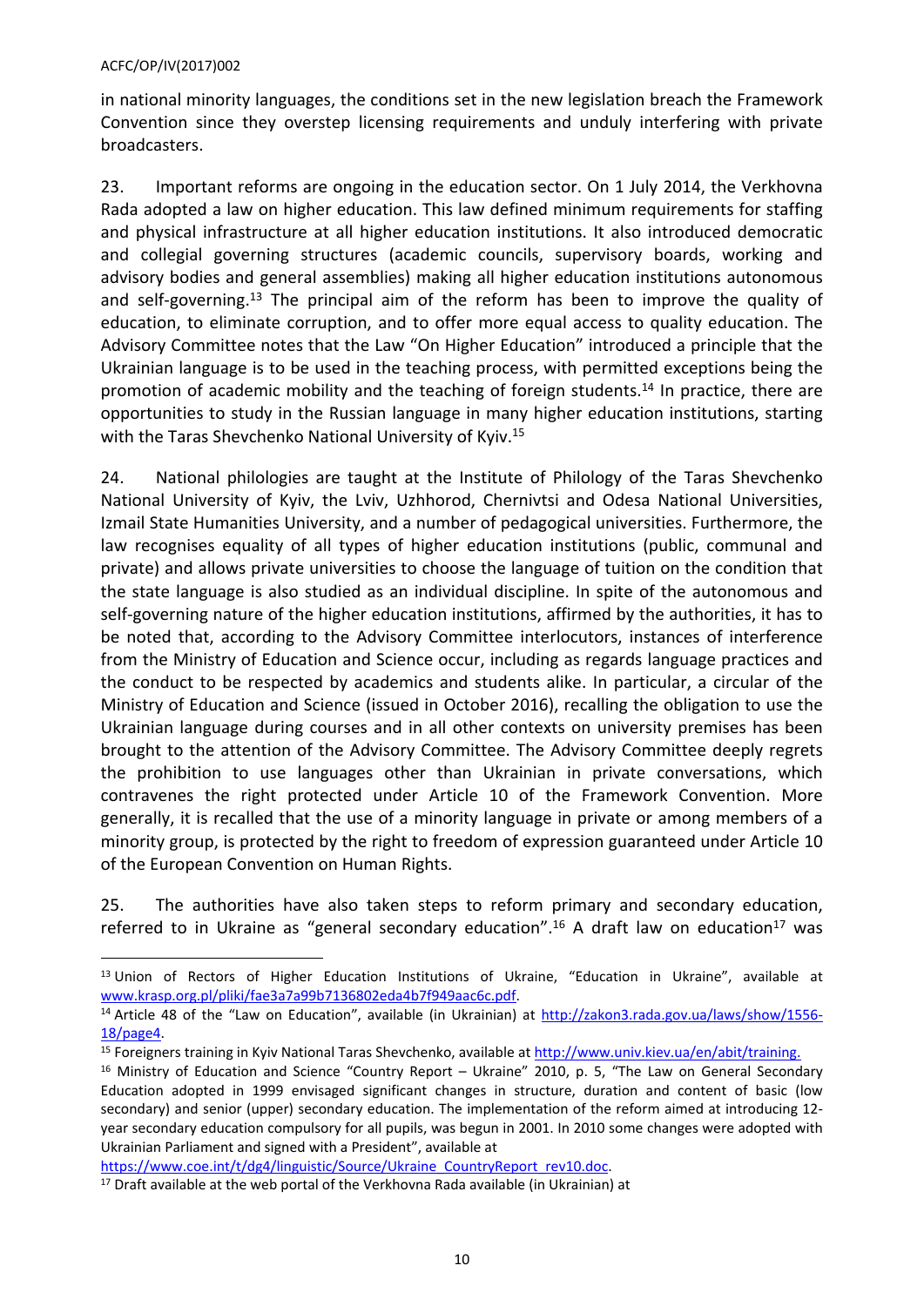in national minority languages, the conditions set in the new legislation breach the Framework Convention since they overstep licensing requirements and unduly interfering with private broadcasters.

23. Important reforms are ongoing in the education sector. On 1 July 2014, the Verkhovna Rada adopted a law on higher education. This law defined minimum requirements for staffing and physical infrastructure at all higher education institutions. It also introduced democratic and collegial governing structures (academic councils, supervisory boards, working and advisory bodies and general assemblies) making all higher education institutions autonomous and self-governing.[13] The principal aim of the reform has been to improve the quality of education, to eliminate corruption, and to offer more equal access to quality education. The Advisory Committee notes that the Law "On Higher Education" introduced a principle that the Ukrainian language is to be used in the teaching process, with permitted exceptions being the promotion of academic mobility and the teaching of foreign students.[14] In practice, there are opportunities to study in the Russian language in many higher education institutions, starting with the Taras Shevchenko National University of Kyiv.[15]

24. National philologies are taught at the Institute of Philology of the Taras Shevchenko National University of Kyiv, the Lviv, Uzhhorod, Chernivtsi and Odesa National Universities, Izmail State Humanities University, and a number of pedagogical universities. Furthermore, the law recognises equality of all types of higher education institutions (public, communal and private) and allows private universities to choose the language of tuition on the condition that the state language is also studied as an individual discipline. In spite of the autonomous and self-governing nature of the higher education institutions, affirmed by the authorities, it has to be noted that, according to the Advisory Committee interlocutors, instances of interference from the Ministry of Education and Science occur, including as regards language practices and the conduct to be respected by academics and students alike. In particular, a circular of the Ministry of Education and Science (issued in October 2016), recalling the obligation to use the Ukrainian language during courses and in all other contexts on university premises has been brought to the attention of the Advisory Committee. The Advisory Committee deeply regrets the prohibition to use languages other than Ukrainian in private conversations, which contravenes the right protected under Article 10 of the Framework Convention. More generally, it is recalled that the use of a minority language in private or among members of a minority group, is protected by the right to freedom of expression guaranteed under Article 10 of the European Convention on Human Rights.

25. The authorities have also taken steps to reform primary and secondary education, referred to in Ukraine as "general secondary education".[16] A draft law on education[17] was

---

[13] Union of Rectors of Higher Education Institutions of Ukraine, "Education in Ukraine", available at www.krasp.org.pl/pliki/fae3a7a99b7136802eda4b7f949aac6c.pdf.

[14] Article 48 of the "Law on Education", available (in Ukrainian) at http://zakon3.rada.gov.ua/laws/show/1556-18/page4.

[15] Foreigners training in Kyiv National Taras Shevchenko, available at http://www.univ.kiev.ua/en/abit/training.

[16] Ministry of Education and Science "Country Report – Ukraine" 2010, p. 5, "The Law on General Secondary Education adopted in 1999 envisaged significant changes in structure, duration and content of basic (low secondary) and senior (upper) secondary education. The implementation of the reform aimed at introducing 12-year secondary education compulsory for all pupils, was begun in 2001. In 2010 some changes were adopted with Ukrainian Parliament and signed with a President", available at https://www.coe.int/t/dg4/linguistic/Source/Ukraine_CountryReport_rev10.doc.

[17] Draft available at the web portal of the Verkhovna Rada available (in Ukrainian) at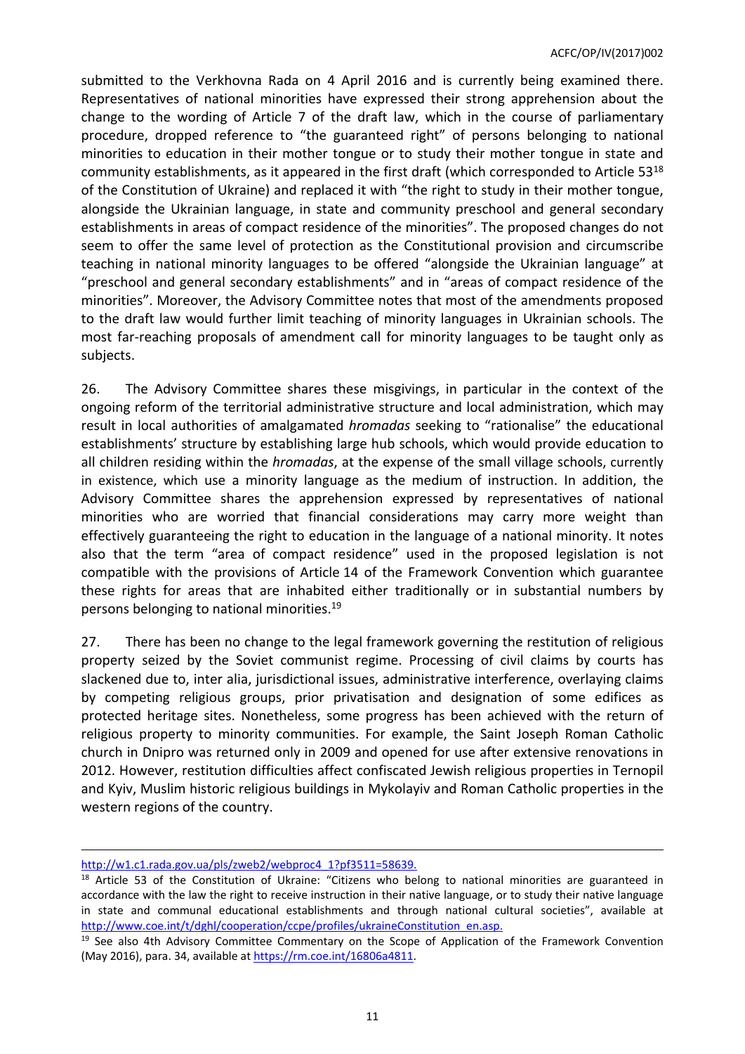submitted to the Verkhovna Rada on 4 April 2016 and is currently being examined there. Representatives of national minorities have expressed their strong apprehension about the change to the wording of Article 7 of the draft law, which in the course of parliamentary procedure, dropped reference to "the guaranteed right" of persons belonging to national minorities to education in their mother tongue or to study their mother tongue in state and community establishments, as it appeared in the first draft (which corresponded to Article 53[18] of the Constitution of Ukraine) and replaced it with "the right to study in their mother tongue, alongside the Ukrainian language, in state and community preschool and general secondary establishments in areas of compact residence of the minorities". The proposed changes do not seem to offer the same level of protection as the Constitutional provision and circumscribe teaching in national minority languages to be offered "alongside the Ukrainian language" at "preschool and general secondary establishments" and in "areas of compact residence of the minorities". Moreover, the Advisory Committee notes that most of the amendments proposed to the draft law would further limit teaching of minority languages in Ukrainian schools. The most far-reaching proposals of amendment call for minority languages to be taught only as subjects.

26. The Advisory Committee shares these misgivings, in particular in the context of the ongoing reform of the territorial administrative structure and local administration, which may result in local authorities of amalgamated *hromadas* seeking to "rationalise" the educational establishments' structure by establishing large hub schools, which would provide education to all children residing within the *hromadas*, at the expense of the small village schools, currently in existence, which use a minority language as the medium of instruction. In addition, the Advisory Committee shares the apprehension expressed by representatives of national minorities who are worried that financial considerations may carry more weight than effectively guaranteeing the right to education in the language of a national minority. It notes also that the term "area of compact residence" used in the proposed legislation is not compatible with the provisions of Article 14 of the Framework Convention which guarantee these rights for areas that are inhabited either traditionally or in substantial numbers by persons belonging to national minorities.[19]

27. There has been no change to the legal framework governing the restitution of religious property seized by the Soviet communist regime. Processing of civil claims by courts has slackened due to, inter alia, jurisdictional issues, administrative interference, overlaying claims by competing religious groups, prior privatisation and designation of some edifices as protected heritage sites. Nonetheless, some progress has been achieved with the return of religious property to minority communities. For example, the Saint Joseph Roman Catholic church in Dnipro was returned only in 2009 and opened for use after extensive renovations in 2012. However, restitution difficulties affect confiscated Jewish religious properties in Ternopil and Kyiv, Muslim historic religious buildings in Mykolayiv and Roman Catholic properties in the western regions of the country.

---

http://w1.c1.rada.gov.ua/pls/zweb2/webproc4_1?pf3511=58639.

[18] Article 53 of the Constitution of Ukraine: "Citizens who belong to national minorities are guaranteed in accordance with the law the right to receive instruction in their native language, or to study their native language in state and communal educational establishments and through national cultural societies", available at http://www.coe.int/t/dghl/cooperation/ccpe/profiles/ukraineConstitution_en.asp.

[19] See also 4th Advisory Committee Commentary on the Scope of Application of the Framework Convention (May 2016), para. 34, available at https://rm.coe.int/16806a4811.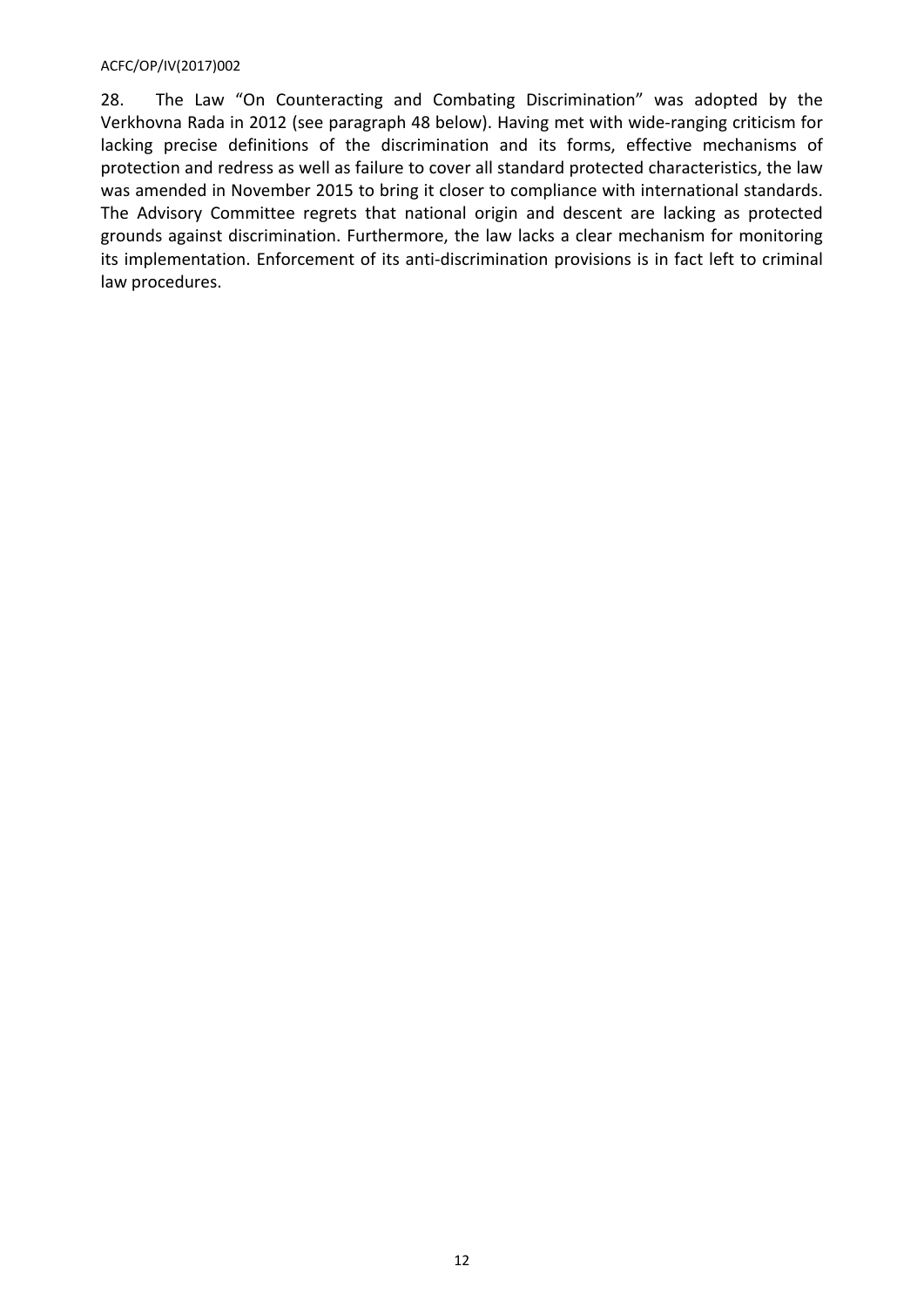28. The Law "On Counteracting and Combating Discrimination" was adopted by the Verkhovna Rada in 2012 (see paragraph 48 below). Having met with wide-ranging criticism for lacking precise definitions of the discrimination and its forms, effective mechanisms of protection and redress as well as failure to cover all standard protected characteristics, the law was amended in November 2015 to bring it closer to compliance with international standards. The Advisory Committee regrets that national origin and descent are lacking as protected grounds against discrimination. Furthermore, the law lacks a clear mechanism for monitoring its implementation. Enforcement of its anti-discrimination provisions is in fact left to criminal law procedures.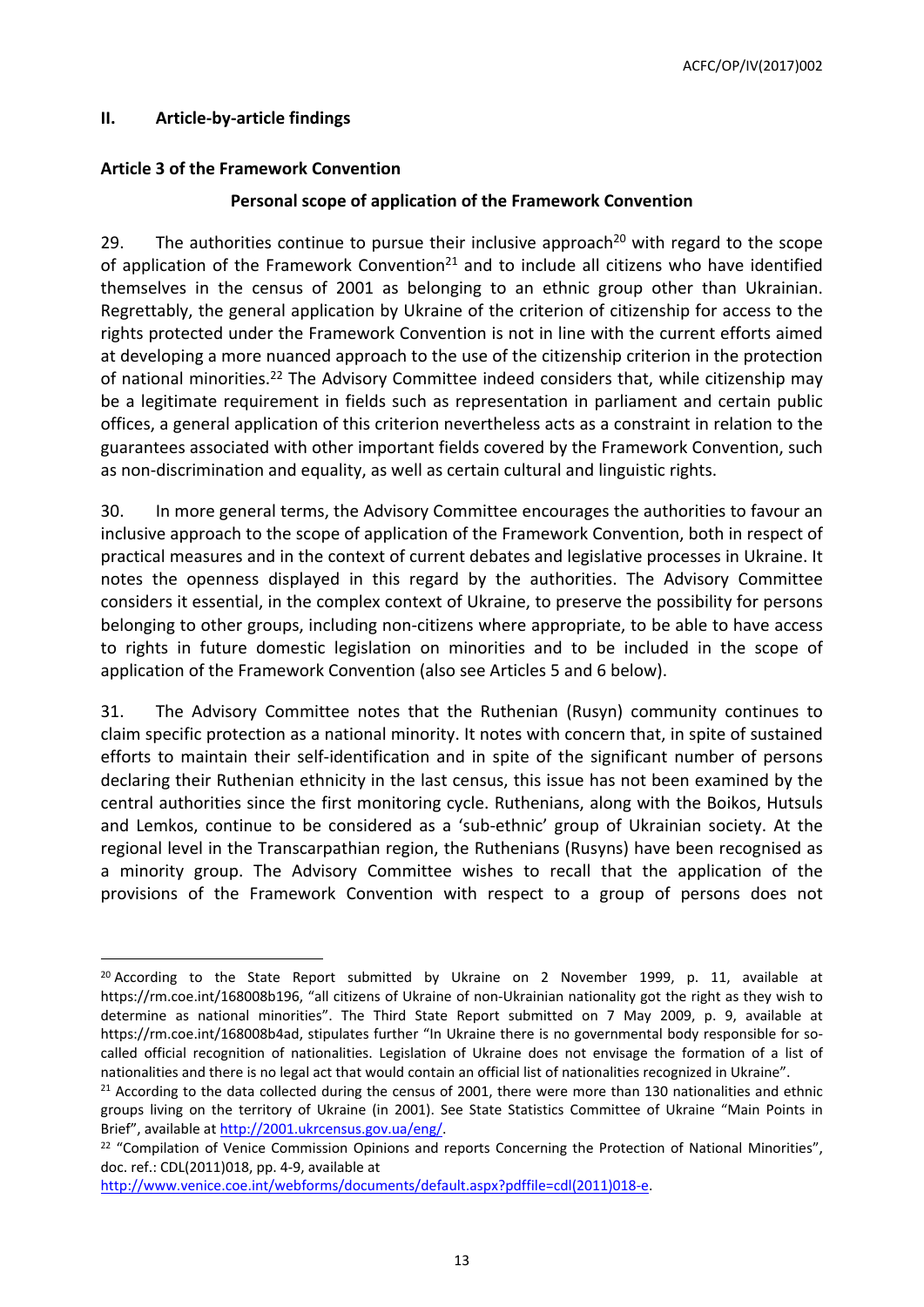## II. Article-by-article findings

### Article 3 of the Framework Convention

#### Personal scope of application of the Framework Convention

29. The authorities continue to pursue their inclusive approach[20] with regard to the scope of application of the Framework Convention[21] and to include all citizens who have identified themselves in the census of 2001 as belonging to an ethnic group other than Ukrainian. Regrettably, the general application by Ukraine of the criterion of citizenship for access to the rights protected under the Framework Convention is not in line with the current efforts aimed at developing a more nuanced approach to the use of the citizenship criterion in the protection of national minorities.[22] The Advisory Committee indeed considers that, while citizenship may be a legitimate requirement in fields such as representation in parliament and certain public offices, a general application of this criterion nevertheless acts as a constraint in relation to the guarantees associated with other important fields covered by the Framework Convention, such as non-discrimination and equality, as well as certain cultural and linguistic rights.

30. In more general terms, the Advisory Committee encourages the authorities to favour an inclusive approach to the scope of application of the Framework Convention, both in respect of practical measures and in the context of current debates and legislative processes in Ukraine. It notes the openness displayed in this regard by the authorities. The Advisory Committee considers it essential, in the complex context of Ukraine, to preserve the possibility for persons belonging to other groups, including non-citizens where appropriate, to be able to have access to rights in future domestic legislation on minorities and to be included in the scope of application of the Framework Convention (also see Articles 5 and 6 below).

31. The Advisory Committee notes that the Ruthenian (Rusyn) community continues to claim specific protection as a national minority. It notes with concern that, in spite of sustained efforts to maintain their self-identification and in spite of the significant number of persons declaring their Ruthenian ethnicity in the last census, this issue has not been examined by the central authorities since the first monitoring cycle. Ruthenians, along with the Boikos, Hutsuls and Lemkos, continue to be considered as a 'sub-ethnic' group of Ukrainian society. At the regional level in the Transcarpathian region, the Ruthenians (Rusyns) have been recognised as a minority group. The Advisory Committee wishes to recall that the application of the provisions of the Framework Convention with respect to a group of persons does not

---

[20] According to the State Report submitted by Ukraine on 2 November 1999, p. 11, available at https://rm.coe.int/168008b196, "all citizens of Ukraine of non-Ukrainian nationality got the right as they wish to determine as national minorities". The Third State Report submitted on 7 May 2009, p. 9, available at https://rm.coe.int/168008b4ad, stipulates further "In Ukraine there is no governmental body responsible for so-called official recognition of nationalities. Legislation of Ukraine does not envisage the formation of a list of nationalities and there is no legal act that would contain an official list of nationalities recognized in Ukraine".

[21] According to the data collected during the census of 2001, there were more than 130 nationalities and ethnic groups living on the territory of Ukraine (in 2001). See State Statistics Committee of Ukraine "Main Points in Brief", available at http://2001.ukrcensus.gov.ua/eng/.

[22] "Compilation of Venice Commission Opinions and reports Concerning the Protection of National Minorities", doc. ref.: CDL(2011)018, pp. 4-9, available at http://www.venice.coe.int/webforms/documents/default.aspx?pdffile=cdl(2011)018-e.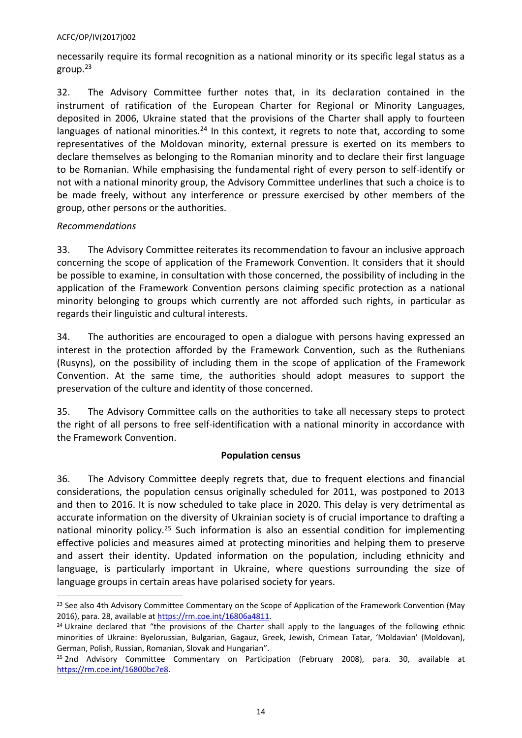necessarily require its formal recognition as a national minority or its specific legal status as a group.[23]

32. The Advisory Committee further notes that, in its declaration contained in the instrument of ratification of the European Charter for Regional or Minority Languages, deposited in 2006, Ukraine stated that the provisions of the Charter shall apply to fourteen languages of national minorities.[24] In this context, it regrets to note that, according to some representatives of the Moldovan minority, external pressure is exerted on its members to declare themselves as belonging to the Romanian minority and to declare their first language to be Romanian. While emphasising the fundamental right of every person to self-identify or not with a national minority group, the Advisory Committee underlines that such a choice is to be made freely, without any interference or pressure exercised by other members of the group, other persons or the authorities.

*Recommendations*

33. The Advisory Committee reiterates its recommendation to favour an inclusive approach concerning the scope of application of the Framework Convention. It considers that it should be possible to examine, in consultation with those concerned, the possibility of including in the application of the Framework Convention persons claiming specific protection as a national minority belonging to groups which currently are not afforded such rights, in particular as regards their linguistic and cultural interests.

34. The authorities are encouraged to open a dialogue with persons having expressed an interest in the protection afforded by the Framework Convention, such as the Ruthenians (Rusyns), on the possibility of including them in the scope of application of the Framework Convention. At the same time, the authorities should adopt measures to support the preservation of the culture and identity of those concerned.

35. The Advisory Committee calls on the authorities to take all necessary steps to protect the right of all persons to free self-identification with a national minority in accordance with the Framework Convention.

**Population census**

36. The Advisory Committee deeply regrets that, due to frequent elections and financial considerations, the population census originally scheduled for 2011, was postponed to 2013 and then to 2016. It is now scheduled to take place in 2020. This delay is very detrimental as accurate information on the diversity of Ukrainian society is of crucial importance to drafting a national minority policy.[25] Such information is also an essential condition for implementing effective policies and measures aimed at protecting minorities and helping them to preserve and assert their identity. Updated information on the population, including ethnicity and language, is particularly important in Ukraine, where questions surrounding the size of language groups in certain areas have polarised society for years.

---

[23] See also 4th Advisory Committee Commentary on the Scope of Application of the Framework Convention (May 2016), para. 28, available at https://rm.coe.int/16806a4811.

[24] Ukraine declared that "the provisions of the Charter shall apply to the languages of the following ethnic minorities of Ukraine: Byelorussian, Bulgarian, Gagauz, Greek, Jewish, Crimean Tatar, 'Moldavian' (Moldovan), German, Polish, Russian, Romanian, Slovak and Hungarian".

[25] 2nd Advisory Committee Commentary on Participation (February 2008), para. 30, available at https://rm.coe.int/16800bc7e8.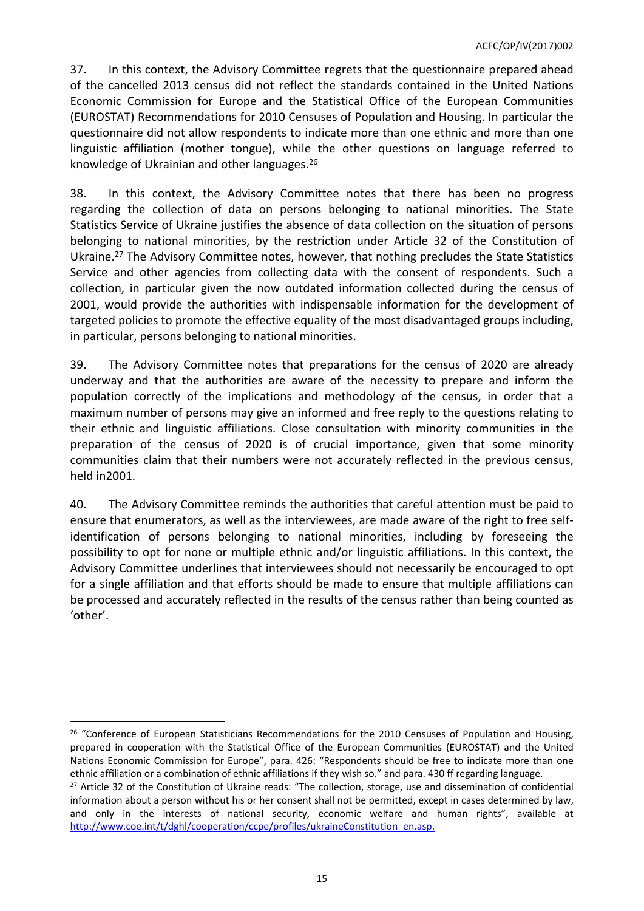37. In this context, the Advisory Committee regrets that the questionnaire prepared ahead of the cancelled 2013 census did not reflect the standards contained in the United Nations Economic Commission for Europe and the Statistical Office of the European Communities (EUROSTAT) Recommendations for 2010 Censuses of Population and Housing. In particular the questionnaire did not allow respondents to indicate more than one ethnic and more than one linguistic affiliation (mother tongue), while the other questions on language referred to knowledge of Ukrainian and other languages.[26]

38. In this context, the Advisory Committee notes that there has been no progress regarding the collection of data on persons belonging to national minorities. The State Statistics Service of Ukraine justifies the absence of data collection on the situation of persons belonging to national minorities, by the restriction under Article 32 of the Constitution of Ukraine.[27] The Advisory Committee notes, however, that nothing precludes the State Statistics Service and other agencies from collecting data with the consent of respondents. Such a collection, in particular given the now outdated information collected during the census of 2001, would provide the authorities with indispensable information for the development of targeted policies to promote the effective equality of the most disadvantaged groups including, in particular, persons belonging to national minorities.

39. The Advisory Committee notes that preparations for the census of 2020 are already underway and that the authorities are aware of the necessity to prepare and inform the population correctly of the implications and methodology of the census, in order that a maximum number of persons may give an informed and free reply to the questions relating to their ethnic and linguistic affiliations. Close consultation with minority communities in the preparation of the census of 2020 is of crucial importance, given that some minority communities claim that their numbers were not accurately reflected in the previous census, held in2001.

40. The Advisory Committee reminds the authorities that careful attention must be paid to ensure that enumerators, as well as the interviewees, are made aware of the right to free self-identification of persons belonging to national minorities, including by foreseeing the possibility to opt for none or multiple ethnic and/or linguistic affiliations. In this context, the Advisory Committee underlines that interviewees should not necessarily be encouraged to opt for a single affiliation and that efforts should be made to ensure that multiple affiliations can be processed and accurately reflected in the results of the census rather than being counted as 'other'.

---

[26] "Conference of European Statisticians Recommendations for the 2010 Censuses of Population and Housing, prepared in cooperation with the Statistical Office of the European Communities (EUROSTAT) and the United Nations Economic Commission for Europe", para. 426: "Respondents should be free to indicate more than one ethnic affiliation or a combination of ethnic affiliations if they wish so." and para. 430 ff regarding language.

[27] Article 32 of the Constitution of Ukraine reads: "The collection, storage, use and dissemination of confidential information about a person without his or her consent shall not be permitted, except in cases determined by law, and only in the interests of national security, economic welfare and human rights", available at http://www.coe.int/t/dghl/cooperation/ccpe/profiles/ukraineConstitution_en.asp.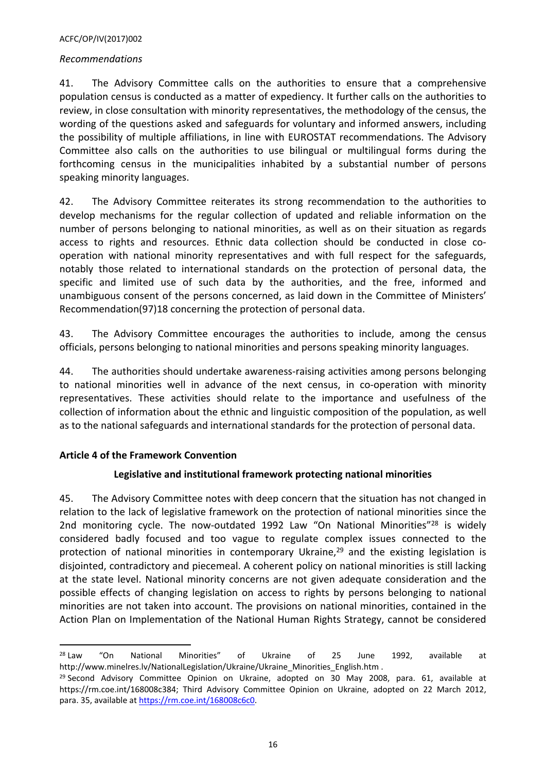*Recommendations*

41. The Advisory Committee calls on the authorities to ensure that a comprehensive population census is conducted as a matter of expediency. It further calls on the authorities to review, in close consultation with minority representatives, the methodology of the census, the wording of the questions asked and safeguards for voluntary and informed answers, including the possibility of multiple affiliations, in line with EUROSTAT recommendations. The Advisory Committee also calls on the authorities to use bilingual or multilingual forms during the forthcoming census in the municipalities inhabited by a substantial number of persons speaking minority languages.

42. The Advisory Committee reiterates its strong recommendation to the authorities to develop mechanisms for the regular collection of updated and reliable information on the number of persons belonging to national minorities, as well as on their situation as regards access to rights and resources. Ethnic data collection should be conducted in close co-operation with national minority representatives and with full respect for the safeguards, notably those related to international standards on the protection of personal data, the specific and limited use of such data by the authorities, and the free, informed and unambiguous consent of the persons concerned, as laid down in the Committee of Ministers' Recommendation(97)18 concerning the protection of personal data.

43. The Advisory Committee encourages the authorities to include, among the census officials, persons belonging to national minorities and persons speaking minority languages.

44. The authorities should undertake awareness-raising activities among persons belonging to national minorities well in advance of the next census, in co-operation with minority representatives. These activities should relate to the importance and usefulness of the collection of information about the ethnic and linguistic composition of the population, as well as to the national safeguards and international standards for the protection of personal data.

**Article 4 of the Framework Convention**

**Legislative and institutional framework protecting national minorities**

45. The Advisory Committee notes with deep concern that the situation has not changed in relation to the lack of legislative framework on the protection of national minorities since the 2nd monitoring cycle. The now-outdated 1992 Law "On National Minorities"[28] is widely considered badly focused and too vague to regulate complex issues connected to the protection of national minorities in contemporary Ukraine,[29] and the existing legislation is disjointed, contradictory and piecemeal. A coherent policy on national minorities is still lacking at the state level. National minority concerns are not given adequate consideration and the possible effects of changing legislation on access to rights by persons belonging to national minorities are not taken into account. The provisions on national minorities, contained in the Action Plan on Implementation of the National Human Rights Strategy, cannot be considered

[28] Law "On National Minorities" of Ukraine of 25 June 1992, available at http://www.minelres.lv/NationalLegislation/Ukraine/Ukraine_Minorities_English.htm .

[29] Second Advisory Committee Opinion on Ukraine, adopted on 30 May 2008, para. 61, available at https://rm.coe.int/168008c384; Third Advisory Committee Opinion on Ukraine, adopted on 22 March 2012, para. 35, available at https://rm.coe.int/168008c6c0.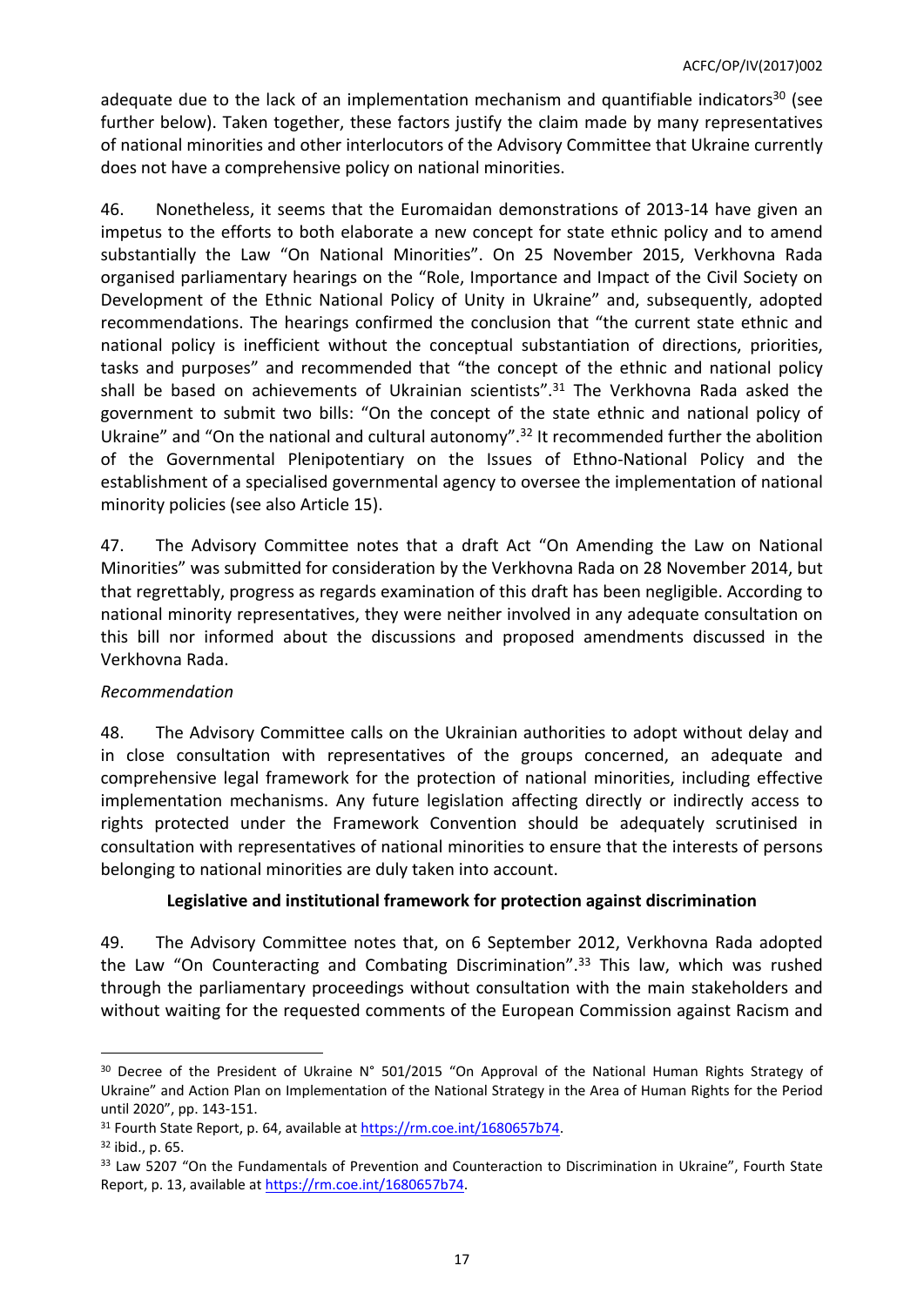adequate due to the lack of an implementation mechanism and quantifiable indicators[30] (see further below). Taken together, these factors justify the claim made by many representatives of national minorities and other interlocutors of the Advisory Committee that Ukraine currently does not have a comprehensive policy on national minorities.

46. Nonetheless, it seems that the Euromaidan demonstrations of 2013-14 have given an impetus to the efforts to both elaborate a new concept for state ethnic policy and to amend substantially the Law "On National Minorities". On 25 November 2015, Verkhovna Rada organised parliamentary hearings on the "Role, Importance and Impact of the Civil Society on Development of the Ethnic National Policy of Unity in Ukraine" and, subsequently, adopted recommendations. The hearings confirmed the conclusion that "the current state ethnic and national policy is inefficient without the conceptual substantiation of directions, priorities, tasks and purposes" and recommended that "the concept of the ethnic and national policy shall be based on achievements of Ukrainian scientists".[31] The Verkhovna Rada asked the government to submit two bills: "On the concept of the state ethnic and national policy of Ukraine" and "On the national and cultural autonomy".[32] It recommended further the abolition of the Governmental Plenipotentiary on the Issues of Ethno-National Policy and the establishment of a specialised governmental agency to oversee the implementation of national minority policies (see also Article 15).

47. The Advisory Committee notes that a draft Act "On Amending the Law on National Minorities" was submitted for consideration by the Verkhovna Rada on 28 November 2014, but that regrettably, progress as regards examination of this draft has been negligible. According to national minority representatives, they were neither involved in any adequate consultation on this bill nor informed about the discussions and proposed amendments discussed in the Verkhovna Rada.

*Recommendation*

48. The Advisory Committee calls on the Ukrainian authorities to adopt without delay and in close consultation with representatives of the groups concerned, an adequate and comprehensive legal framework for the protection of national minorities, including effective implementation mechanisms. Any future legislation affecting directly or indirectly access to rights protected under the Framework Convention should be adequately scrutinised in consultation with representatives of national minorities to ensure that the interests of persons belonging to national minorities are duly taken into account.

### Legislative and institutional framework for protection against discrimination

49. The Advisory Committee notes that, on 6 September 2012, Verkhovna Rada adopted the Law "On Counteracting and Combating Discrimination".[33] This law, which was rushed through the parliamentary proceedings without consultation with the main stakeholders and without waiting for the requested comments of the European Commission against Racism and

---

[30] Decree of the President of Ukraine N° 501/2015 "On Approval of the National Human Rights Strategy of Ukraine" and Action Plan on Implementation of the National Strategy in the Area of Human Rights for the Period until 2020", pp. 143-151.

[31] Fourth State Report, p. 64, available at https://rm.coe.int/1680657b74.

[32] ibid., p. 65.

[33] Law 5207 "On the Fundamentals of Prevention and Counteraction to Discrimination in Ukraine", Fourth State Report, p. 13, available at https://rm.coe.int/1680657b74.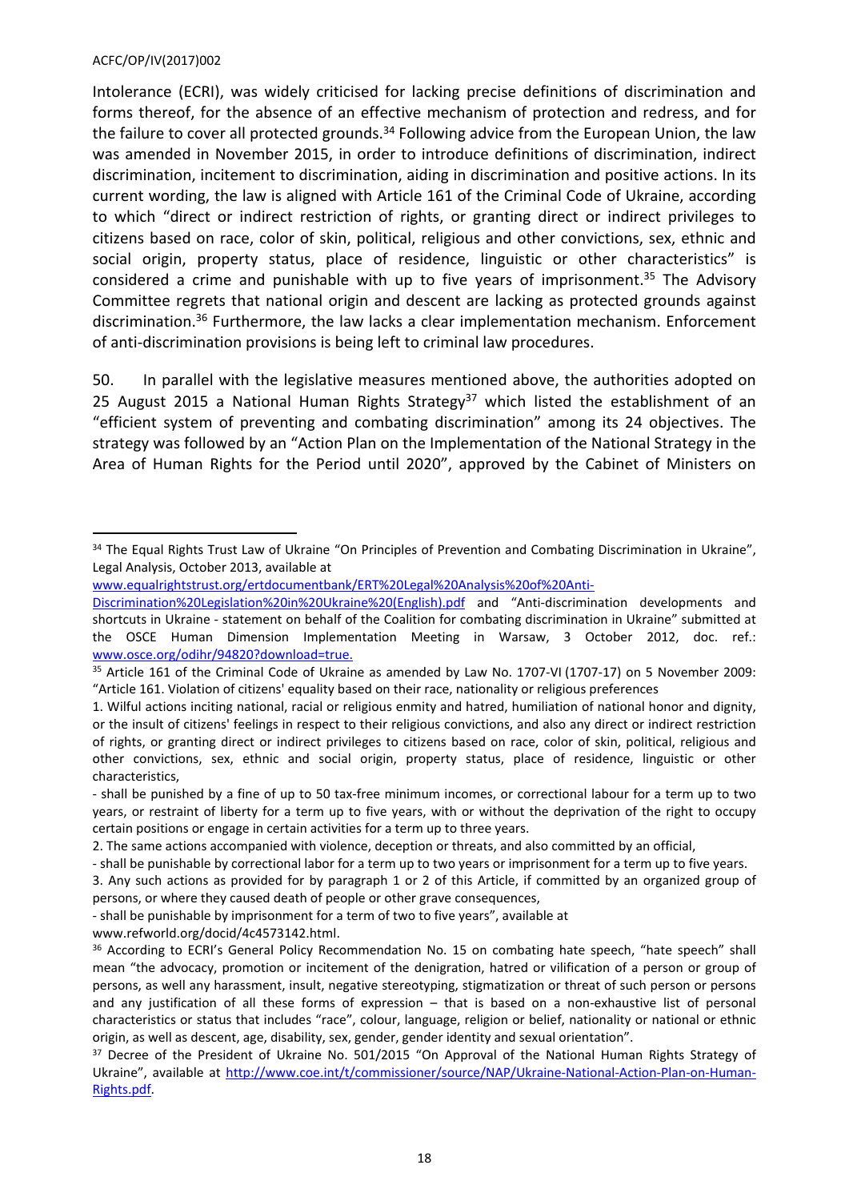Intolerance (ECRI), was widely criticised for lacking precise definitions of discrimination and forms thereof, for the absence of an effective mechanism of protection and redress, and for the failure to cover all protected grounds.[34] Following advice from the European Union, the law was amended in November 2015, in order to introduce definitions of discrimination, indirect discrimination, incitement to discrimination, aiding in discrimination and positive actions. In its current wording, the law is aligned with Article 161 of the Criminal Code of Ukraine, according to which "direct or indirect restriction of rights, or granting direct or indirect privileges to citizens based on race, color of skin, political, religious and other convictions, sex, ethnic and social origin, property status, place of residence, linguistic or other characteristics" is considered a crime and punishable with up to five years of imprisonment.[35] The Advisory Committee regrets that national origin and descent are lacking as protected grounds against discrimination.[36] Furthermore, the law lacks a clear implementation mechanism. Enforcement of anti-discrimination provisions is being left to criminal law procedures.

50. In parallel with the legislative measures mentioned above, the authorities adopted on 25 August 2015 a National Human Rights Strategy[37] which listed the establishment of an "efficient system of preventing and combating discrimination" among its 24 objectives. The strategy was followed by an "Action Plan on the Implementation of the National Strategy in the Area of Human Rights for the Period until 2020", approved by the Cabinet of Ministers on

---

[34] The Equal Rights Trust Law of Ukraine "On Principles of Prevention and Combating Discrimination in Ukraine", Legal Analysis, October 2013, available at www.equalrightstrust.org/ertdocumentbank/ERT%20Legal%20Analysis%20of%20Anti-Discrimination%20Legislation%20in%20Ukraine%20(English).pdf and "Anti-discrimination developments and shortcuts in Ukraine - statement on behalf of the Coalition for combating discrimination in Ukraine" submitted at the OSCE Human Dimension Implementation Meeting in Warsaw, 3 October 2012, doc. ref.: www.osce.org/odihr/94820?download=true.

[35] Article 161 of the Criminal Code of Ukraine as amended by Law No. 1707-VI (1707-17) on 5 November 2009: "Article 161. Violation of citizens' equality based on their race, nationality or religious preferences

1. Wilful actions inciting national, racial or religious enmity and hatred, humiliation of national honor and dignity, or the insult of citizens' feelings in respect to their religious convictions, and also any direct or indirect restriction of rights, or granting direct or indirect privileges to citizens based on race, color of skin, political, religious and other convictions, sex, ethnic and social origin, property status, place of residence, linguistic or other characteristics,

- shall be punished by a fine of up to 50 tax-free minimum incomes, or correctional labour for a term up to two years, or restraint of liberty for a term up to five years, with or without the deprivation of the right to occupy certain positions or engage in certain activities for a term up to three years.

2. The same actions accompanied with violence, deception or threats, and also committed by an official,

- shall be punishable by correctional labor for a term up to two years or imprisonment for a term up to five years.

3. Any such actions as provided for by paragraph 1 or 2 of this Article, if committed by an organized group of persons, or where they caused death of people or other grave consequences,

- shall be punishable by imprisonment for a term of two to five years", available at www.refworld.org/docid/4c4573142.html.

[36] According to ECRI's General Policy Recommendation No. 15 on combating hate speech, "hate speech" shall mean "the advocacy, promotion or incitement of the denigration, hatred or vilification of a person or group of persons, as well any harassment, insult, negative stereotyping, stigmatization or threat of such person or persons and any justification of all these forms of expression – that is based on a non-exhaustive list of personal characteristics or status that includes "race", colour, language, religion or belief, nationality or national or ethnic origin, as well as descent, age, disability, sex, gender, gender identity and sexual orientation".

[37] Decree of the President of Ukraine No. 501/2015 "On Approval of the National Human Rights Strategy of Ukraine", available at http://www.coe.int/t/commissioner/source/NAP/Ukraine-National-Action-Plan-on-Human-Rights.pdf.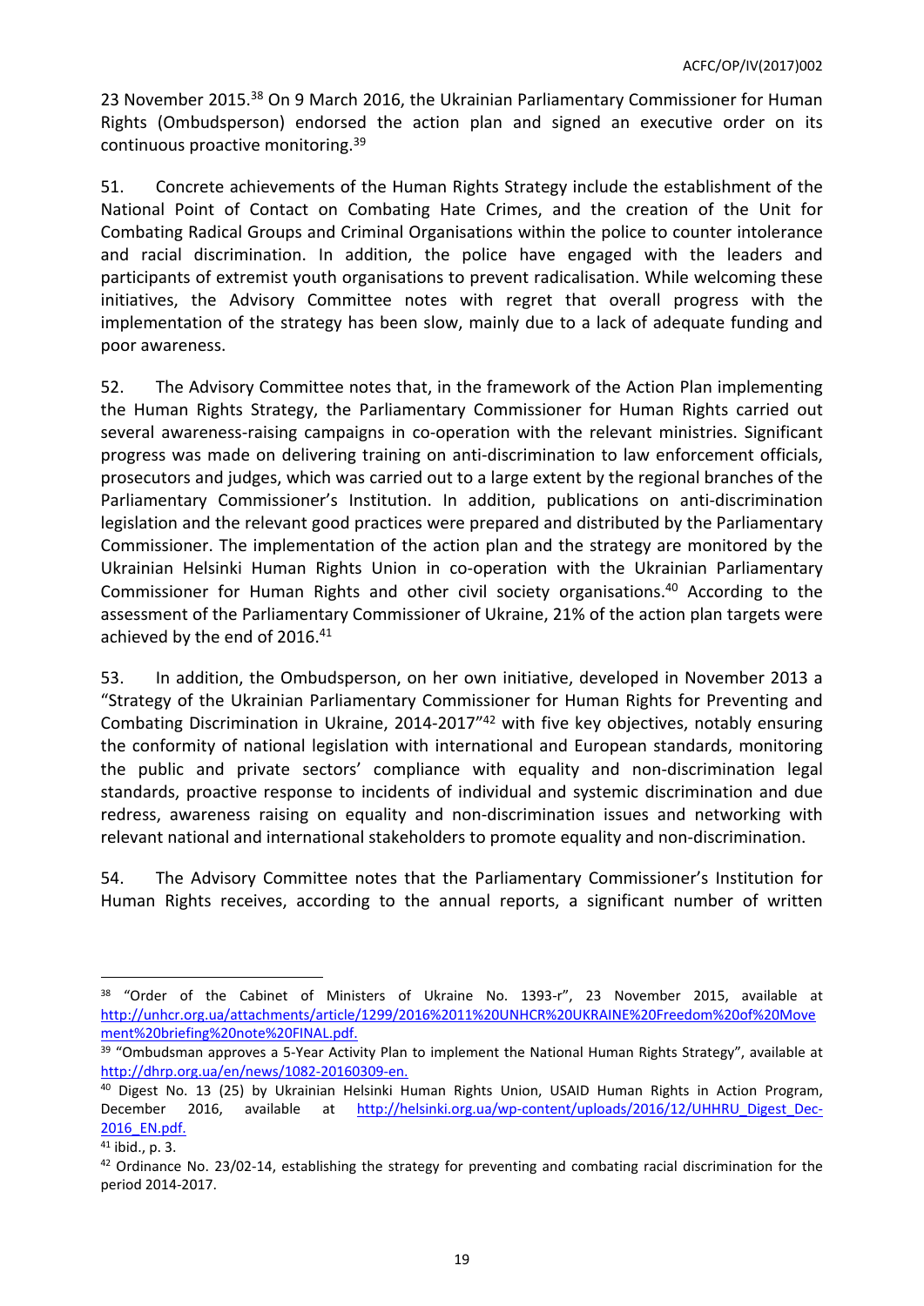23 November 2015.[38] On 9 March 2016, the Ukrainian Parliamentary Commissioner for Human Rights (Ombudsperson) endorsed the action plan and signed an executive order on its continuous proactive monitoring.[39]

51. Concrete achievements of the Human Rights Strategy include the establishment of the National Point of Contact on Combating Hate Crimes, and the creation of the Unit for Combating Radical Groups and Criminal Organisations within the police to counter intolerance and racial discrimination. In addition, the police have engaged with the leaders and participants of extremist youth organisations to prevent radicalisation. While welcoming these initiatives, the Advisory Committee notes with regret that overall progress with the implementation of the strategy has been slow, mainly due to a lack of adequate funding and poor awareness.

52. The Advisory Committee notes that, in the framework of the Action Plan implementing the Human Rights Strategy, the Parliamentary Commissioner for Human Rights carried out several awareness-raising campaigns in co-operation with the relevant ministries. Significant progress was made on delivering training on anti-discrimination to law enforcement officials, prosecutors and judges, which was carried out to a large extent by the regional branches of the Parliamentary Commissioner's Institution. In addition, publications on anti-discrimination legislation and the relevant good practices were prepared and distributed by the Parliamentary Commissioner. The implementation of the action plan and the strategy are monitored by the Ukrainian Helsinki Human Rights Union in co-operation with the Ukrainian Parliamentary Commissioner for Human Rights and other civil society organisations.[40] According to the assessment of the Parliamentary Commissioner of Ukraine, 21% of the action plan targets were achieved by the end of 2016.[41]

53. In addition, the Ombudsperson, on her own initiative, developed in November 2013 a "Strategy of the Ukrainian Parliamentary Commissioner for Human Rights for Preventing and Combating Discrimination in Ukraine, 2014-2017"[42] with five key objectives, notably ensuring the conformity of national legislation with international and European standards, monitoring the public and private sectors' compliance with equality and non-discrimination legal standards, proactive response to incidents of individual and systemic discrimination and due redress, awareness raising on equality and non-discrimination issues and networking with relevant national and international stakeholders to promote equality and non-discrimination.

54. The Advisory Committee notes that the Parliamentary Commissioner's Institution for Human Rights receives, according to the annual reports, a significant number of written

---

[38] "Order of the Cabinet of Ministers of Ukraine No. 1393-r", 23 November 2015, available at http://unhcr.org.ua/attachments/article/1299/2016%2011%20UNHCR%20UKRAINE%20Freedom%20of%20Movement%20briefing%20note%20FINAL.pdf.

[39] "Ombudsman approves a 5-Year Activity Plan to implement the National Human Rights Strategy", available at http://dhrp.org.ua/en/news/1082-20160309-en.

[40] Digest No. 13 (25) by Ukrainian Helsinki Human Rights Union, USAID Human Rights in Action Program, December 2016, available at http://helsinki.org.ua/wp-content/uploads/2016/12/UHHRU_Digest_Dec-2016_EN.pdf.

[41] ibid., p. 3.

[42] Ordinance No. 23/02-14, establishing the strategy for preventing and combating racial discrimination for the period 2014-2017.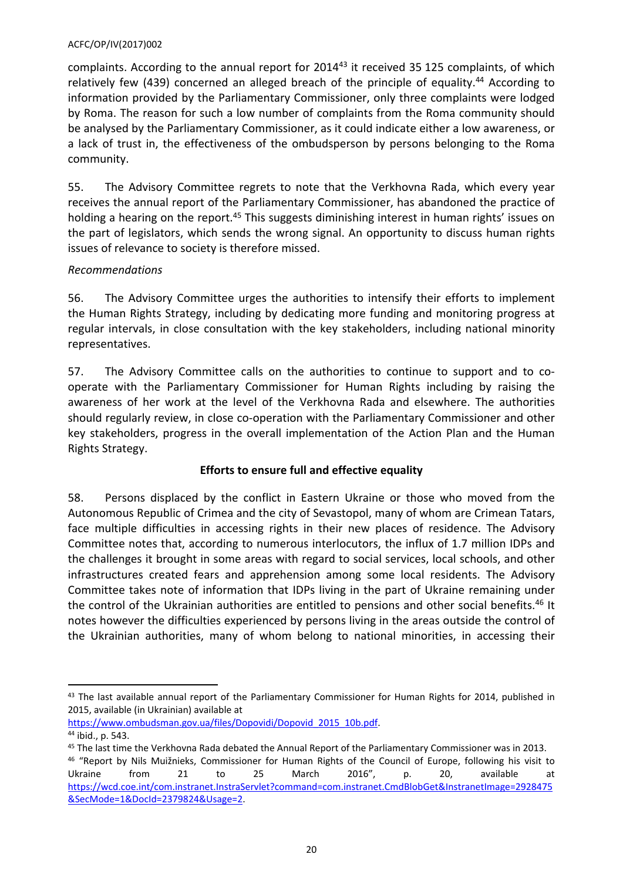complaints. According to the annual report for 2014[43] it received 35 125 complaints, of which relatively few (439) concerned an alleged breach of the principle of equality.[44] According to information provided by the Parliamentary Commissioner, only three complaints were lodged by Roma. The reason for such a low number of complaints from the Roma community should be analysed by the Parliamentary Commissioner, as it could indicate either a low awareness, or a lack of trust in, the effectiveness of the ombudsperson by persons belonging to the Roma community.

55. The Advisory Committee regrets to note that the Verkhovna Rada, which every year receives the annual report of the Parliamentary Commissioner, has abandoned the practice of holding a hearing on the report.[45] This suggests diminishing interest in human rights' issues on the part of legislators, which sends the wrong signal. An opportunity to discuss human rights issues of relevance to society is therefore missed.

*Recommendations*

56. The Advisory Committee urges the authorities to intensify their efforts to implement the Human Rights Strategy, including by dedicating more funding and monitoring progress at regular intervals, in close consultation with the key stakeholders, including national minority representatives.

57. The Advisory Committee calls on the authorities to continue to support and to co-operate with the Parliamentary Commissioner for Human Rights including by raising the awareness of her work at the level of the Verkhovna Rada and elsewhere. The authorities should regularly review, in close co-operation with the Parliamentary Commissioner and other key stakeholders, progress in the overall implementation of the Action Plan and the Human Rights Strategy.

**Efforts to ensure full and effective equality**

58. Persons displaced by the conflict in Eastern Ukraine or those who moved from the Autonomous Republic of Crimea and the city of Sevastopol, many of whom are Crimean Tatars, face multiple difficulties in accessing rights in their new places of residence. The Advisory Committee notes that, according to numerous interlocutors, the influx of 1.7 million IDPs and the challenges it brought in some areas with regard to social services, local schools, and other infrastructures created fears and apprehension among some local residents. The Advisory Committee takes note of information that IDPs living in the part of Ukraine remaining under the control of the Ukrainian authorities are entitled to pensions and other social benefits.[46] It notes however the difficulties experienced by persons living in the areas outside the control of the Ukrainian authorities, many of whom belong to national minorities, in accessing their

---

[43] The last available annual report of the Parliamentary Commissioner for Human Rights for 2014, published in 2015, available (in Ukrainian) available at https://www.ombudsman.gov.ua/files/Dopovidi/Dopovid_2015_10b.pdf.

[44] ibid., p. 543.

[45] The last time the Verkhovna Rada debated the Annual Report of the Parliamentary Commissioner was in 2013.

[46] "Report by Nils Muižnieks, Commissioner for Human Rights of the Council of Europe, following his visit to Ukraine from 21 to 25 March 2016", p. 20, available at https://wcd.coe.int/com.instranet.InstraServlet?command=com.instranet.CmdBlobGet&InstranetImage=2928475&SecMode=1&DocId=2379824&Usage=2.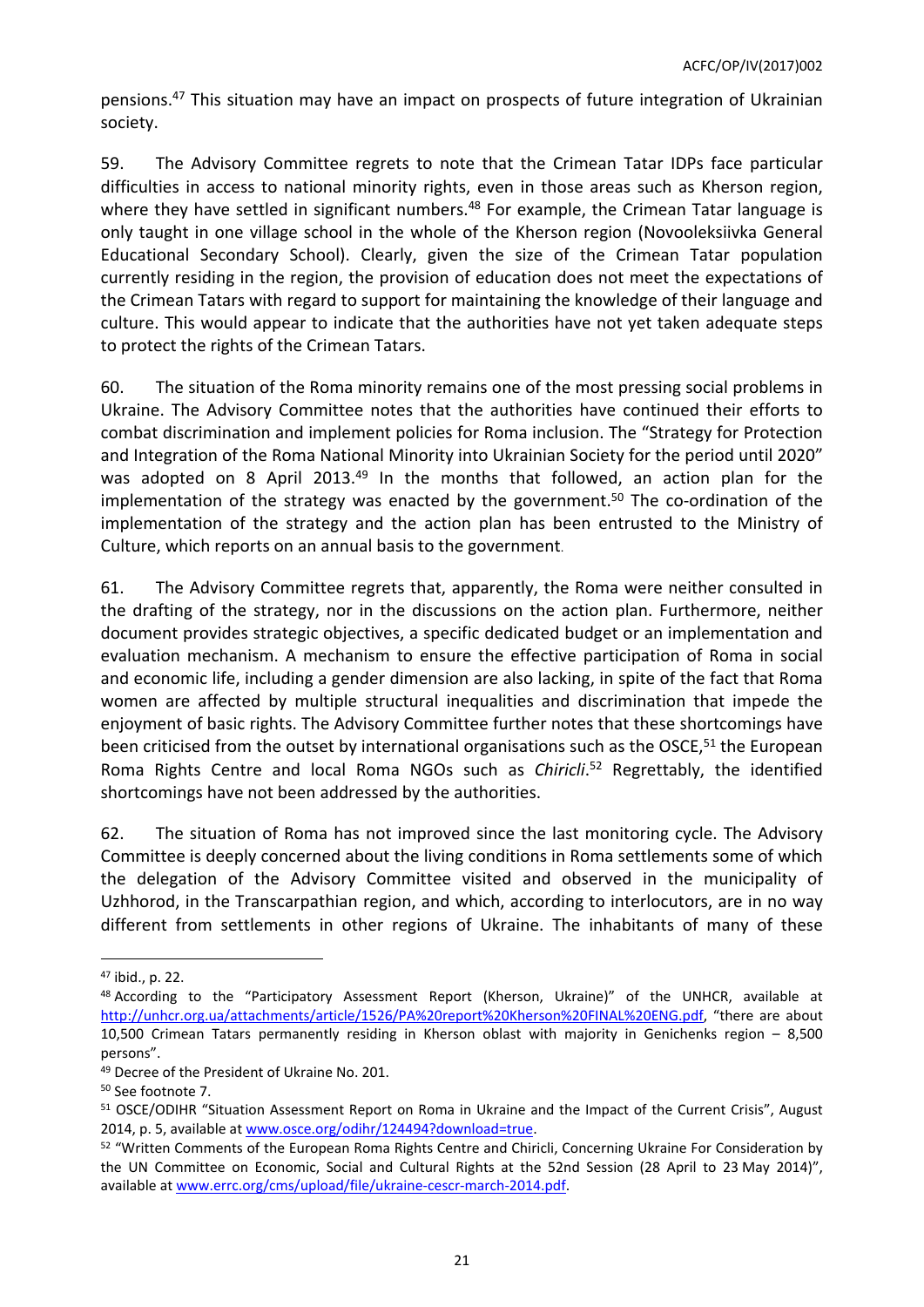pensions.[47] This situation may have an impact on prospects of future integration of Ukrainian society.

59. The Advisory Committee regrets to note that the Crimean Tatar IDPs face particular difficulties in access to national minority rights, even in those areas such as Kherson region, where they have settled in significant numbers.[48] For example, the Crimean Tatar language is only taught in one village school in the whole of the Kherson region (Novooleksiivka General Educational Secondary School). Clearly, given the size of the Crimean Tatar population currently residing in the region, the provision of education does not meet the expectations of the Crimean Tatars with regard to support for maintaining the knowledge of their language and culture. This would appear to indicate that the authorities have not yet taken adequate steps to protect the rights of the Crimean Tatars.

60. The situation of the Roma minority remains one of the most pressing social problems in Ukraine. The Advisory Committee notes that the authorities have continued their efforts to combat discrimination and implement policies for Roma inclusion. The "Strategy for Protection and Integration of the Roma National Minority into Ukrainian Society for the period until 2020" was adopted on 8 April 2013.[49] In the months that followed, an action plan for the implementation of the strategy was enacted by the government.[50] The co-ordination of the implementation of the strategy and the action plan has been entrusted to the Ministry of Culture, which reports on an annual basis to the government.

61. The Advisory Committee regrets that, apparently, the Roma were neither consulted in the drafting of the strategy, nor in the discussions on the action plan. Furthermore, neither document provides strategic objectives, a specific dedicated budget or an implementation and evaluation mechanism. A mechanism to ensure the effective participation of Roma in social and economic life, including a gender dimension are also lacking, in spite of the fact that Roma women are affected by multiple structural inequalities and discrimination that impede the enjoyment of basic rights. The Advisory Committee further notes that these shortcomings have been criticised from the outset by international organisations such as the OSCE,[51] the European Roma Rights Centre and local Roma NGOs such as *Chiricli*.[52] Regrettably, the identified shortcomings have not been addressed by the authorities.

62. The situation of Roma has not improved since the last monitoring cycle. The Advisory Committee is deeply concerned about the living conditions in Roma settlements some of which the delegation of the Advisory Committee visited and observed in the municipality of Uzhhorod, in the Transcarpathian region, and which, according to interlocutors, are in no way different from settlements in other regions of Ukraine. The inhabitants of many of these

---

[47] ibid., p. 22.

[48] According to the "Participatory Assessment Report (Kherson, Ukraine)" of the UNHCR, available at http://unhcr.org.ua/attachments/article/1526/PA%20report%20Kherson%20FINAL%20ENG.pdf, "there are about 10,500 Crimean Tatars permanently residing in Kherson oblast with majority in Genichenks region – 8,500 persons".

[49] Decree of the President of Ukraine No. 201.

[50] See footnote 7.

[51] OSCE/ODIHR "Situation Assessment Report on Roma in Ukraine and the Impact of the Current Crisis", August 2014, p. 5, available at www.osce.org/odihr/124494?download=true.

[52] "Written Comments of the European Roma Rights Centre and Chiricli, Concerning Ukraine For Consideration by the UN Committee on Economic, Social and Cultural Rights at the 52nd Session (28 April to 23 May 2014)", available at www.errc.org/cms/upload/file/ukraine-cescr-march-2014.pdf.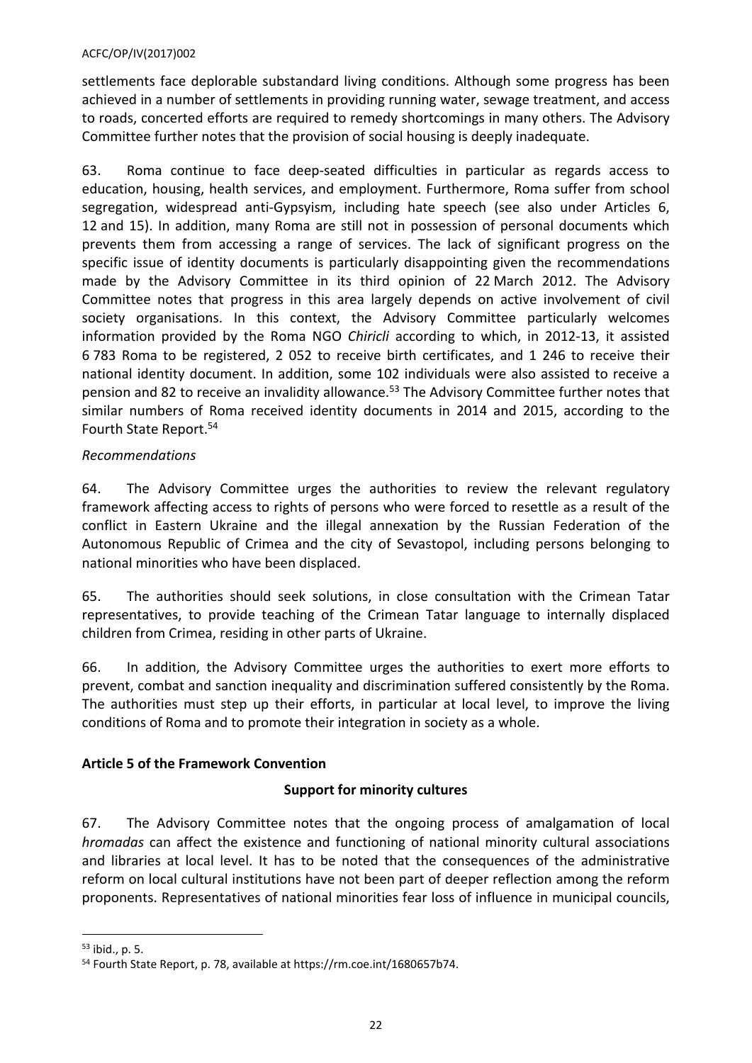settlements face deplorable substandard living conditions. Although some progress has been achieved in a number of settlements in providing running water, sewage treatment, and access to roads, concerted efforts are required to remedy shortcomings in many others. The Advisory Committee further notes that the provision of social housing is deeply inadequate.

63. Roma continue to face deep-seated difficulties in particular as regards access to education, housing, health services, and employment. Furthermore, Roma suffer from school segregation, widespread anti-Gypsyism, including hate speech (see also under Articles 6, 12 and 15). In addition, many Roma are still not in possession of personal documents which prevents them from accessing a range of services. The lack of significant progress on the specific issue of identity documents is particularly disappointing given the recommendations made by the Advisory Committee in its third opinion of 22 March 2012. The Advisory Committee notes that progress in this area largely depends on active involvement of civil society organisations. In this context, the Advisory Committee particularly welcomes information provided by the Roma NGO *Chiricli* according to which, in 2012-13, it assisted 6 783 Roma to be registered, 2 052 to receive birth certificates, and 1 246 to receive their national identity document. In addition, some 102 individuals were also assisted to receive a pension and 82 to receive an invalidity allowance.[53] The Advisory Committee further notes that similar numbers of Roma received identity documents in 2014 and 2015, according to the Fourth State Report.[54]

*Recommendations*

64. The Advisory Committee urges the authorities to review the relevant regulatory framework affecting access to rights of persons who were forced to resettle as a result of the conflict in Eastern Ukraine and the illegal annexation by the Russian Federation of the Autonomous Republic of Crimea and the city of Sevastopol, including persons belonging to national minorities who have been displaced.

65. The authorities should seek solutions, in close consultation with the Crimean Tatar representatives, to provide teaching of the Crimean Tatar language to internally displaced children from Crimea, residing in other parts of Ukraine.

66. In addition, the Advisory Committee urges the authorities to exert more efforts to prevent, combat and sanction inequality and discrimination suffered consistently by the Roma. The authorities must step up their efforts, in particular at local level, to improve the living conditions of Roma and to promote their integration in society as a whole.

## Article 5 of the Framework Convention

### Support for minority cultures

67. The Advisory Committee notes that the ongoing process of amalgamation of local *hromadas* can affect the existence and functioning of national minority cultural associations and libraries at local level. It has to be noted that the consequences of the administrative reform on local cultural institutions have not been part of deeper reflection among the reform proponents. Representatives of national minorities fear loss of influence in municipal councils,

---

[53] ibid., p. 5.

[54] Fourth State Report, p. 78, available at https://rm.coe.int/1680657b74.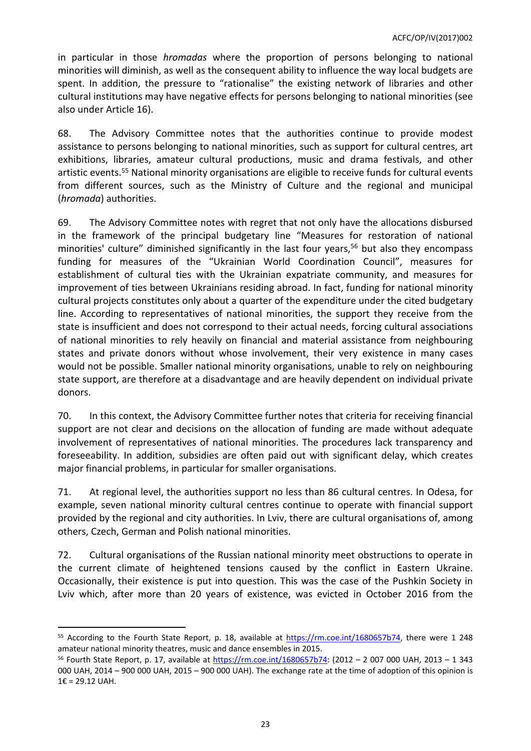in particular in those *hromadas* where the proportion of persons belonging to national minorities will diminish, as well as the consequent ability to influence the way local budgets are spent. In addition, the pressure to "rationalise" the existing network of libraries and other cultural institutions may have negative effects for persons belonging to national minorities (see also under Article 16).

68. The Advisory Committee notes that the authorities continue to provide modest assistance to persons belonging to national minorities, such as support for cultural centres, art exhibitions, libraries, amateur cultural productions, music and drama festivals, and other artistic events.[55] National minority organisations are eligible to receive funds for cultural events from different sources, such as the Ministry of Culture and the regional and municipal (*hromada*) authorities.

69. The Advisory Committee notes with regret that not only have the allocations disbursed in the framework of the principal budgetary line "Measures for restoration of national minorities' culture" diminished significantly in the last four years,[56] but also they encompass funding for measures of the "Ukrainian World Coordination Council", measures for establishment of cultural ties with the Ukrainian expatriate community, and measures for improvement of ties between Ukrainians residing abroad. In fact, funding for national minority cultural projects constitutes only about a quarter of the expenditure under the cited budgetary line. According to representatives of national minorities, the support they receive from the state is insufficient and does not correspond to their actual needs, forcing cultural associations of national minorities to rely heavily on financial and material assistance from neighbouring states and private donors without whose involvement, their very existence in many cases would not be possible. Smaller national minority organisations, unable to rely on neighbouring state support, are therefore at a disadvantage and are heavily dependent on individual private donors.

70. In this context, the Advisory Committee further notes that criteria for receiving financial support are not clear and decisions on the allocation of funding are made without adequate involvement of representatives of national minorities. The procedures lack transparency and foreseeability. In addition, subsidies are often paid out with significant delay, which creates major financial problems, in particular for smaller organisations.

71. At regional level, the authorities support no less than 86 cultural centres. In Odesa, for example, seven national minority cultural centres continue to operate with financial support provided by the regional and city authorities. In Lviv, there are cultural organisations of, among others, Czech, German and Polish national minorities.

72. Cultural organisations of the Russian national minority meet obstructions to operate in the current climate of heightened tensions caused by the conflict in Eastern Ukraine. Occasionally, their existence is put into question. This was the case of the Pushkin Society in Lviv which, after more than 20 years of existence, was evicted in October 2016 from the

---

[55] According to the Fourth State Report, p. 18, available at https://rm.coe.int/1680657b74, there were 1 248 amateur national minority theatres, music and dance ensembles in 2015.

[56] Fourth State Report, p. 17, available at https://rm.coe.int/1680657b74: (2012 – 2 007 000 UAH, 2013 – 1 343 000 UAH, 2014 – 900 000 UAH, 2015 – 900 000 UAH). The exchange rate at the time of adoption of this opinion is 1€ = 29.12 UAH.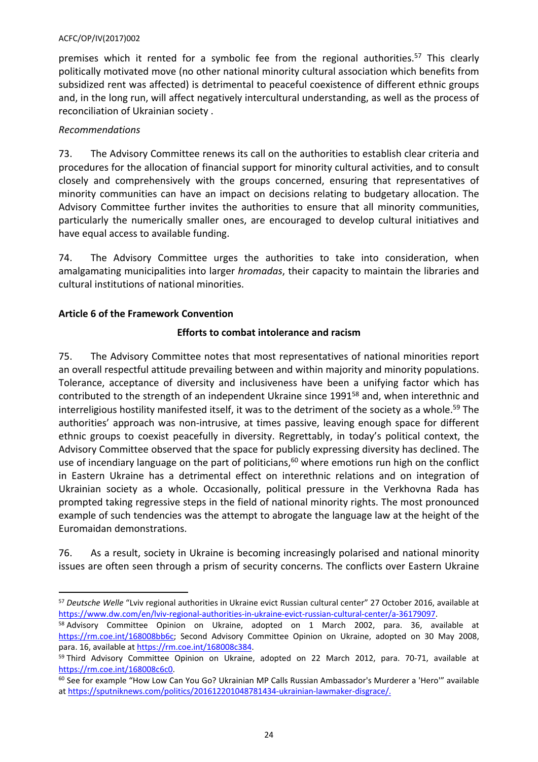premises which it rented for a symbolic fee from the regional authorities.[57] This clearly politically motivated move (no other national minority cultural association which benefits from subsidized rent was affected) is detrimental to peaceful coexistence of different ethnic groups and, in the long run, will affect negatively intercultural understanding, as well as the process of reconciliation of Ukrainian society .

*Recommendations*

73. The Advisory Committee renews its call on the authorities to establish clear criteria and procedures for the allocation of financial support for minority cultural activities, and to consult closely and comprehensively with the groups concerned, ensuring that representatives of minority communities can have an impact on decisions relating to budgetary allocation. The Advisory Committee further invites the authorities to ensure that all minority communities, particularly the numerically smaller ones, are encouraged to develop cultural initiatives and have equal access to available funding.

74. The Advisory Committee urges the authorities to take into consideration, when amalgamating municipalities into larger *hromadas*, their capacity to maintain the libraries and cultural institutions of national minorities.

**Article 6 of the Framework Convention**

**Efforts to combat intolerance and racism**

75. The Advisory Committee notes that most representatives of national minorities report an overall respectful attitude prevailing between and within majority and minority populations. Tolerance, acceptance of diversity and inclusiveness have been a unifying factor which has contributed to the strength of an independent Ukraine since 1991[58] and, when interethnic and interreligious hostility manifested itself, it was to the detriment of the society as a whole.[59] The authorities' approach was non-intrusive, at times passive, leaving enough space for different ethnic groups to coexist peacefully in diversity. Regrettably, in today's political context, the Advisory Committee observed that the space for publicly expressing diversity has declined. The use of incendiary language on the part of politicians,[60] where emotions run high on the conflict in Eastern Ukraine has a detrimental effect on interethnic relations and on integration of Ukrainian society as a whole. Occasionally, political pressure in the Verkhovna Rada has prompted taking regressive steps in the field of national minority rights. The most pronounced example of such tendencies was the attempt to abrogate the language law at the height of the Euromaidan demonstrations.

76. As a result, society in Ukraine is becoming increasingly polarised and national minority issues are often seen through a prism of security concerns. The conflicts over Eastern Ukraine

---

[57] *Deutsche Welle* "Lviv regional authorities in Ukraine evict Russian cultural center" 27 October 2016, available at https://www.dw.com/en/lviv-regional-authorities-in-ukraine-evict-russian-cultural-center/a-36179097.

[58] Advisory Committee Opinion on Ukraine, adopted on 1 March 2002, para. 36, available at https://rm.coe.int/168008bb6c; Second Advisory Committee Opinion on Ukraine, adopted on 30 May 2008, para. 16, available at https://rm.coe.int/168008c384.

[59] Third Advisory Committee Opinion on Ukraine, adopted on 22 March 2012, para. 70-71, available at https://rm.coe.int/168008c6c0.

[60] See for example "How Low Can You Go? Ukrainian MP Calls Russian Ambassador's Murderer a 'Hero'" available at https://sputniknews.com/politics/201612201048781434-ukrainian-lawmaker-disgrace/.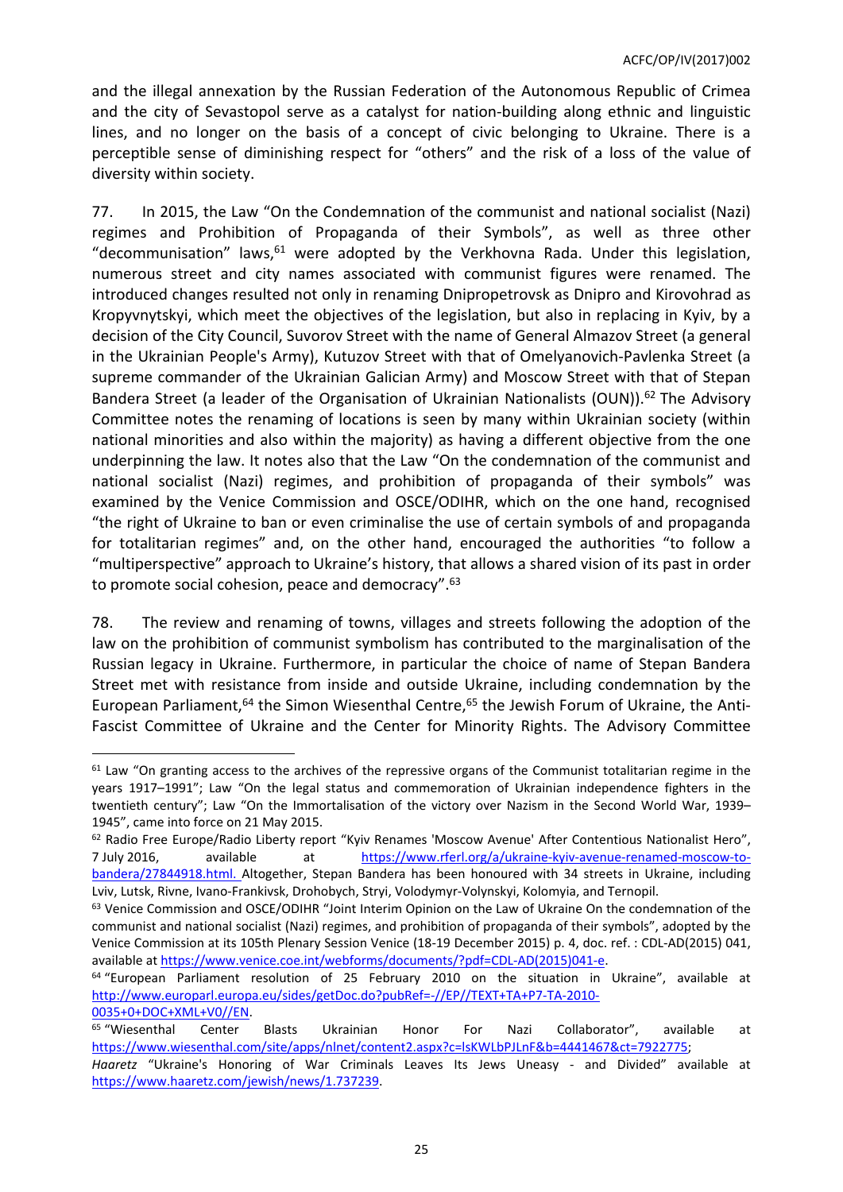and the illegal annexation by the Russian Federation of the Autonomous Republic of Crimea and the city of Sevastopol serve as a catalyst for nation-building along ethnic and linguistic lines, and no longer on the basis of a concept of civic belonging to Ukraine. There is a perceptible sense of diminishing respect for "others" and the risk of a loss of the value of diversity within society.

77. In 2015, the Law "On the Condemnation of the communist and national socialist (Nazi) regimes and Prohibition of Propaganda of their Symbols", as well as three other "decommunisation" laws,[61] were adopted by the Verkhovna Rada. Under this legislation, numerous street and city names associated with communist figures were renamed. The introduced changes resulted not only in renaming Dnipropetrovsk as Dnipro and Kirovohrad as Kropyvnytskyi, which meet the objectives of the legislation, but also in replacing in Kyiv, by a decision of the City Council, Suvorov Street with the name of General Almazov Street (a general in the Ukrainian People's Army), Kutuzov Street with that of Omelyanovich-Pavlenka Street (a supreme commander of the Ukrainian Galician Army) and Moscow Street with that of Stepan Bandera Street (a leader of the Organisation of Ukrainian Nationalists (OUN)).[62] The Advisory Committee notes the renaming of locations is seen by many within Ukrainian society (within national minorities and also within the majority) as having a different objective from the one underpinning the law. It notes also that the Law "On the condemnation of the communist and national socialist (Nazi) regimes, and prohibition of propaganda of their symbols" was examined by the Venice Commission and OSCE/ODIHR, which on the one hand, recognised "the right of Ukraine to ban or even criminalise the use of certain symbols of and propaganda for totalitarian regimes" and, on the other hand, encouraged the authorities "to follow a "multiperspective" approach to Ukraine's history, that allows a shared vision of its past in order to promote social cohesion, peace and democracy".[63]

78. The review and renaming of towns, villages and streets following the adoption of the law on the prohibition of communist symbolism has contributed to the marginalisation of the Russian legacy in Ukraine. Furthermore, in particular the choice of name of Stepan Bandera Street met with resistance from inside and outside Ukraine, including condemnation by the European Parliament,[64] the Simon Wiesenthal Centre,[65] the Jewish Forum of Ukraine, the Anti-Fascist Committee of Ukraine and the Center for Minority Rights. The Advisory Committee

---

[61] Law "On granting access to the archives of the repressive organs of the Communist totalitarian regime in the years 1917–1991"; Law "On the legal status and commemoration of Ukrainian independence fighters in the twentieth century"; Law "On the Immortalisation of the victory over Nazism in the Second World War, 1939–1945", came into force on 21 May 2015.

[62] Radio Free Europe/Radio Liberty report "Kyiv Renames 'Moscow Avenue' After Contentious Nationalist Hero", 7 July 2016, available at https://www.rferl.org/a/ukraine-kyiv-avenue-renamed-moscow-to-bandera/27844918.html. Altogether, Stepan Bandera has been honoured with 34 streets in Ukraine, including Lviv, Lutsk, Rivne, Ivano-Frankivsk, Drohobych, Stryi, Volodymyr-Volynskyi, Kolomyia, and Ternopil.

[63] Venice Commission and OSCE/ODIHR "Joint Interim Opinion on the Law of Ukraine On the condemnation of the communist and national socialist (Nazi) regimes, and prohibition of propaganda of their symbols", adopted by the Venice Commission at its 105th Plenary Session Venice (18-19 December 2015) p. 4, doc. ref. : CDL-AD(2015) 041, available at https://www.venice.coe.int/webforms/documents/?pdf=CDL-AD(2015)041-e.

[64] "European Parliament resolution of 25 February 2010 on the situation in Ukraine", available at http://www.europarl.europa.eu/sides/getDoc.do?pubRef=-//EP//TEXT+TA+P7-TA-2010-0035+0+DOC+XML+V0//EN.

[65] "Wiesenthal Center Blasts Ukrainian Honor For Nazi Collaborator", available at https://www.wiesenthal.com/site/apps/nlnet/content2.aspx?c=lsKWLbPJLnF&b=4441467&ct=7922775; *Haaretz* "Ukraine's Honoring of War Criminals Leaves Its Jews Uneasy - and Divided" available at https://www.haaretz.com/jewish/news/1.737239.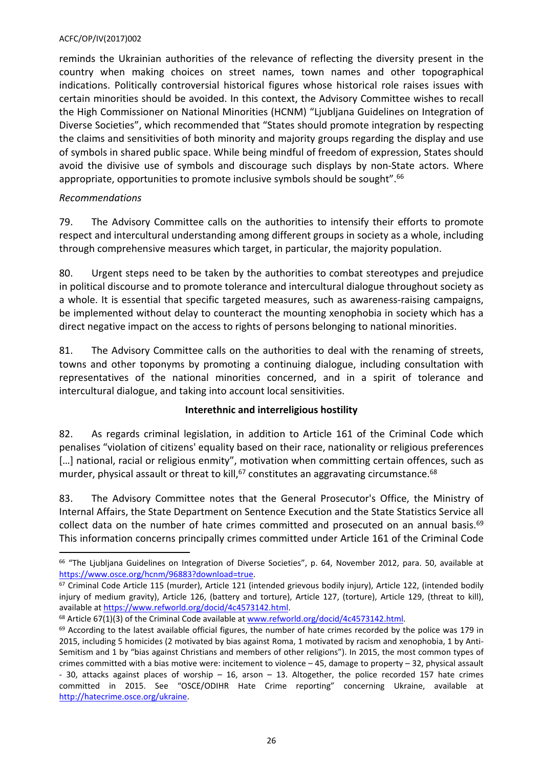reminds the Ukrainian authorities of the relevance of reflecting the diversity present in the country when making choices on street names, town names and other topographical indications. Politically controversial historical figures whose historical role raises issues with certain minorities should be avoided. In this context, the Advisory Committee wishes to recall the High Commissioner on National Minorities (HCNM) "Ljubljana Guidelines on Integration of Diverse Societies", which recommended that "States should promote integration by respecting the claims and sensitivities of both minority and majority groups regarding the display and use of symbols in shared public space. While being mindful of freedom of expression, States should avoid the divisive use of symbols and discourage such displays by non-State actors. Where appropriate, opportunities to promote inclusive symbols should be sought".[66]

*Recommendations*

79. The Advisory Committee calls on the authorities to intensify their efforts to promote respect and intercultural understanding among different groups in society as a whole, including through comprehensive measures which target, in particular, the majority population.

80. Urgent steps need to be taken by the authorities to combat stereotypes and prejudice in political discourse and to promote tolerance and intercultural dialogue throughout society as a whole. It is essential that specific targeted measures, such as awareness-raising campaigns, be implemented without delay to counteract the mounting xenophobia in society which has a direct negative impact on the access to rights of persons belonging to national minorities.

81. The Advisory Committee calls on the authorities to deal with the renaming of streets, towns and other toponyms by promoting a continuing dialogue, including consultation with representatives of the national minorities concerned, and in a spirit of tolerance and intercultural dialogue, and taking into account local sensitivities.

### Interethnic and interreligious hostility

82. As regards criminal legislation, in addition to Article 161 of the Criminal Code which penalises "violation of citizens' equality based on their race, nationality or religious preferences […] national, racial or religious enmity", motivation when committing certain offences, such as murder, physical assault or threat to kill,[67] constitutes an aggravating circumstance.[68]

83. The Advisory Committee notes that the General Prosecutor's Office, the Ministry of Internal Affairs, the State Department on Sentence Execution and the State Statistics Service all collect data on the number of hate crimes committed and prosecuted on an annual basis.[69] This information concerns principally crimes committed under Article 161 of the Criminal Code

---

[66] "The Ljubljana Guidelines on Integration of Diverse Societies", p. 64, November 2012, para. 50, available at https://www.osce.org/hcnm/96883?download=true.

[67] Criminal Code Article 115 (murder), Article 121 (intended grievous bodily injury), Article 122, (intended bodily injury of medium gravity), Article 126, (battery and torture), Article 127, (torture), Article 129, (threat to kill), available at https://www.refworld.org/docid/4c4573142.html.

[68] Article 67(1)(3) of the Criminal Code available at www.refworld.org/docid/4c4573142.html.

[69] According to the latest available official figures, the number of hate crimes recorded by the police was 179 in 2015, including 5 homicides (2 motivated by bias against Roma, 1 motivated by racism and xenophobia, 1 by Anti-Semitism and 1 by "bias against Christians and members of other religions"). In 2015, the most common types of crimes committed with a bias motive were: incitement to violence – 45, damage to property – 32, physical assault - 30, attacks against places of worship – 16, arson – 13. Altogether, the police recorded 157 hate crimes committed in 2015. See "OSCE/ODIHR Hate Crime reporting" concerning Ukraine, available at http://hatecrime.osce.org/ukraine.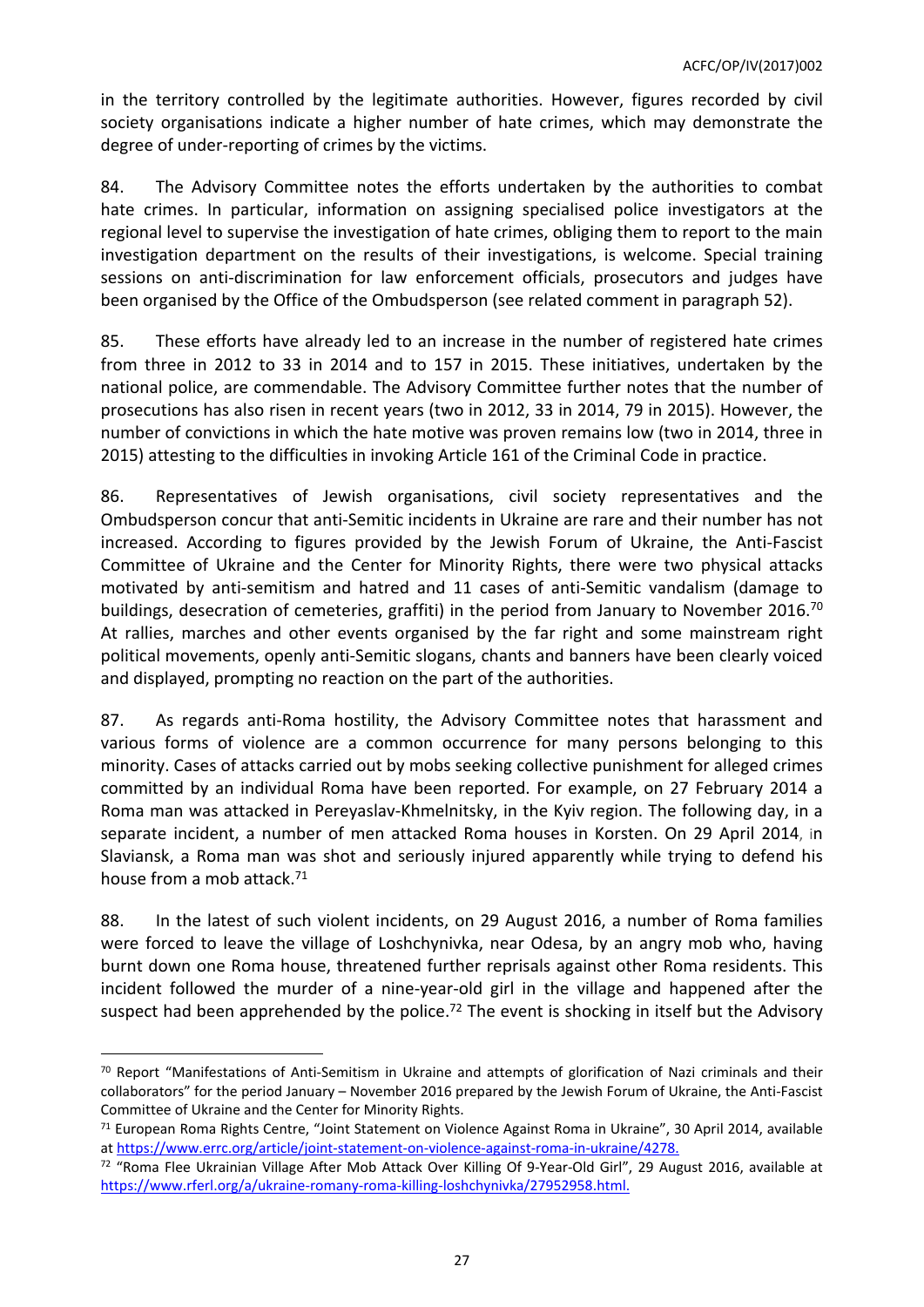in the territory controlled by the legitimate authorities. However, figures recorded by civil society organisations indicate a higher number of hate crimes, which may demonstrate the degree of under-reporting of crimes by the victims.

84. The Advisory Committee notes the efforts undertaken by the authorities to combat hate crimes. In particular, information on assigning specialised police investigators at the regional level to supervise the investigation of hate crimes, obliging them to report to the main investigation department on the results of their investigations, is welcome. Special training sessions on anti-discrimination for law enforcement officials, prosecutors and judges have been organised by the Office of the Ombudsperson (see related comment in paragraph 52).

85. These efforts have already led to an increase in the number of registered hate crimes from three in 2012 to 33 in 2014 and to 157 in 2015. These initiatives, undertaken by the national police, are commendable. The Advisory Committee further notes that the number of prosecutions has also risen in recent years (two in 2012, 33 in 2014, 79 in 2015). However, the number of convictions in which the hate motive was proven remains low (two in 2014, three in 2015) attesting to the difficulties in invoking Article 161 of the Criminal Code in practice.

86. Representatives of Jewish organisations, civil society representatives and the Ombudsperson concur that anti-Semitic incidents in Ukraine are rare and their number has not increased. According to figures provided by the Jewish Forum of Ukraine, the Anti-Fascist Committee of Ukraine and the Center for Minority Rights, there were two physical attacks motivated by anti-semitism and hatred and 11 cases of anti-Semitic vandalism (damage to buildings, desecration of cemeteries, graffiti) in the period from January to November 2016.[70] At rallies, marches and other events organised by the far right and some mainstream right political movements, openly anti-Semitic slogans, chants and banners have been clearly voiced and displayed, prompting no reaction on the part of the authorities.

87. As regards anti-Roma hostility, the Advisory Committee notes that harassment and various forms of violence are a common occurrence for many persons belonging to this minority. Cases of attacks carried out by mobs seeking collective punishment for alleged crimes committed by an individual Roma have been reported. For example, on 27 February 2014 a Roma man was attacked in Pereyaslav-Khmelnitsky, in the Kyiv region. The following day, in a separate incident, a number of men attacked Roma houses in Korsten. On 29 April 2014, in Slaviansk, a Roma man was shot and seriously injured apparently while trying to defend his house from a mob attack.[71]

88. In the latest of such violent incidents, on 29 August 2016, a number of Roma families were forced to leave the village of Loshchynivka, near Odesa, by an angry mob who, having burnt down one Roma house, threatened further reprisals against other Roma residents. This incident followed the murder of a nine-year-old girl in the village and happened after the suspect had been apprehended by the police.[72] The event is shocking in itself but the Advisory

---

[70] Report "Manifestations of Anti-Semitism in Ukraine and attempts of glorification of Nazi criminals and their collaborators" for the period January – November 2016 prepared by the Jewish Forum of Ukraine, the Anti-Fascist Committee of Ukraine and the Center for Minority Rights.

[71] European Roma Rights Centre, "Joint Statement on Violence Against Roma in Ukraine", 30 April 2014, available at https://www.errc.org/article/joint-statement-on-violence-against-roma-in-ukraine/4278.

[72] "Roma Flee Ukrainian Village After Mob Attack Over Killing Of 9-Year-Old Girl", 29 August 2016, available at https://www.rferl.org/a/ukraine-romany-roma-killing-loshchynivka/27952958.html.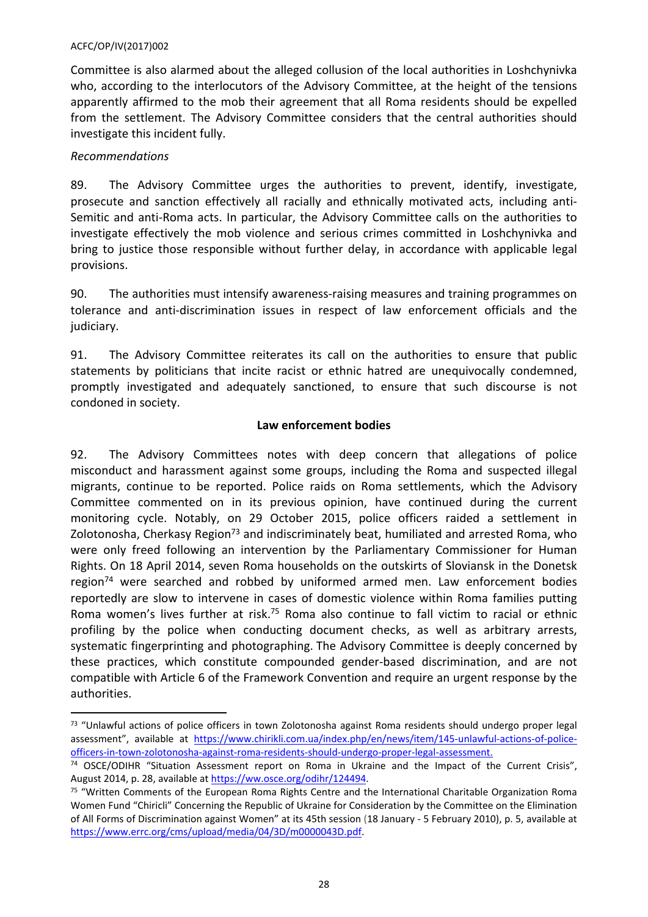Committee is also alarmed about the alleged collusion of the local authorities in Loshchynivka who, according to the interlocutors of the Advisory Committee, at the height of the tensions apparently affirmed to the mob their agreement that all Roma residents should be expelled from the settlement. The Advisory Committee considers that the central authorities should investigate this incident fully.

*Recommendations*

89. The Advisory Committee urges the authorities to prevent, identify, investigate, prosecute and sanction effectively all racially and ethnically motivated acts, including anti-Semitic and anti-Roma acts. In particular, the Advisory Committee calls on the authorities to investigate effectively the mob violence and serious crimes committed in Loshchynivka and bring to justice those responsible without further delay, in accordance with applicable legal provisions.

90. The authorities must intensify awareness-raising measures and training programmes on tolerance and anti-discrimination issues in respect of law enforcement officials and the judiciary.

91. The Advisory Committee reiterates its call on the authorities to ensure that public statements by politicians that incite racist or ethnic hatred are unequivocally condemned, promptly investigated and adequately sanctioned, to ensure that such discourse is not condoned in society.

**Law enforcement bodies**

92. The Advisory Committees notes with deep concern that allegations of police misconduct and harassment against some groups, including the Roma and suspected illegal migrants, continue to be reported. Police raids on Roma settlements, which the Advisory Committee commented on in its previous opinion, have continued during the current monitoring cycle. Notably, on 29 October 2015, police officers raided a settlement in Zolotonosha, Cherkasy Region[73] and indiscriminately beat, humiliated and arrested Roma, who were only freed following an intervention by the Parliamentary Commissioner for Human Rights. On 18 April 2014, seven Roma households on the outskirts of Sloviansk in the Donetsk region[74] were searched and robbed by uniformed armed men. Law enforcement bodies reportedly are slow to intervene in cases of domestic violence within Roma families putting Roma women's lives further at risk.[75] Roma also continue to fall victim to racial or ethnic profiling by the police when conducting document checks, as well as arbitrary arrests, systematic fingerprinting and photographing. The Advisory Committee is deeply concerned by these practices, which constitute compounded gender-based discrimination, and are not compatible with Article 6 of the Framework Convention and require an urgent response by the authorities.

---

[73] "Unlawful actions of police officers in town Zolotonosha against Roma residents should undergo proper legal assessment", available at https://www.chirikli.com.ua/index.php/en/news/item/145-unlawful-actions-of-police-officers-in-town-zolotonosha-against-roma-residents-should-undergo-proper-legal-assessment.

[74] OSCE/ODIHR "Situation Assessment report on Roma in Ukraine and the Impact of the Current Crisis", August 2014, p. 28, available at https://ww.osce.org/odihr/124494.

[75] "Written Comments of the European Roma Rights Centre and the International Charitable Organization Roma Women Fund "Chiricli" Concerning the Republic of Ukraine for Consideration by the Committee on the Elimination of All Forms of Discrimination against Women" at its 45th session (18 January - 5 February 2010), p. 5, available at https://www.errc.org/cms/upload/media/04/3D/m0000043D.pdf.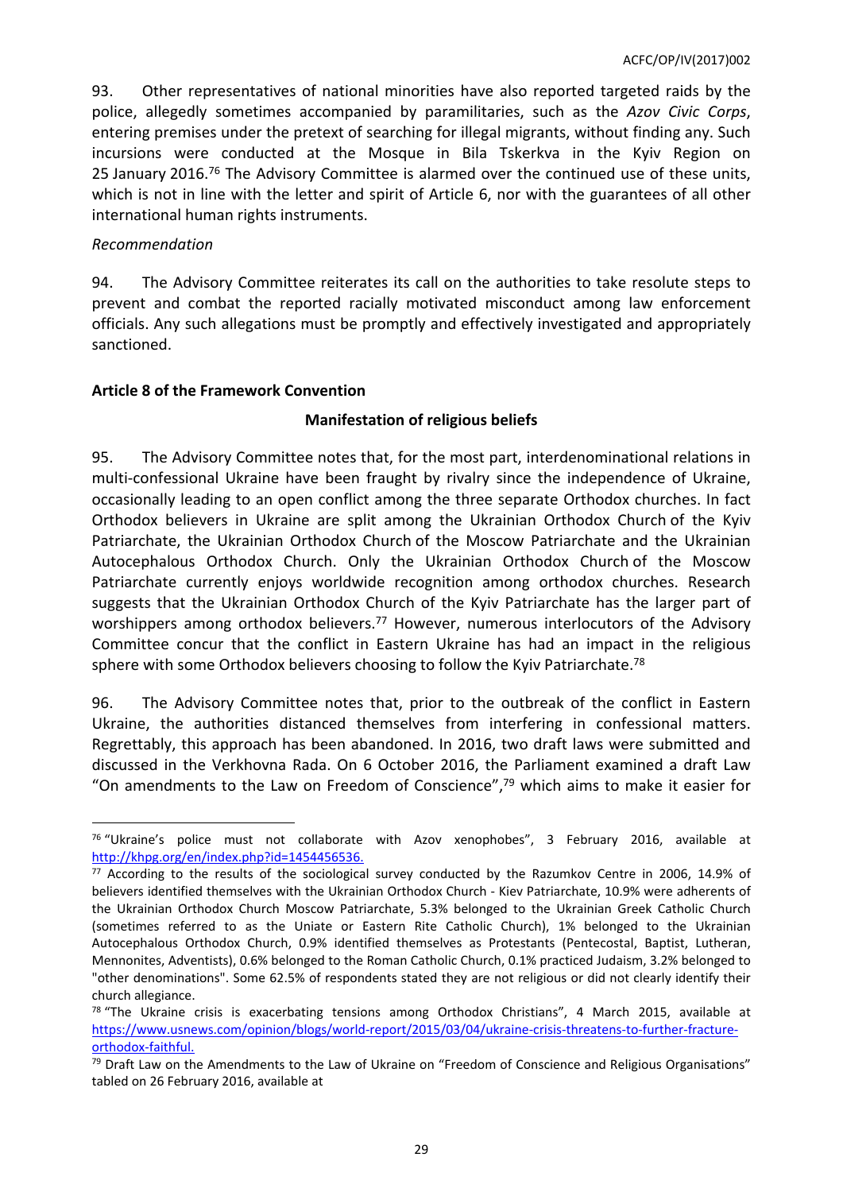93. Other representatives of national minorities have also reported targeted raids by the police, allegedly sometimes accompanied by paramilitaries, such as the *Azov Civic Corps*, entering premises under the pretext of searching for illegal migrants, without finding any. Such incursions were conducted at the Mosque in Bila Tskerkva in the Kyiv Region on 25 January 2016.[76] The Advisory Committee is alarmed over the continued use of these units, which is not in line with the letter and spirit of Article 6, nor with the guarantees of all other international human rights instruments.

*Recommendation*

94. The Advisory Committee reiterates its call on the authorities to take resolute steps to prevent and combat the reported racially motivated misconduct among law enforcement officials. Any such allegations must be promptly and effectively investigated and appropriately sanctioned.

**Article 8 of the Framework Convention**

**Manifestation of religious beliefs**

95. The Advisory Committee notes that, for the most part, interdenominational relations in multi-confessional Ukraine have been fraught by rivalry since the independence of Ukraine, occasionally leading to an open conflict among the three separate Orthodox churches. In fact Orthodox believers in Ukraine are split among the Ukrainian Orthodox Church of the Kyiv Patriarchate, the Ukrainian Orthodox Church of the Moscow Patriarchate and the Ukrainian Autocephalous Orthodox Church. Only the Ukrainian Orthodox Church of the Moscow Patriarchate currently enjoys worldwide recognition among orthodox churches. Research suggests that the Ukrainian Orthodox Church of the Kyiv Patriarchate has the larger part of worshippers among orthodox believers.[77] However, numerous interlocutors of the Advisory Committee concur that the conflict in Eastern Ukraine has had an impact in the religious sphere with some Orthodox believers choosing to follow the Kyiv Patriarchate.[78]

96. The Advisory Committee notes that, prior to the outbreak of the conflict in Eastern Ukraine, the authorities distanced themselves from interfering in confessional matters. Regrettably, this approach has been abandoned. In 2016, two draft laws were submitted and discussed in the Verkhovna Rada. On 6 October 2016, the Parliament examined a draft Law "On amendments to the Law on Freedom of Conscience",[79] which aims to make it easier for

---

[76] "Ukraine's police must not collaborate with Azov xenophobes", 3 February 2016, available at http://khpg.org/en/index.php?id=1454456536.

[77] According to the results of the sociological survey conducted by the Razumkov Centre in 2006, 14.9% of believers identified themselves with the Ukrainian Orthodox Church - Kiev Patriarchate, 10.9% were adherents of the Ukrainian Orthodox Church Moscow Patriarchate, 5.3% belonged to the Ukrainian Greek Catholic Church (sometimes referred to as the Uniate or Eastern Rite Catholic Church), 1% belonged to the Ukrainian Autocephalous Orthodox Church, 0.9% identified themselves as Protestants (Pentecostal, Baptist, Lutheran, Mennonites, Adventists), 0.6% belonged to the Roman Catholic Church, 0.1% practiced Judaism, 3.2% belonged to "other denominations". Some 62.5% of respondents stated they are not religious or did not clearly identify their church allegiance.

[78] "The Ukraine crisis is exacerbating tensions among Orthodox Christians", 4 March 2015, available at https://www.usnews.com/opinion/blogs/world-report/2015/03/04/ukraine-crisis-threatens-to-further-fracture-orthodox-faithful.

[79] Draft Law on the Amendments to the Law of Ukraine on "Freedom of Conscience and Religious Organisations" tabled on 26 February 2016, available at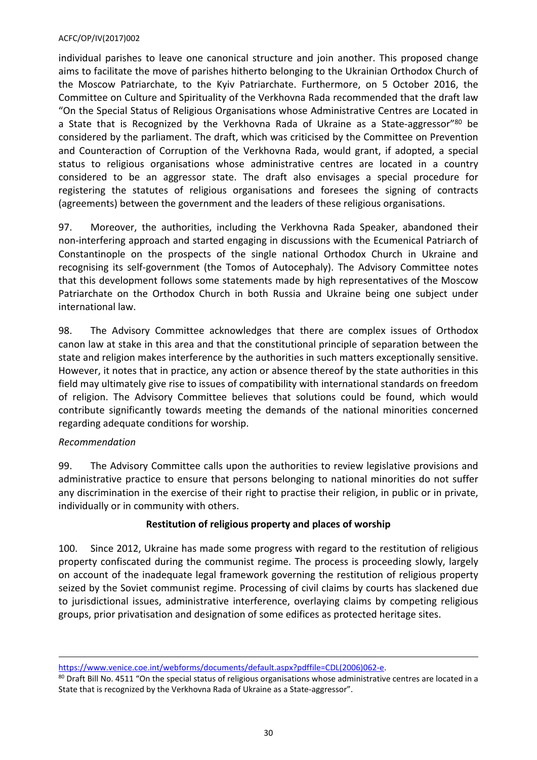individual parishes to leave one canonical structure and join another. This proposed change aims to facilitate the move of parishes hitherto belonging to the Ukrainian Orthodox Church of the Moscow Patriarchate, to the Kyiv Patriarchate. Furthermore, on 5 October 2016, the Committee on Culture and Spirituality of the Verkhovna Rada recommended that the draft law "On the Special Status of Religious Organisations whose Administrative Centres are Located in a State that is Recognized by the Verkhovna Rada of Ukraine as a State-aggressor"[80] be considered by the parliament. The draft, which was criticised by the Committee on Prevention and Counteraction of Corruption of the Verkhovna Rada, would grant, if adopted, a special status to religious organisations whose administrative centres are located in a country considered to be an aggressor state. The draft also envisages a special procedure for registering the statutes of religious organisations and foresees the signing of contracts (agreements) between the government and the leaders of these religious organisations.

97. Moreover, the authorities, including the Verkhovna Rada Speaker, abandoned their non-interfering approach and started engaging in discussions with the Ecumenical Patriarch of Constantinople on the prospects of the single national Orthodox Church in Ukraine and recognising its self-government (the Tomos of Autocephaly). The Advisory Committee notes that this development follows some statements made by high representatives of the Moscow Patriarchate on the Orthodox Church in both Russia and Ukraine being one subject under international law.

98. The Advisory Committee acknowledges that there are complex issues of Orthodox canon law at stake in this area and that the constitutional principle of separation between the state and religion makes interference by the authorities in such matters exceptionally sensitive. However, it notes that in practice, any action or absence thereof by the state authorities in this field may ultimately give rise to issues of compatibility with international standards on freedom of religion. The Advisory Committee believes that solutions could be found, which would contribute significantly towards meeting the demands of the national minorities concerned regarding adequate conditions for worship.

*Recommendation*

99. The Advisory Committee calls upon the authorities to review legislative provisions and administrative practice to ensure that persons belonging to national minorities do not suffer any discrimination in the exercise of their right to practise their religion, in public or in private, individually or in community with others.

**Restitution of religious property and places of worship**

100. Since 2012, Ukraine has made some progress with regard to the restitution of religious property confiscated during the communist regime. The process is proceeding slowly, largely on account of the inadequate legal framework governing the restitution of religious property seized by the Soviet communist regime. Processing of civil claims by courts has slackened due to jurisdictional issues, administrative interference, overlaying claims by competing religious groups, prior privatisation and designation of some edifices as protected heritage sites.

---

https://www.venice.coe.int/webforms/documents/default.aspx?pdffile=CDL(2006)062-e.

[80] Draft Bill No. 4511 "On the special status of religious organisations whose administrative centres are located in a State that is recognized by the Verkhovna Rada of Ukraine as a State-aggressor".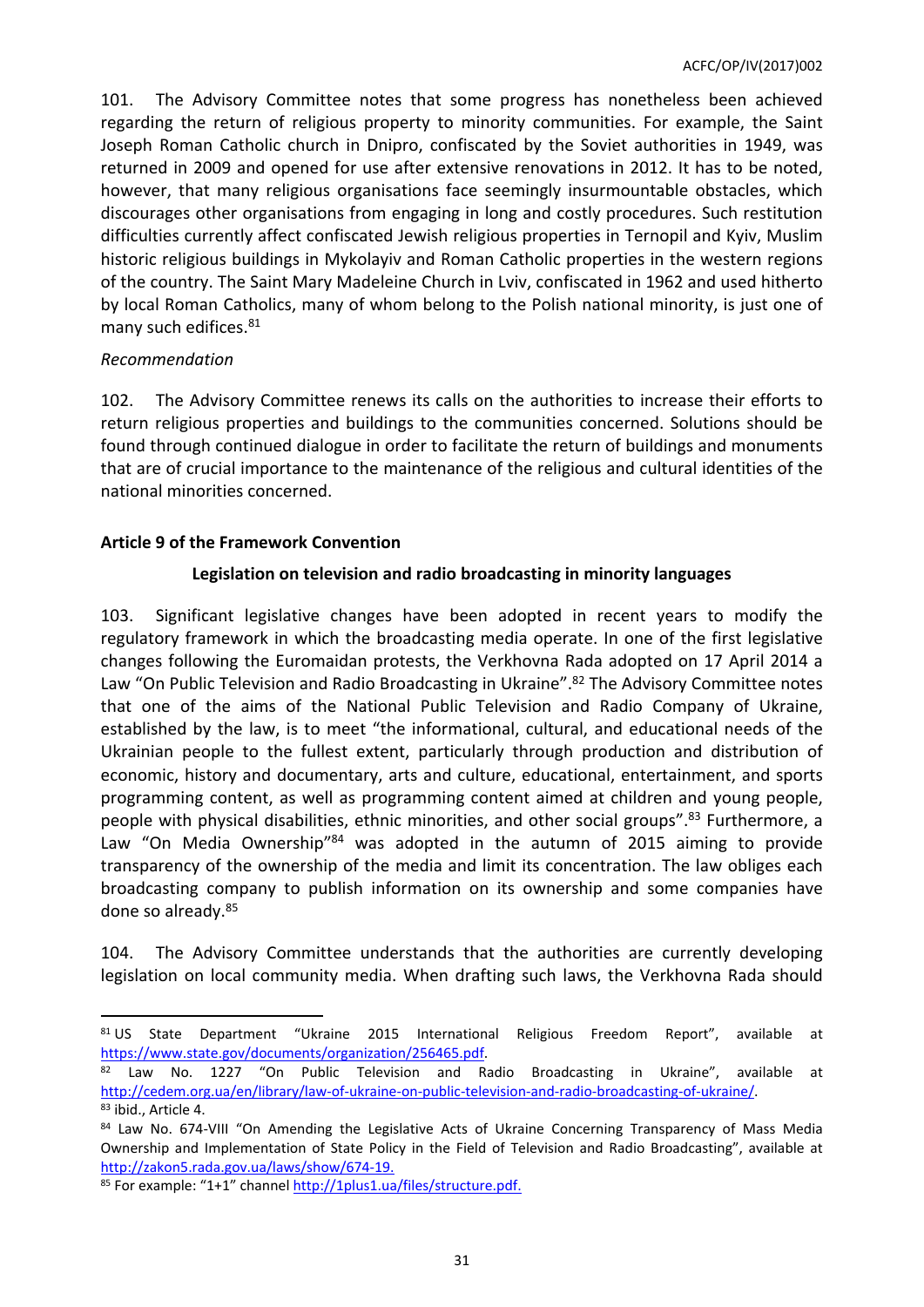101. The Advisory Committee notes that some progress has nonetheless been achieved regarding the return of religious property to minority communities. For example, the Saint Joseph Roman Catholic church in Dnipro, confiscated by the Soviet authorities in 1949, was returned in 2009 and opened for use after extensive renovations in 2012. It has to be noted, however, that many religious organisations face seemingly insurmountable obstacles, which discourages other organisations from engaging in long and costly procedures. Such restitution difficulties currently affect confiscated Jewish religious properties in Ternopil and Kyiv, Muslim historic religious buildings in Mykolayiv and Roman Catholic properties in the western regions of the country. The Saint Mary Madeleine Church in Lviv, confiscated in 1962 and used hitherto by local Roman Catholics, many of whom belong to the Polish national minority, is just one of many such edifices.[81]

*Recommendation*

102. The Advisory Committee renews its calls on the authorities to increase their efforts to return religious properties and buildings to the communities concerned. Solutions should be found through continued dialogue in order to facilitate the return of buildings and monuments that are of crucial importance to the maintenance of the religious and cultural identities of the national minorities concerned.

### Article 9 of the Framework Convention

#### Legislation on television and radio broadcasting in minority languages

103. Significant legislative changes have been adopted in recent years to modify the regulatory framework in which the broadcasting media operate. In one of the first legislative changes following the Euromaidan protests, the Verkhovna Rada adopted on 17 April 2014 a Law "On Public Television and Radio Broadcasting in Ukraine".[82] The Advisory Committee notes that one of the aims of the National Public Television and Radio Company of Ukraine, established by the law, is to meet "the informational, cultural, and educational needs of the Ukrainian people to the fullest extent, particularly through production and distribution of economic, history and documentary, arts and culture, educational, entertainment, and sports programming content, as well as programming content aimed at children and young people, people with physical disabilities, ethnic minorities, and other social groups".[83] Furthermore, a Law "On Media Ownership"[84] was adopted in the autumn of 2015 aiming to provide transparency of the ownership of the media and limit its concentration. The law obliges each broadcasting company to publish information on its ownership and some companies have done so already.[85]

104. The Advisory Committee understands that the authorities are currently developing legislation on local community media. When drafting such laws, the Verkhovna Rada should

---

[81] US State Department "Ukraine 2015 International Religious Freedom Report", available at https://www.state.gov/documents/organization/256465.pdf.

[82] Law No. 1227 "On Public Television and Radio Broadcasting in Ukraine", available at http://cedem.org.ua/en/library/law-of-ukraine-on-public-television-and-radio-broadcasting-of-ukraine/.

[83] ibid., Article 4.

[84] Law No. 674-VIII "On Amending the Legislative Acts of Ukraine Concerning Transparency of Mass Media Ownership and Implementation of State Policy in the Field of Television and Radio Broadcasting", available at http://zakon5.rada.gov.ua/laws/show/674-19.

[85] For example: "1+1" channel http://1plus1.ua/files/structure.pdf.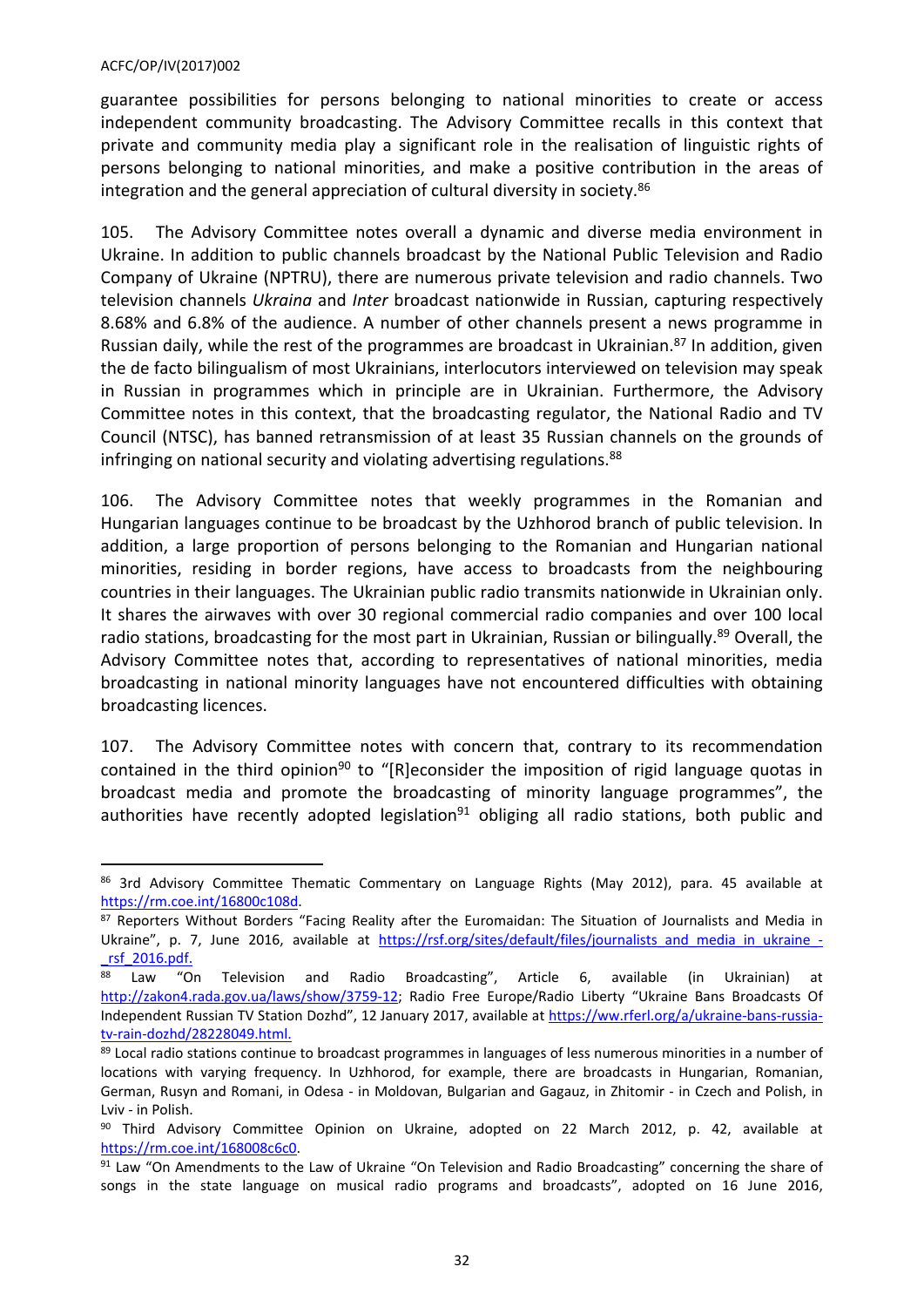guarantee possibilities for persons belonging to national minorities to create or access independent community broadcasting. The Advisory Committee recalls in this context that private and community media play a significant role in the realisation of linguistic rights of persons belonging to national minorities, and make a positive contribution in the areas of integration and the general appreciation of cultural diversity in society.[86]

105. The Advisory Committee notes overall a dynamic and diverse media environment in Ukraine. In addition to public channels broadcast by the National Public Television and Radio Company of Ukraine (NPTRU), there are numerous private television and radio channels. Two television channels *Ukraina* and *Inter* broadcast nationwide in Russian, capturing respectively 8.68% and 6.8% of the audience. A number of other channels present a news programme in Russian daily, while the rest of the programmes are broadcast in Ukrainian.[87] In addition, given the de facto bilingualism of most Ukrainians, interlocutors interviewed on television may speak in Russian in programmes which in principle are in Ukrainian. Furthermore, the Advisory Committee notes in this context, that the broadcasting regulator, the National Radio and TV Council (NTSC), has banned retransmission of at least 35 Russian channels on the grounds of infringing on national security and violating advertising regulations.[88]

106. The Advisory Committee notes that weekly programmes in the Romanian and Hungarian languages continue to be broadcast by the Uzhhorod branch of public television. In addition, a large proportion of persons belonging to the Romanian and Hungarian national minorities, residing in border regions, have access to broadcasts from the neighbouring countries in their languages. The Ukrainian public radio transmits nationwide in Ukrainian only. It shares the airwaves with over 30 regional commercial radio companies and over 100 local radio stations, broadcasting for the most part in Ukrainian, Russian or bilingually.[89] Overall, the Advisory Committee notes that, according to representatives of national minorities, media broadcasting in national minority languages have not encountered difficulties with obtaining broadcasting licences.

107. The Advisory Committee notes with concern that, contrary to its recommendation contained in the third opinion[90] to "[R]econsider the imposition of rigid language quotas in broadcast media and promote the broadcasting of minority language programmes", the authorities have recently adopted legislation[91] obliging all radio stations, both public and

---

[86] 3rd Advisory Committee Thematic Commentary on Language Rights (May 2012), para. 45 available at https://rm.coe.int/16800c108d.

[87] Reporters Without Borders "Facing Reality after the Euromaidan: The Situation of Journalists and Media in Ukraine", p. 7, June 2016, available at https://rsf.org/sites/default/files/journalists_and_media_in_ukraine_-_rsf_2016.pdf.

[88] Law "On Television and Radio Broadcasting", Article 6, available (in Ukrainian) at http://zakon4.rada.gov.ua/laws/show/3759-12; Radio Free Europe/Radio Liberty "Ukraine Bans Broadcasts Of Independent Russian TV Station Dozhd", 12 January 2017, available at https://ww.rferl.org/a/ukraine-bans-russia-tv-rain-dozhd/28228049.html.

[89] Local radio stations continue to broadcast programmes in languages of less numerous minorities in a number of locations with varying frequency. In Uzhhorod, for example, there are broadcasts in Hungarian, Romanian, German, Rusyn and Romani, in Odesa - in Moldovan, Bulgarian and Gagauz, in Zhitomir - in Czech and Polish, in Lviv - in Polish.

[90] Third Advisory Committee Opinion on Ukraine, adopted on 22 March 2012, p. 42, available at https://rm.coe.int/168008c6c0.

[91] Law "On Amendments to the Law of Ukraine "On Television and Radio Broadcasting" concerning the share of songs in the state language on musical radio programs and broadcasts", adopted on 16 June 2016,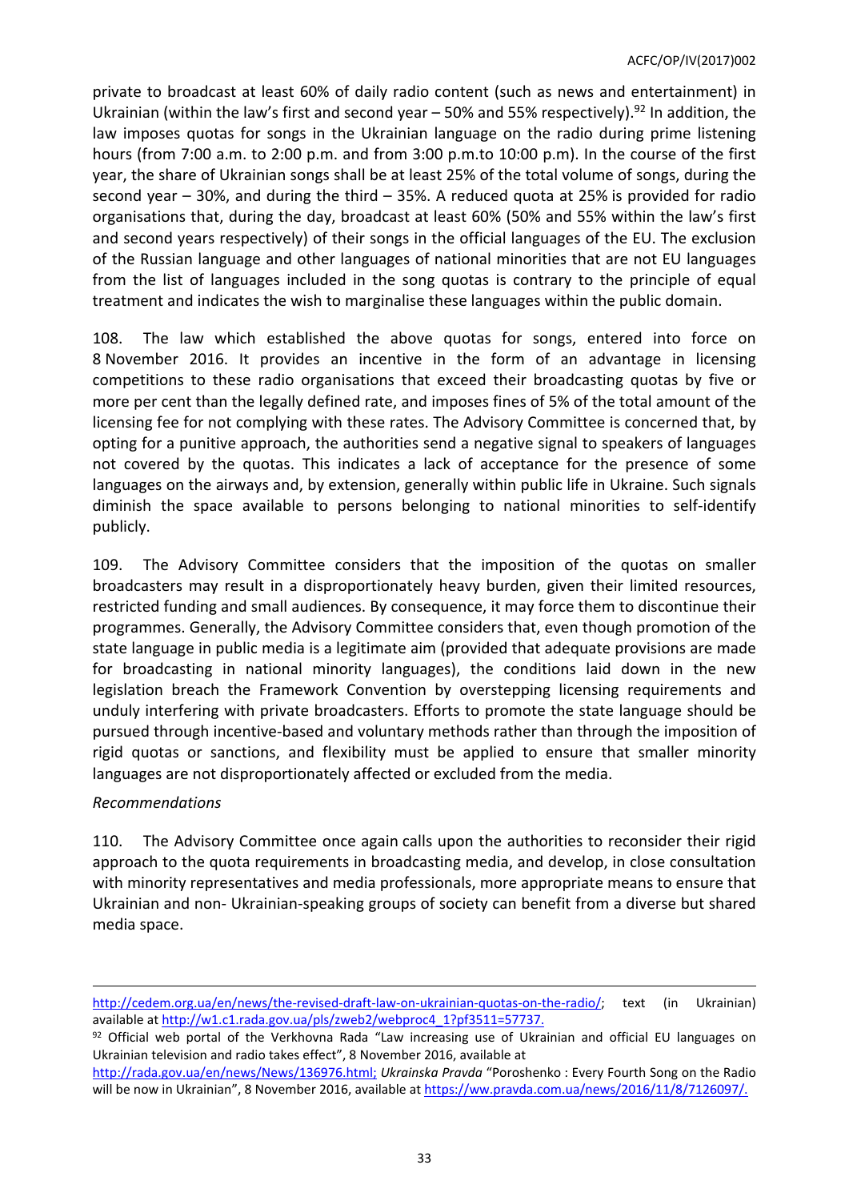private to broadcast at least 60% of daily radio content (such as news and entertainment) in Ukrainian (within the law's first and second year – 50% and 55% respectively).[92] In addition, the law imposes quotas for songs in the Ukrainian language on the radio during prime listening hours (from 7:00 a.m. to 2:00 p.m. and from 3:00 p.m.to 10:00 p.m). In the course of the first year, the share of Ukrainian songs shall be at least 25% of the total volume of songs, during the second year – 30%, and during the third – 35%. A reduced quota at 25% is provided for radio organisations that, during the day, broadcast at least 60% (50% and 55% within the law's first and second years respectively) of their songs in the official languages of the EU. The exclusion of the Russian language and other languages of national minorities that are not EU languages from the list of languages included in the song quotas is contrary to the principle of equal treatment and indicates the wish to marginalise these languages within the public domain.

108. The law which established the above quotas for songs, entered into force on 8 November 2016. It provides an incentive in the form of an advantage in licensing competitions to these radio organisations that exceed their broadcasting quotas by five or more per cent than the legally defined rate, and imposes fines of 5% of the total amount of the licensing fee for not complying with these rates. The Advisory Committee is concerned that, by opting for a punitive approach, the authorities send a negative signal to speakers of languages not covered by the quotas. This indicates a lack of acceptance for the presence of some languages on the airways and, by extension, generally within public life in Ukraine. Such signals diminish the space available to persons belonging to national minorities to self-identify publicly.

109. The Advisory Committee considers that the imposition of the quotas on smaller broadcasters may result in a disproportionately heavy burden, given their limited resources, restricted funding and small audiences. By consequence, it may force them to discontinue their programmes. Generally, the Advisory Committee considers that, even though promotion of the state language in public media is a legitimate aim (provided that adequate provisions are made for broadcasting in national minority languages), the conditions laid down in the new legislation breach the Framework Convention by overstepping licensing requirements and unduly interfering with private broadcasters. Efforts to promote the state language should be pursued through incentive-based and voluntary methods rather than through the imposition of rigid quotas or sanctions, and flexibility must be applied to ensure that smaller minority languages are not disproportionately affected or excluded from the media.

*Recommendations*

110. The Advisory Committee once again calls upon the authorities to reconsider their rigid approach to the quota requirements in broadcasting media, and develop, in close consultation with minority representatives and media professionals, more appropriate means to ensure that Ukrainian and non- Ukrainian-speaking groups of society can benefit from a diverse but shared media space.

---

http://cedem.org.ua/en/news/the-revised-draft-law-on-ukrainian-quotas-on-the-radio/; text (in Ukrainian) available at http://w1.c1.rada.gov.ua/pls/zweb2/webproc4_1?pf3511=57737.

[92] Official web portal of the Verkhovna Rada "Law increasing use of Ukrainian and official EU languages on Ukrainian television and radio takes effect", 8 November 2016, available at http://rada.gov.ua/en/news/News/136976.html; *Ukrainska Pravda* "Poroshenko : Every Fourth Song on the Radio will be now in Ukrainian", 8 November 2016, available at https://ww.pravda.com.ua/news/2016/11/8/7126097/.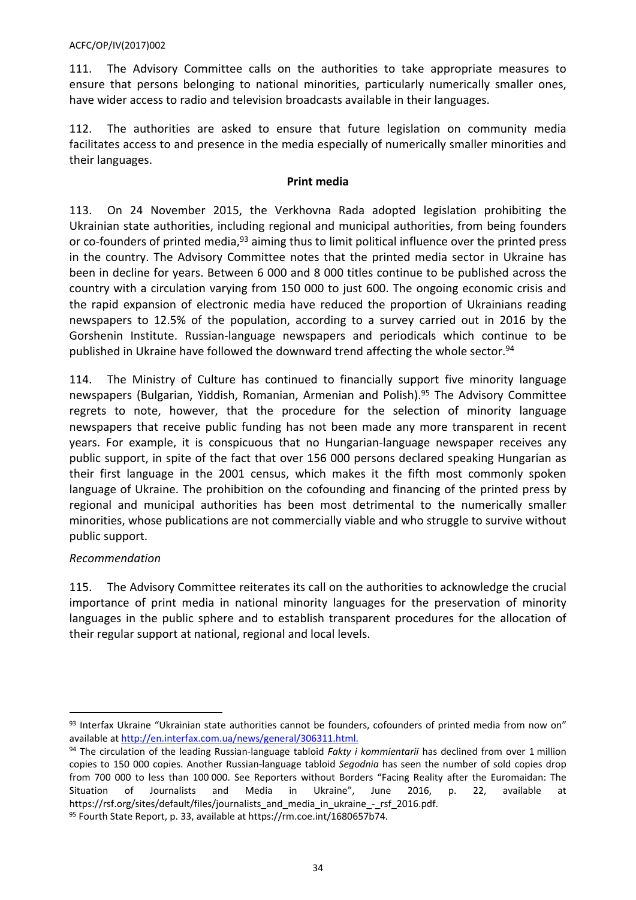111. The Advisory Committee calls on the authorities to take appropriate measures to ensure that persons belonging to national minorities, particularly numerically smaller ones, have wider access to radio and television broadcasts available in their languages.

112. The authorities are asked to ensure that future legislation on community media facilitates access to and presence in the media especially of numerically smaller minorities and their languages.

**Print media**

113. On 24 November 2015, the Verkhovna Rada adopted legislation prohibiting the Ukrainian state authorities, including regional and municipal authorities, from being founders or co-founders of printed media,[93] aiming thus to limit political influence over the printed press in the country. The Advisory Committee notes that the printed media sector in Ukraine has been in decline for years. Between 6 000 and 8 000 titles continue to be published across the country with a circulation varying from 150 000 to just 600. The ongoing economic crisis and the rapid expansion of electronic media have reduced the proportion of Ukrainians reading newspapers to 12.5% of the population, according to a survey carried out in 2016 by the Gorshenin Institute. Russian-language newspapers and periodicals which continue to be published in Ukraine have followed the downward trend affecting the whole sector.[94]

114. The Ministry of Culture has continued to financially support five minority language newspapers (Bulgarian, Yiddish, Romanian, Armenian and Polish).[95] The Advisory Committee regrets to note, however, that the procedure for the selection of minority language newspapers that receive public funding has not been made any more transparent in recent years. For example, it is conspicuous that no Hungarian-language newspaper receives any public support, in spite of the fact that over 156 000 persons declared speaking Hungarian as their first language in the 2001 census, which makes it the fifth most commonly spoken language of Ukraine. The prohibition on the cofounding and financing of the printed press by regional and municipal authorities has been most detrimental to the numerically smaller minorities, whose publications are not commercially viable and who struggle to survive without public support.

*Recommendation*

115. The Advisory Committee reiterates its call on the authorities to acknowledge the crucial importance of print media in national minority languages for the preservation of minority languages in the public sphere and to establish transparent procedures for the allocation of their regular support at national, regional and local levels.

---

[93] Interfax Ukraine "Ukrainian state authorities cannot be founders, cofounders of printed media from now on" available at http://en.interfax.com.ua/news/general/306311.html.

[94] The circulation of the leading Russian-language tabloid *Fakty i kommientarii* has declined from over 1 million copies to 150 000 copies. Another Russian-language tabloid *Segodnia* has seen the number of sold copies drop from 700 000 to less than 100 000. See Reporters without Borders "Facing Reality after the Euromaidan: The Situation of Journalists and Media in Ukraine", June 2016, p. 22, available at https://rsf.org/sites/default/files/journalists_and_media_in_ukraine_-_rsf_2016.pdf.

[95] Fourth State Report, p. 33, available at https://rm.coe.int/1680657b74.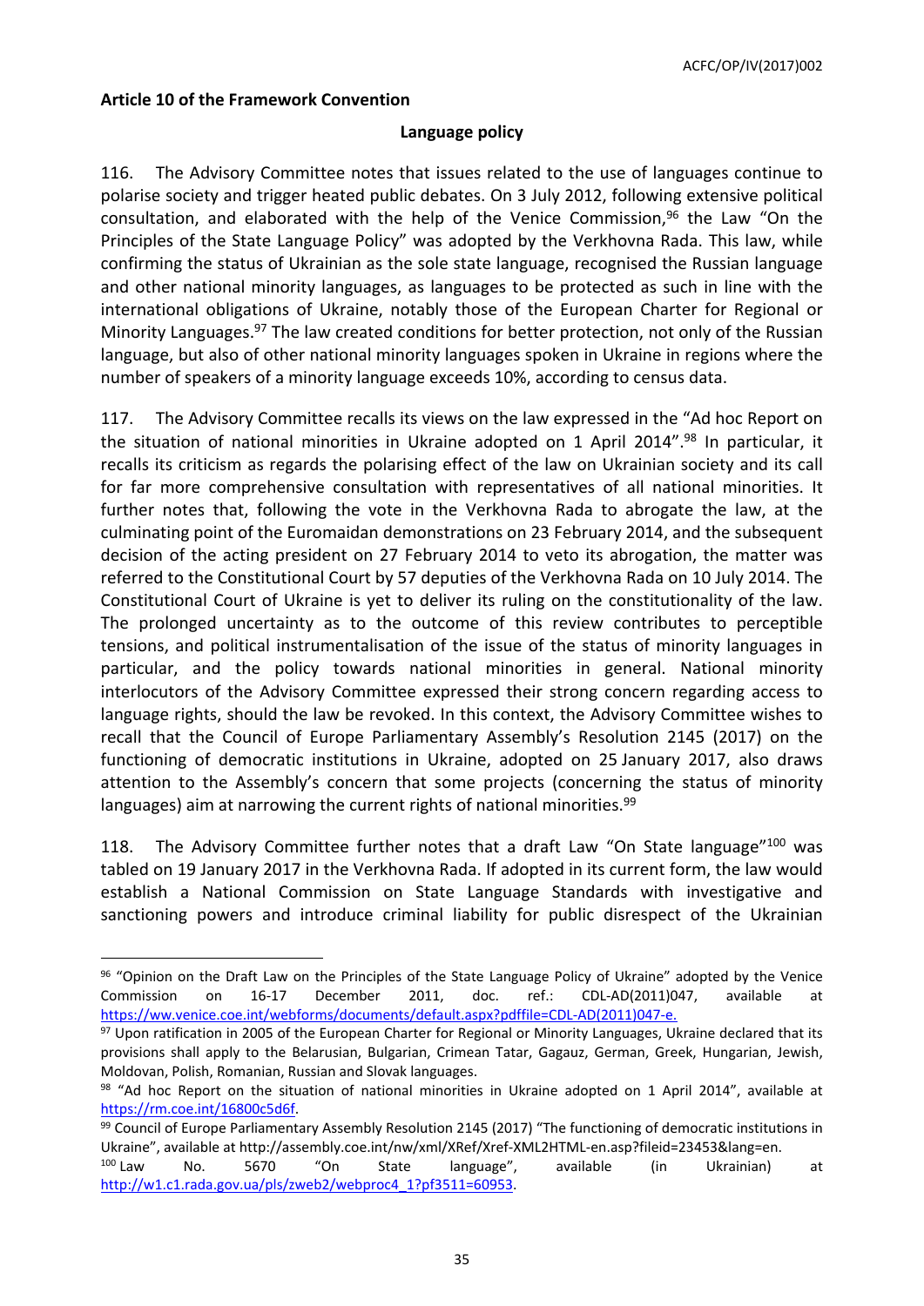**Article 10 of the Framework Convention**

**Language policy**

116. The Advisory Committee notes that issues related to the use of languages continue to polarise society and trigger heated public debates. On 3 July 2012, following extensive political consultation, and elaborated with the help of the Venice Commission,[96] the Law "On the Principles of the State Language Policy" was adopted by the Verkhovna Rada. This law, while confirming the status of Ukrainian as the sole state language, recognised the Russian language and other national minority languages, as languages to be protected as such in line with the international obligations of Ukraine, notably those of the European Charter for Regional or Minority Languages.[97] The law created conditions for better protection, not only of the Russian language, but also of other national minority languages spoken in Ukraine in regions where the number of speakers of a minority language exceeds 10%, according to census data.

117. The Advisory Committee recalls its views on the law expressed in the "Ad hoc Report on the situation of national minorities in Ukraine adopted on 1 April 2014".[98] In particular, it recalls its criticism as regards the polarising effect of the law on Ukrainian society and its call for far more comprehensive consultation with representatives of all national minorities. It further notes that, following the vote in the Verkhovna Rada to abrogate the law, at the culminating point of the Euromaidan demonstrations on 23 February 2014, and the subsequent decision of the acting president on 27 February 2014 to veto its abrogation, the matter was referred to the Constitutional Court by 57 deputies of the Verkhovna Rada on 10 July 2014. The Constitutional Court of Ukraine is yet to deliver its ruling on the constitutionality of the law. The prolonged uncertainty as to the outcome of this review contributes to perceptible tensions, and political instrumentalisation of the issue of the status of minority languages in particular, and the policy towards national minorities in general. National minority interlocutors of the Advisory Committee expressed their strong concern regarding access to language rights, should the law be revoked. In this context, the Advisory Committee wishes to recall that the Council of Europe Parliamentary Assembly's Resolution 2145 (2017) on the functioning of democratic institutions in Ukraine, adopted on 25 January 2017, also draws attention to the Assembly's concern that some projects (concerning the status of minority languages) aim at narrowing the current rights of national minorities.[99]

118. The Advisory Committee further notes that a draft Law "On State language"[100] was tabled on 19 January 2017 in the Verkhovna Rada. If adopted in its current form, the law would establish a National Commission on State Language Standards with investigative and sanctioning powers and introduce criminal liability for public disrespect of the Ukrainian

---

[96] "Opinion on the Draft Law on the Principles of the State Language Policy of Ukraine" adopted by the Venice Commission on 16-17 December 2011, doc. ref.: CDL-AD(2011)047, available at https://ww.venice.coe.int/webforms/documents/default.aspx?pdffile=CDL-AD(2011)047-e.

[97] Upon ratification in 2005 of the European Charter for Regional or Minority Languages, Ukraine declared that its provisions shall apply to the Belarusian, Bulgarian, Crimean Tatar, Gagauz, German, Greek, Hungarian, Jewish, Moldovan, Polish, Romanian, Russian and Slovak languages.

[98] "Ad hoc Report on the situation of national minorities in Ukraine adopted on 1 April 2014", available at https://rm.coe.int/16800c5d6f.

[99] Council of Europe Parliamentary Assembly Resolution 2145 (2017) "The functioning of democratic institutions in Ukraine", available at http://assembly.coe.int/nw/xml/XRef/Xref-XML2HTML-en.asp?fileid=23453&lang=en.

[100] Law No. 5670 "On State language", available (in Ukrainian) at http://w1.c1.rada.gov.ua/pls/zweb2/webproc4_1?pf3511=60953.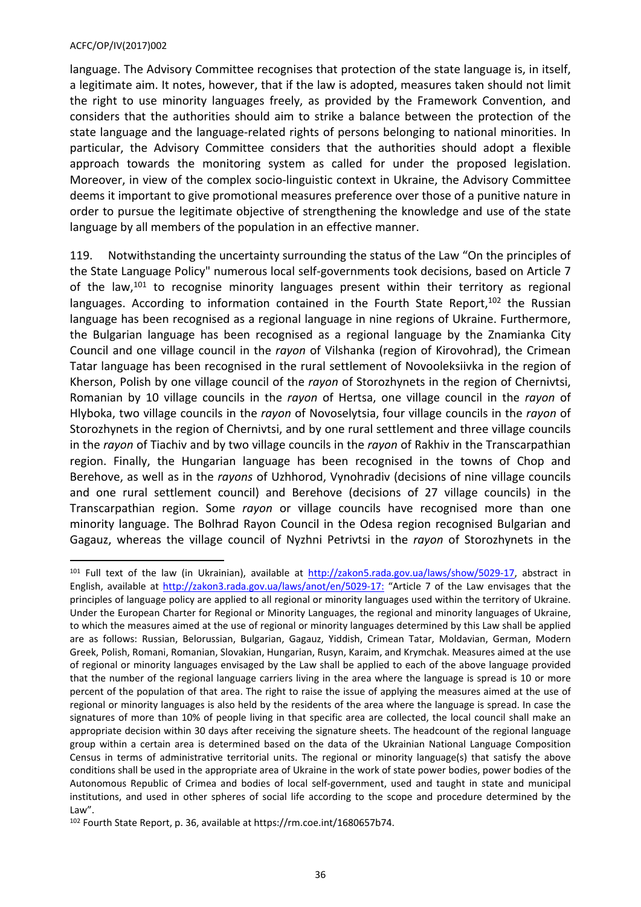language. The Advisory Committee recognises that protection of the state language is, in itself, a legitimate aim. It notes, however, that if the law is adopted, measures taken should not limit the right to use minority languages freely, as provided by the Framework Convention, and considers that the authorities should aim to strike a balance between the protection of the state language and the language-related rights of persons belonging to national minorities. In particular, the Advisory Committee considers that the authorities should adopt a flexible approach towards the monitoring system as called for under the proposed legislation. Moreover, in view of the complex socio-linguistic context in Ukraine, the Advisory Committee deems it important to give promotional measures preference over those of a punitive nature in order to pursue the legitimate objective of strengthening the knowledge and use of the state language by all members of the population in an effective manner.

119. Notwithstanding the uncertainty surrounding the status of the Law "On the principles of the State Language Policy" numerous local self-governments took decisions, based on Article 7 of the law,[101] to recognise minority languages present within their territory as regional languages. According to information contained in the Fourth State Report,[102] the Russian language has been recognised as a regional language in nine regions of Ukraine. Furthermore, the Bulgarian language has been recognised as a regional language by the Znamianka City Council and one village council in the *rayon* of Vilshanka (region of Kirovohrad), the Crimean Tatar language has been recognised in the rural settlement of Novooleksiivka in the region of Kherson, Polish by one village council of the *rayon* of Storozhynets in the region of Chernivtsi, Romanian by 10 village councils in the *rayon* of Hertsa, one village council in the *rayon* of Hlyboka, two village councils in the *rayon* of Novoselytsia, four village councils in the *rayon* of Storozhynets in the region of Chernivtsi, and by one rural settlement and three village councils in the *rayon* of Tiachiv and by two village councils in the *rayon* of Rakhiv in the Transcarpathian region. Finally, the Hungarian language has been recognised in the towns of Chop and Berehove, as well as in the *rayons* of Uzhhorod, Vynohradiv (decisions of nine village councils and one rural settlement council) and Berehove (decisions of 27 village councils) in the Transcarpathian region. Some *rayon* or village councils have recognised more than one minority language. The Bolhrad Rayon Council in the Odesa region recognised Bulgarian and Gagauz, whereas the village council of Nyzhni Petrivtsi in the *rayon* of Storozhynets in the

---

[101] Full text of the law (in Ukrainian), available at http://zakon5.rada.gov.ua/laws/show/5029-17, abstract in English, available at http://zakon3.rada.gov.ua/laws/anot/en/5029-17: "Article 7 of the Law envisages that the principles of language policy are applied to all regional or minority languages used within the territory of Ukraine. Under the European Charter for Regional or Minority Languages, the regional and minority languages of Ukraine, to which the measures aimed at the use of regional or minority languages determined by this Law shall be applied are as follows: Russian, Belorussian, Bulgarian, Gagauz, Yiddish, Crimean Tatar, Moldavian, German, Modern Greek, Polish, Romani, Romanian, Slovakian, Hungarian, Rusyn, Karaim, and Krymchak. Measures aimed at the use of regional or minority languages envisaged by the Law shall be applied to each of the above language provided that the number of the regional language carriers living in the area where the language is spread is 10 or more percent of the population of that area. The right to raise the issue of applying the measures aimed at the use of regional or minority languages is also held by the residents of the area where the language is spread. In case the signatures of more than 10% of people living in that specific area are collected, the local council shall make an appropriate decision within 30 days after receiving the signature sheets. The headcount of the regional language group within a certain area is determined based on the data of the Ukrainian National Language Composition Census in terms of administrative territorial units. The regional or minority language(s) that satisfy the above conditions shall be used in the appropriate area of Ukraine in the work of state power bodies, power bodies of the Autonomous Republic of Crimea and bodies of local self-government, used and taught in state and municipal institutions, and used in other spheres of social life according to the scope and procedure determined by the Law".

[102] Fourth State Report, p. 36, available at https://rm.coe.int/1680657b74.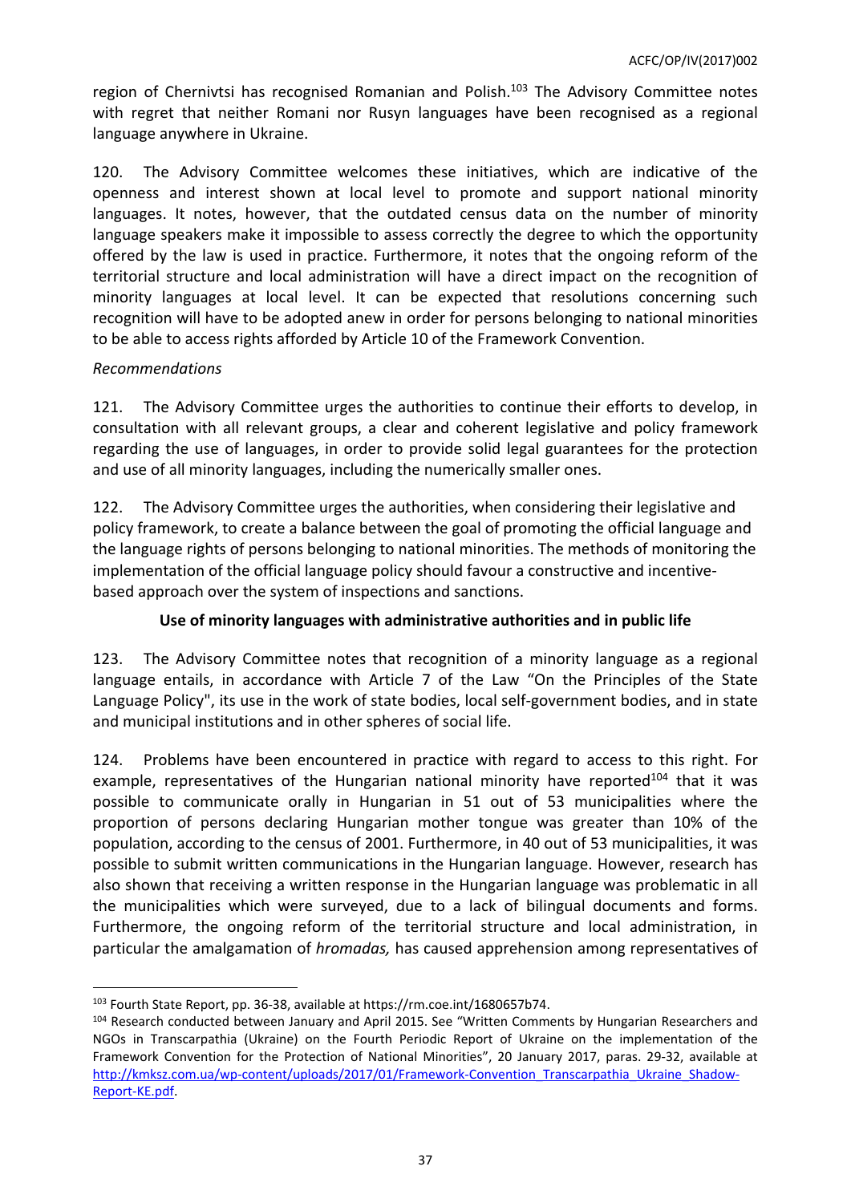region of Chernivtsi has recognised Romanian and Polish.[103] The Advisory Committee notes with regret that neither Romani nor Rusyn languages have been recognised as a regional language anywhere in Ukraine.

120. The Advisory Committee welcomes these initiatives, which are indicative of the openness and interest shown at local level to promote and support national minority languages. It notes, however, that the outdated census data on the number of minority language speakers make it impossible to assess correctly the degree to which the opportunity offered by the law is used in practice. Furthermore, it notes that the ongoing reform of the territorial structure and local administration will have a direct impact on the recognition of minority languages at local level. It can be expected that resolutions concerning such recognition will have to be adopted anew in order for persons belonging to national minorities to be able to access rights afforded by Article 10 of the Framework Convention.

*Recommendations*

121. The Advisory Committee urges the authorities to continue their efforts to develop, in consultation with all relevant groups, a clear and coherent legislative and policy framework regarding the use of languages, in order to provide solid legal guarantees for the protection and use of all minority languages, including the numerically smaller ones.

122. The Advisory Committee urges the authorities, when considering their legislative and policy framework, to create a balance between the goal of promoting the official language and the language rights of persons belonging to national minorities. The methods of monitoring the implementation of the official language policy should favour a constructive and incentive-based approach over the system of inspections and sanctions.

**Use of minority languages with administrative authorities and in public life**

123. The Advisory Committee notes that recognition of a minority language as a regional language entails, in accordance with Article 7 of the Law "On the Principles of the State Language Policy", its use in the work of state bodies, local self-government bodies, and in state and municipal institutions and in other spheres of social life.

124. Problems have been encountered in practice with regard to access to this right. For example, representatives of the Hungarian national minority have reported[104] that it was possible to communicate orally in Hungarian in 51 out of 53 municipalities where the proportion of persons declaring Hungarian mother tongue was greater than 10% of the population, according to the census of 2001. Furthermore, in 40 out of 53 municipalities, it was possible to submit written communications in the Hungarian language. However, research has also shown that receiving a written response in the Hungarian language was problematic in all the municipalities which were surveyed, due to a lack of bilingual documents and forms. Furthermore, the ongoing reform of the territorial structure and local administration, in particular the amalgamation of *hromadas,* has caused apprehension among representatives of

---

[103] Fourth State Report, pp. 36-38, available at https://rm.coe.int/1680657b74.

[104] Research conducted between January and April 2015. See "Written Comments by Hungarian Researchers and NGOs in Transcarpathia (Ukraine) on the Fourth Periodic Report of Ukraine on the implementation of the Framework Convention for the Protection of National Minorities", 20 January 2017, paras. 29-32, available at http://kmksz.com.ua/wp-content/uploads/2017/01/Framework-Convention_Transcarpathia_Ukraine_Shadow-Report-KE.pdf.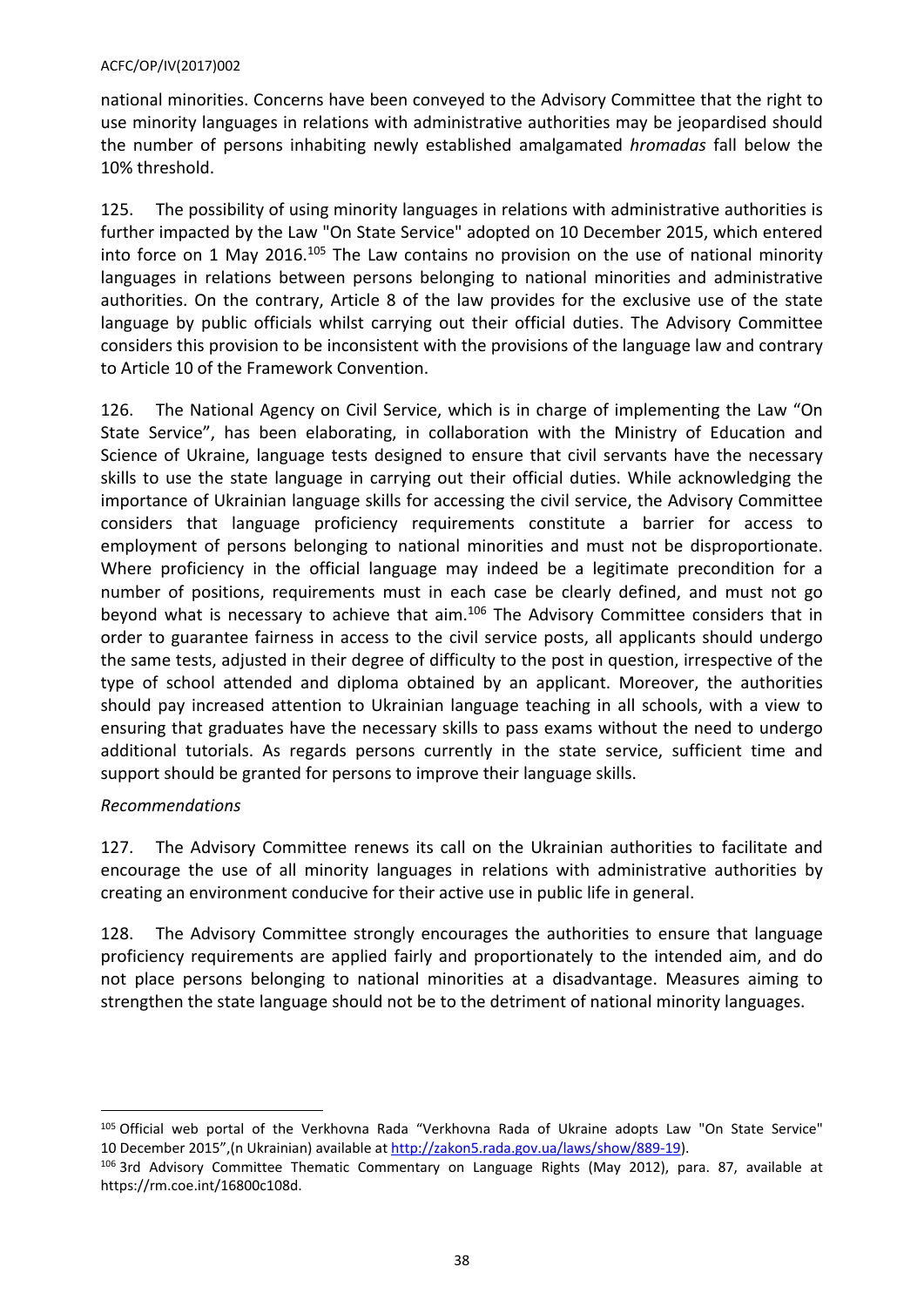national minorities. Concerns have been conveyed to the Advisory Committee that the right to use minority languages in relations with administrative authorities may be jeopardised should the number of persons inhabiting newly established amalgamated *hromadas* fall below the 10% threshold.

125. The possibility of using minority languages in relations with administrative authorities is further impacted by the Law "On State Service" adopted on 10 December 2015, which entered into force on 1 May 2016.[105] The Law contains no provision on the use of national minority languages in relations between persons belonging to national minorities and administrative authorities. On the contrary, Article 8 of the law provides for the exclusive use of the state language by public officials whilst carrying out their official duties. The Advisory Committee considers this provision to be inconsistent with the provisions of the language law and contrary to Article 10 of the Framework Convention.

126. The National Agency on Civil Service, which is in charge of implementing the Law "On State Service", has been elaborating, in collaboration with the Ministry of Education and Science of Ukraine, language tests designed to ensure that civil servants have the necessary skills to use the state language in carrying out their official duties. While acknowledging the importance of Ukrainian language skills for accessing the civil service, the Advisory Committee considers that language proficiency requirements constitute a barrier for access to employment of persons belonging to national minorities and must not be disproportionate. Where proficiency in the official language may indeed be a legitimate precondition for a number of positions, requirements must in each case be clearly defined, and must not go beyond what is necessary to achieve that aim.[106] The Advisory Committee considers that in order to guarantee fairness in access to the civil service posts, all applicants should undergo the same tests, adjusted in their degree of difficulty to the post in question, irrespective of the type of school attended and diploma obtained by an applicant. Moreover, the authorities should pay increased attention to Ukrainian language teaching in all schools, with a view to ensuring that graduates have the necessary skills to pass exams without the need to undergo additional tutorials. As regards persons currently in the state service, sufficient time and support should be granted for persons to improve their language skills.

*Recommendations*

127. The Advisory Committee renews its call on the Ukrainian authorities to facilitate and encourage the use of all minority languages in relations with administrative authorities by creating an environment conducive for their active use in public life in general.

128. The Advisory Committee strongly encourages the authorities to ensure that language proficiency requirements are applied fairly and proportionately to the intended aim, and do not place persons belonging to national minorities at a disadvantage. Measures aiming to strengthen the state language should not be to the detriment of national minority languages.

---

[105] Official web portal of the Verkhovna Rada "Verkhovna Rada of Ukraine adopts Law "On State Service" 10 December 2015",(n Ukrainian) available at http://zakon5.rada.gov.ua/laws/show/889-19).

[106] 3rd Advisory Committee Thematic Commentary on Language Rights (May 2012), para. 87, available at https://rm.coe.int/16800c108d.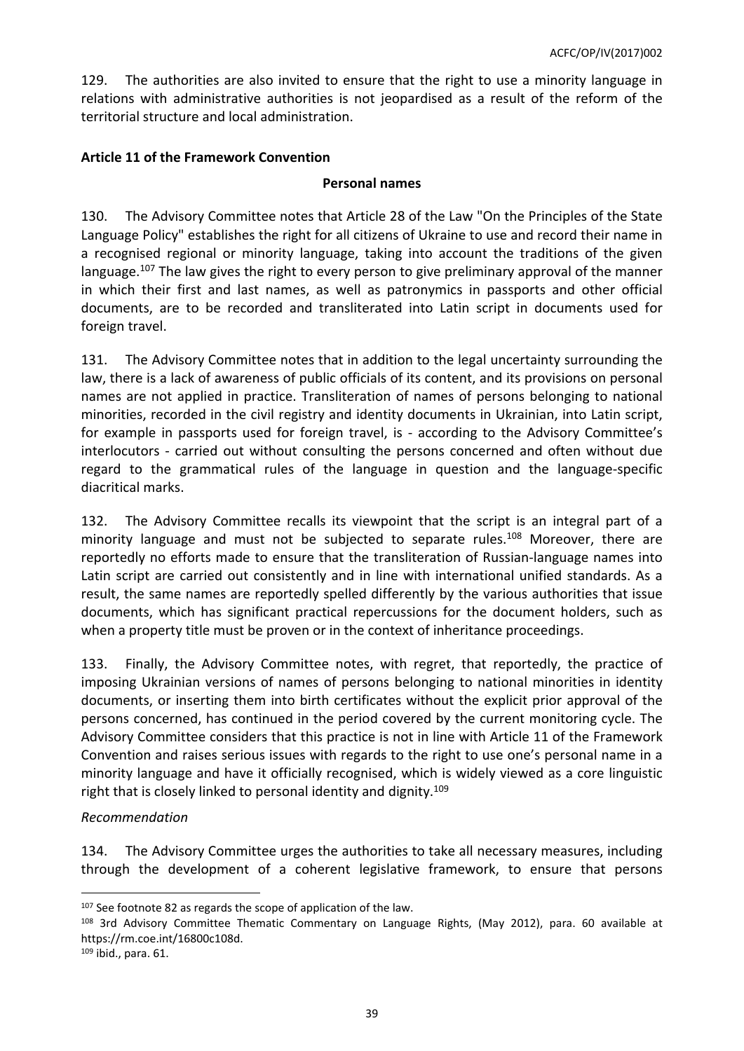129. The authorities are also invited to ensure that the right to use a minority language in relations with administrative authorities is not jeopardised as a result of the reform of the territorial structure and local administration.

**Article 11 of the Framework Convention**

**Personal names**

130. The Advisory Committee notes that Article 28 of the Law "On the Principles of the State Language Policy" establishes the right for all citizens of Ukraine to use and record their name in a recognised regional or minority language, taking into account the traditions of the given language.[107] The law gives the right to every person to give preliminary approval of the manner in which their first and last names, as well as patronymics in passports and other official documents, are to be recorded and transliterated into Latin script in documents used for foreign travel.

131. The Advisory Committee notes that in addition to the legal uncertainty surrounding the law, there is a lack of awareness of public officials of its content, and its provisions on personal names are not applied in practice. Transliteration of names of persons belonging to national minorities, recorded in the civil registry and identity documents in Ukrainian, into Latin script, for example in passports used for foreign travel, is - according to the Advisory Committee's interlocutors - carried out without consulting the persons concerned and often without due regard to the grammatical rules of the language in question and the language-specific diacritical marks.

132. The Advisory Committee recalls its viewpoint that the script is an integral part of a minority language and must not be subjected to separate rules.[108] Moreover, there are reportedly no efforts made to ensure that the transliteration of Russian-language names into Latin script are carried out consistently and in line with international unified standards. As a result, the same names are reportedly spelled differently by the various authorities that issue documents, which has significant practical repercussions for the document holders, such as when a property title must be proven or in the context of inheritance proceedings.

133. Finally, the Advisory Committee notes, with regret, that reportedly, the practice of imposing Ukrainian versions of names of persons belonging to national minorities in identity documents, or inserting them into birth certificates without the explicit prior approval of the persons concerned, has continued in the period covered by the current monitoring cycle. The Advisory Committee considers that this practice is not in line with Article 11 of the Framework Convention and raises serious issues with regards to the right to use one's personal name in a minority language and have it officially recognised, which is widely viewed as a core linguistic right that is closely linked to personal identity and dignity.[109]

*Recommendation*

134. The Advisory Committee urges the authorities to take all necessary measures, including through the development of a coherent legislative framework, to ensure that persons

---

[107] See footnote 82 as regards the scope of application of the law.

[108] 3rd Advisory Committee Thematic Commentary on Language Rights, (May 2012), para. 60 available at https://rm.coe.int/16800c108d.

[109] ibid., para. 61.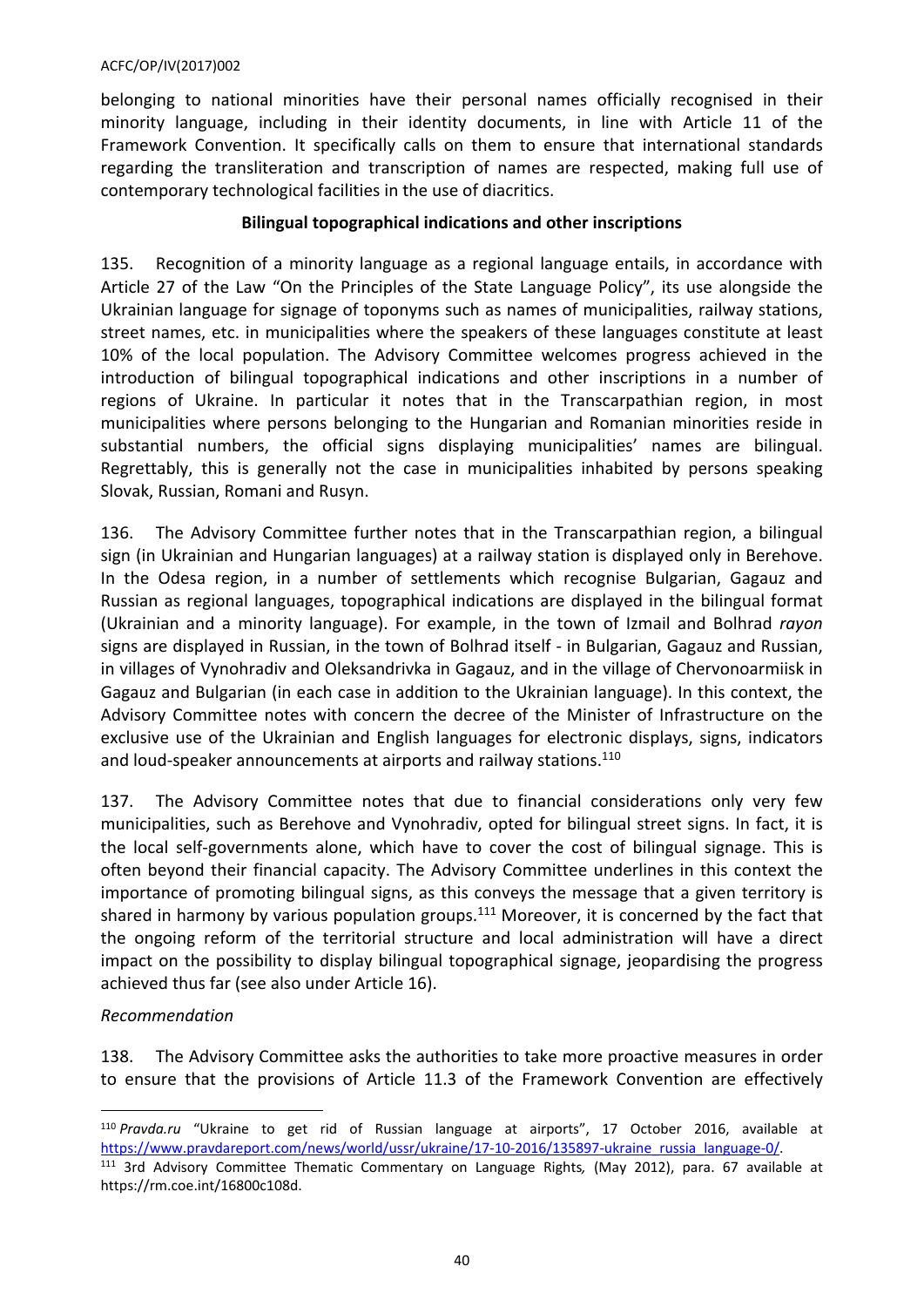belonging to national minorities have their personal names officially recognised in their minority language, including in their identity documents, in line with Article 11 of the Framework Convention. It specifically calls on them to ensure that international standards regarding the transliteration and transcription of names are respected, making full use of contemporary technological facilities in the use of diacritics.

**Bilingual topographical indications and other inscriptions**

135. Recognition of a minority language as a regional language entails, in accordance with Article 27 of the Law "On the Principles of the State Language Policy", its use alongside the Ukrainian language for signage of toponyms such as names of municipalities, railway stations, street names, etc. in municipalities where the speakers of these languages constitute at least 10% of the local population. The Advisory Committee welcomes progress achieved in the introduction of bilingual topographical indications and other inscriptions in a number of regions of Ukraine. In particular it notes that in the Transcarpathian region, in most municipalities where persons belonging to the Hungarian and Romanian minorities reside in substantial numbers, the official signs displaying municipalities' names are bilingual. Regrettably, this is generally not the case in municipalities inhabited by persons speaking Slovak, Russian, Romani and Rusyn.

136. The Advisory Committee further notes that in the Transcarpathian region, a bilingual sign (in Ukrainian and Hungarian languages) at a railway station is displayed only in Berehove. In the Odesa region, in a number of settlements which recognise Bulgarian, Gagauz and Russian as regional languages, topographical indications are displayed in the bilingual format (Ukrainian and a minority language). For example, in the town of Izmail and Bolhrad *rayon* signs are displayed in Russian, in the town of Bolhrad itself - in Bulgarian, Gagauz and Russian, in villages of Vynohradiv and Oleksandrivka in Gagauz, and in the village of Chervonoarmiisk in Gagauz and Bulgarian (in each case in addition to the Ukrainian language). In this context, the Advisory Committee notes with concern the decree of the Minister of Infrastructure on the exclusive use of the Ukrainian and English languages for electronic displays, signs, indicators and loud-speaker announcements at airports and railway stations.[110]

137. The Advisory Committee notes that due to financial considerations only very few municipalities, such as Berehove and Vynohradiv, opted for bilingual street signs. In fact, it is the local self-governments alone, which have to cover the cost of bilingual signage. This is often beyond their financial capacity. The Advisory Committee underlines in this context the importance of promoting bilingual signs, as this conveys the message that a given territory is shared in harmony by various population groups.[111] Moreover, it is concerned by the fact that the ongoing reform of the territorial structure and local administration will have a direct impact on the possibility to display bilingual topographical signage, jeopardising the progress achieved thus far (see also under Article 16).

*Recommendation*

138. The Advisory Committee asks the authorities to take more proactive measures in order to ensure that the provisions of Article 11.3 of the Framework Convention are effectively

---

[110] *Pravda.ru* "Ukraine to get rid of Russian language at airports", 17 October 2016, available at https://www.pravdareport.com/news/world/ussr/ukraine/17-10-2016/135897-ukraine_russia_language-0/.

[111] 3rd Advisory Committee Thematic Commentary on Language Rights*,* (May 2012), para. 67 available at https://rm.coe.int/16800c108d.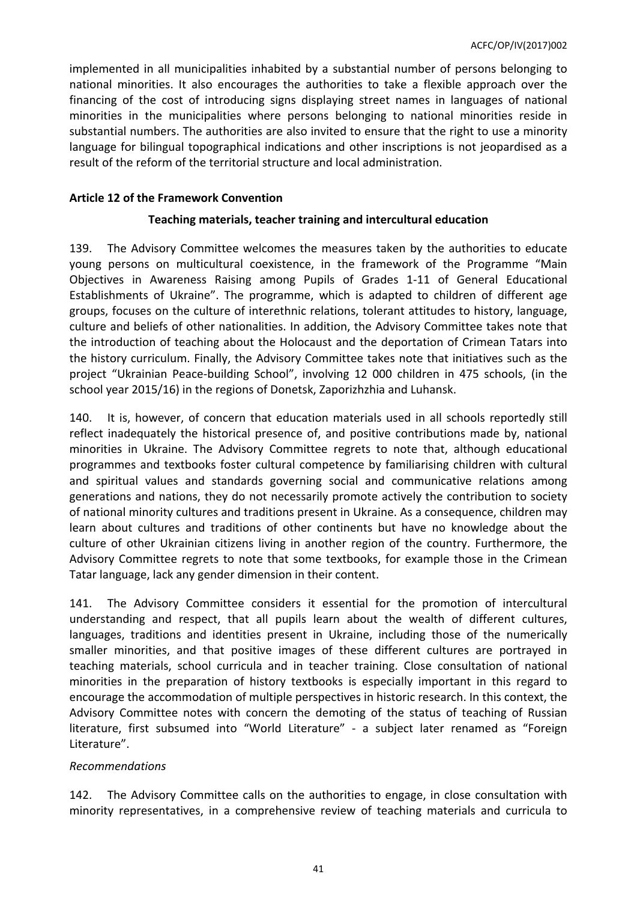implemented in all municipalities inhabited by a substantial number of persons belonging to national minorities. It also encourages the authorities to take a flexible approach over the financing of the cost of introducing signs displaying street names in languages of national minorities in the municipalities where persons belonging to national minorities reside in substantial numbers. The authorities are also invited to ensure that the right to use a minority language for bilingual topographical indications and other inscriptions is not jeopardised as a result of the reform of the territorial structure and local administration.

### Article 12 of the Framework Convention

#### Teaching materials, teacher training and intercultural education

139. The Advisory Committee welcomes the measures taken by the authorities to educate young persons on multicultural coexistence, in the framework of the Programme "Main Objectives in Awareness Raising among Pupils of Grades 1-11 of General Educational Establishments of Ukraine". The programme, which is adapted to children of different age groups, focuses on the culture of interethnic relations, tolerant attitudes to history, language, culture and beliefs of other nationalities. In addition, the Advisory Committee takes note that the introduction of teaching about the Holocaust and the deportation of Crimean Tatars into the history curriculum. Finally, the Advisory Committee takes note that initiatives such as the project "Ukrainian Peace-building School", involving 12 000 children in 475 schools, (in the school year 2015/16) in the regions of Donetsk, Zaporizhzhia and Luhansk.

140. It is, however, of concern that education materials used in all schools reportedly still reflect inadequately the historical presence of, and positive contributions made by, national minorities in Ukraine. The Advisory Committee regrets to note that, although educational programmes and textbooks foster cultural competence by familiarising children with cultural and spiritual values and standards governing social and communicative relations among generations and nations, they do not necessarily promote actively the contribution to society of national minority cultures and traditions present in Ukraine. As a consequence, children may learn about cultures and traditions of other continents but have no knowledge about the culture of other Ukrainian citizens living in another region of the country. Furthermore, the Advisory Committee regrets to note that some textbooks, for example those in the Crimean Tatar language, lack any gender dimension in their content.

141. The Advisory Committee considers it essential for the promotion of intercultural understanding and respect, that all pupils learn about the wealth of different cultures, languages, traditions and identities present in Ukraine, including those of the numerically smaller minorities, and that positive images of these different cultures are portrayed in teaching materials, school curricula and in teacher training. Close consultation of national minorities in the preparation of history textbooks is especially important in this regard to encourage the accommodation of multiple perspectives in historic research. In this context, the Advisory Committee notes with concern the demoting of the status of teaching of Russian literature, first subsumed into "World Literature" - a subject later renamed as "Foreign Literature".

*Recommendations*

142. The Advisory Committee calls on the authorities to engage, in close consultation with minority representatives, in a comprehensive review of teaching materials and curricula to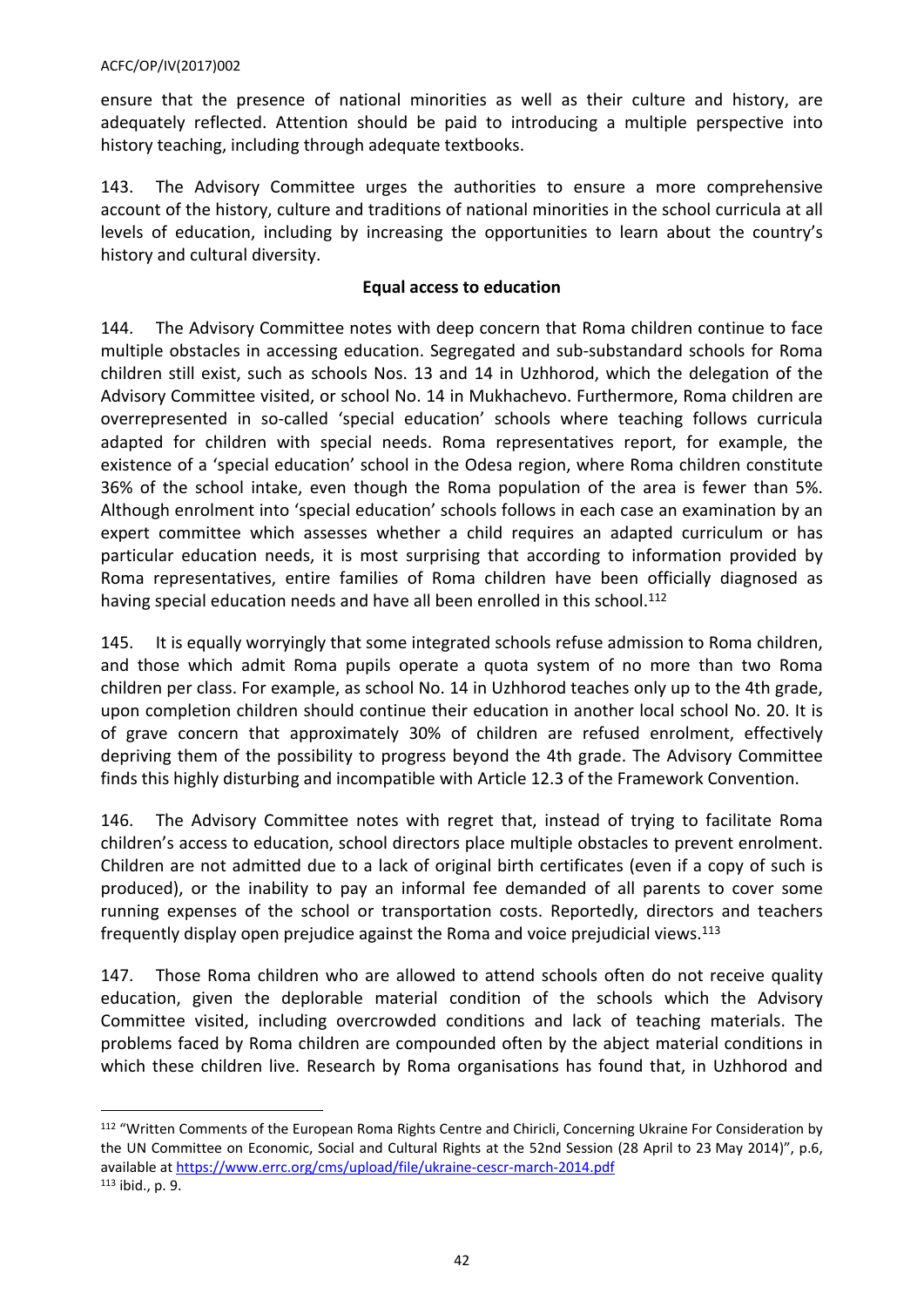ensure that the presence of national minorities as well as their culture and history, are adequately reflected. Attention should be paid to introducing a multiple perspective into history teaching, including through adequate textbooks.

143. The Advisory Committee urges the authorities to ensure a more comprehensive account of the history, culture and traditions of national minorities in the school curricula at all levels of education, including by increasing the opportunities to learn about the country's history and cultural diversity.

**Equal access to education**

144. The Advisory Committee notes with deep concern that Roma children continue to face multiple obstacles in accessing education. Segregated and sub-substandard schools for Roma children still exist, such as schools Nos. 13 and 14 in Uzhhorod, which the delegation of the Advisory Committee visited, or school No. 14 in Mukhachevo. Furthermore, Roma children are overrepresented in so-called 'special education' schools where teaching follows curricula adapted for children with special needs. Roma representatives report, for example, the existence of a 'special education' school in the Odesa region, where Roma children constitute 36% of the school intake, even though the Roma population of the area is fewer than 5%. Although enrolment into 'special education' schools follows in each case an examination by an expert committee which assesses whether a child requires an adapted curriculum or has particular education needs, it is most surprising that according to information provided by Roma representatives, entire families of Roma children have been officially diagnosed as having special education needs and have all been enrolled in this school.[112]

145. It is equally worryingly that some integrated schools refuse admission to Roma children, and those which admit Roma pupils operate a quota system of no more than two Roma children per class. For example, as school No. 14 in Uzhhorod teaches only up to the 4th grade, upon completion children should continue their education in another local school No. 20. It is of grave concern that approximately 30% of children are refused enrolment, effectively depriving them of the possibility to progress beyond the 4th grade. The Advisory Committee finds this highly disturbing and incompatible with Article 12.3 of the Framework Convention.

146. The Advisory Committee notes with regret that, instead of trying to facilitate Roma children's access to education, school directors place multiple obstacles to prevent enrolment. Children are not admitted due to a lack of original birth certificates (even if a copy of such is produced), or the inability to pay an informal fee demanded of all parents to cover some running expenses of the school or transportation costs. Reportedly, directors and teachers frequently display open prejudice against the Roma and voice prejudicial views.[113]

147. Those Roma children who are allowed to attend schools often do not receive quality education, given the deplorable material condition of the schools which the Advisory Committee visited, including overcrowded conditions and lack of teaching materials. The problems faced by Roma children are compounded often by the abject material conditions in which these children live. Research by Roma organisations has found that, in Uzhhorod and

---

[112] "Written Comments of the European Roma Rights Centre and Chiricli, Concerning Ukraine For Consideration by the UN Committee on Economic, Social and Cultural Rights at the 52nd Session (28 April to 23 May 2014)", p.6, available at https://www.errc.org/cms/upload/file/ukraine-cescr-march-2014.pdf

[113] ibid., p. 9.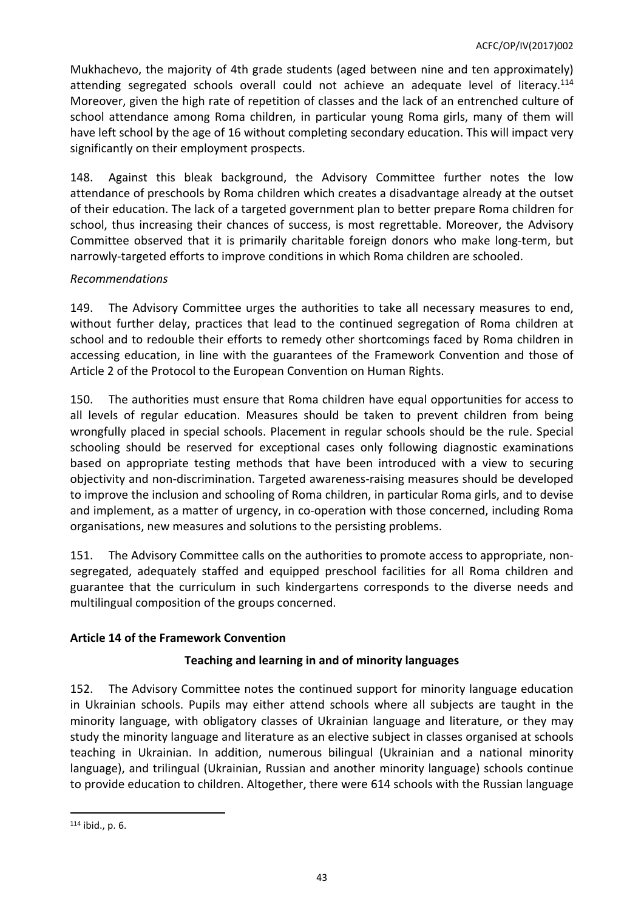Mukhachevo, the majority of 4th grade students (aged between nine and ten approximately) attending segregated schools overall could not achieve an adequate level of literacy.[114] Moreover, given the high rate of repetition of classes and the lack of an entrenched culture of school attendance among Roma children, in particular young Roma girls, many of them will have left school by the age of 16 without completing secondary education. This will impact very significantly on their employment prospects.

148. Against this bleak background, the Advisory Committee further notes the low attendance of preschools by Roma children which creates a disadvantage already at the outset of their education. The lack of a targeted government plan to better prepare Roma children for school, thus increasing their chances of success, is most regrettable. Moreover, the Advisory Committee observed that it is primarily charitable foreign donors who make long-term, but narrowly-targeted efforts to improve conditions in which Roma children are schooled.

*Recommendations*

149. The Advisory Committee urges the authorities to take all necessary measures to end, without further delay, practices that lead to the continued segregation of Roma children at school and to redouble their efforts to remedy other shortcomings faced by Roma children in accessing education, in line with the guarantees of the Framework Convention and those of Article 2 of the Protocol to the European Convention on Human Rights.

150. The authorities must ensure that Roma children have equal opportunities for access to all levels of regular education. Measures should be taken to prevent children from being wrongfully placed in special schools. Placement in regular schools should be the rule. Special schooling should be reserved for exceptional cases only following diagnostic examinations based on appropriate testing methods that have been introduced with a view to securing objectivity and non-discrimination. Targeted awareness-raising measures should be developed to improve the inclusion and schooling of Roma children, in particular Roma girls, and to devise and implement, as a matter of urgency, in co-operation with those concerned, including Roma organisations, new measures and solutions to the persisting problems.

151. The Advisory Committee calls on the authorities to promote access to appropriate, non-segregated, adequately staffed and equipped preschool facilities for all Roma children and guarantee that the curriculum in such kindergartens corresponds to the diverse needs and multilingual composition of the groups concerned.

**Article 14 of the Framework Convention**

**Teaching and learning in and of minority languages**

152. The Advisory Committee notes the continued support for minority language education in Ukrainian schools. Pupils may either attend schools where all subjects are taught in the minority language, with obligatory classes of Ukrainian language and literature, or they may study the minority language and literature as an elective subject in classes organised at schools teaching in Ukrainian. In addition, numerous bilingual (Ukrainian and a national minority language), and trilingual (Ukrainian, Russian and another minority language) schools continue to provide education to children. Altogether, there were 614 schools with the Russian language

---

[114] ibid., p. 6.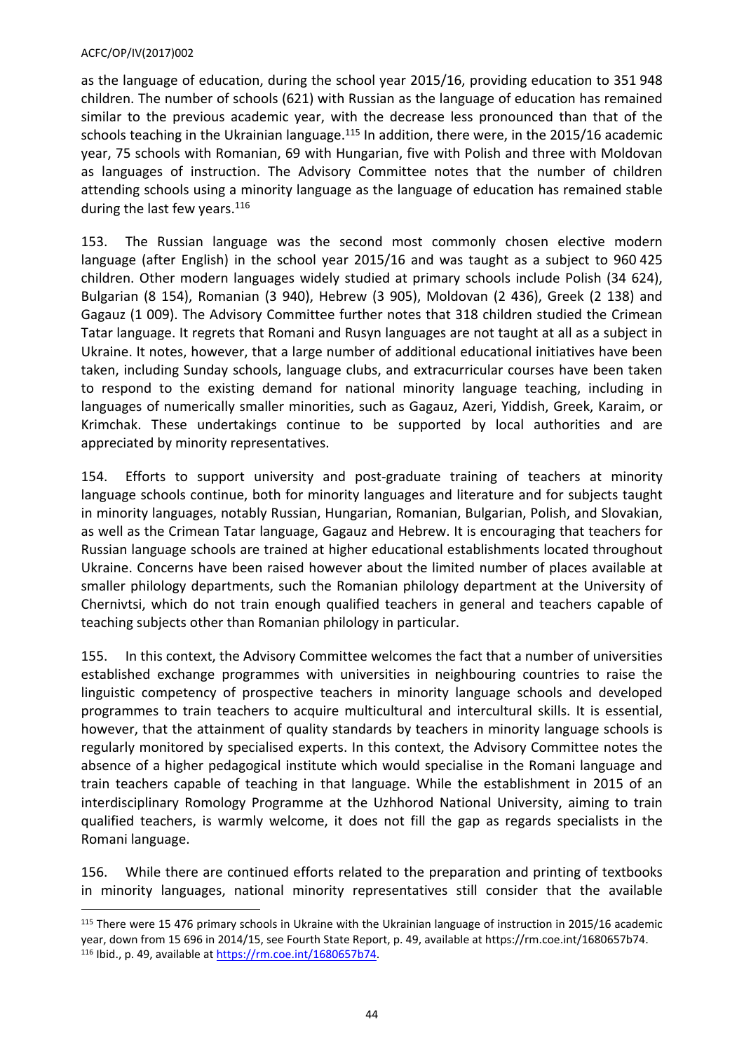as the language of education, during the school year 2015/16, providing education to 351 948 children. The number of schools (621) with Russian as the language of education has remained similar to the previous academic year, with the decrease less pronounced than that of the schools teaching in the Ukrainian language.[115] In addition, there were, in the 2015/16 academic year, 75 schools with Romanian, 69 with Hungarian, five with Polish and three with Moldovan as languages of instruction. The Advisory Committee notes that the number of children attending schools using a minority language as the language of education has remained stable during the last few years.[116]

153. The Russian language was the second most commonly chosen elective modern language (after English) in the school year 2015/16 and was taught as a subject to 960 425 children. Other modern languages widely studied at primary schools include Polish (34 624), Bulgarian (8 154), Romanian (3 940), Hebrew (3 905), Moldovan (2 436), Greek (2 138) and Gagauz (1 009). The Advisory Committee further notes that 318 children studied the Crimean Tatar language. It regrets that Romani and Rusyn languages are not taught at all as a subject in Ukraine. It notes, however, that a large number of additional educational initiatives have been taken, including Sunday schools, language clubs, and extracurricular courses have been taken to respond to the existing demand for national minority language teaching, including in languages of numerically smaller minorities, such as Gagauz, Azeri, Yiddish, Greek, Karaim, or Krimchak. These undertakings continue to be supported by local authorities and are appreciated by minority representatives.

154. Efforts to support university and post-graduate training of teachers at minority language schools continue, both for minority languages and literature and for subjects taught in minority languages, notably Russian, Hungarian, Romanian, Bulgarian, Polish, and Slovakian, as well as the Crimean Tatar language, Gagauz and Hebrew. It is encouraging that teachers for Russian language schools are trained at higher educational establishments located throughout Ukraine. Concerns have been raised however about the limited number of places available at smaller philology departments, such the Romanian philology department at the University of Chernivtsi, which do not train enough qualified teachers in general and teachers capable of teaching subjects other than Romanian philology in particular.

155. In this context, the Advisory Committee welcomes the fact that a number of universities established exchange programmes with universities in neighbouring countries to raise the linguistic competency of prospective teachers in minority language schools and developed programmes to train teachers to acquire multicultural and intercultural skills. It is essential, however, that the attainment of quality standards by teachers in minority language schools is regularly monitored by specialised experts. In this context, the Advisory Committee notes the absence of a higher pedagogical institute which would specialise in the Romani language and train teachers capable of teaching in that language. While the establishment in 2015 of an interdisciplinary Romology Programme at the Uzhhorod National University, aiming to train qualified teachers, is warmly welcome, it does not fill the gap as regards specialists in the Romani language.

156. While there are continued efforts related to the preparation and printing of textbooks in minority languages, national minority representatives still consider that the available

[115] There were 15 476 primary schools in Ukraine with the Ukrainian language of instruction in 2015/16 academic year, down from 15 696 in 2014/15, see Fourth State Report, p. 49, available at https://rm.coe.int/1680657b74.
[116] Ibid., p. 49, available at https://rm.coe.int/1680657b74.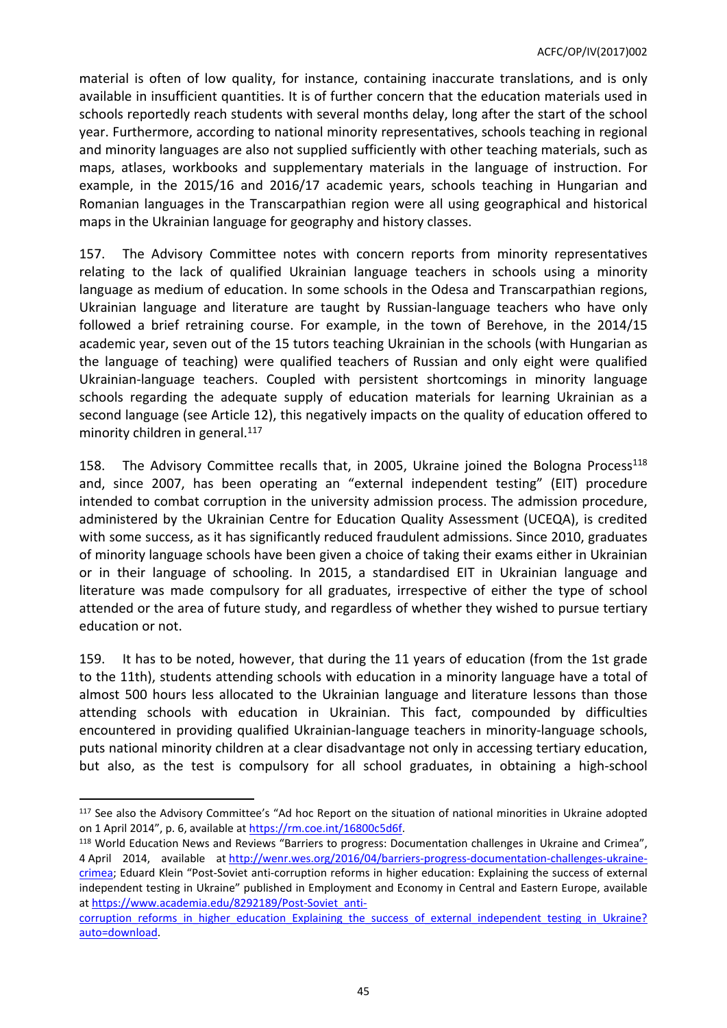material is often of low quality, for instance, containing inaccurate translations, and is only available in insufficient quantities. It is of further concern that the education materials used in schools reportedly reach students with several months delay, long after the start of the school year. Furthermore, according to national minority representatives, schools teaching in regional and minority languages are also not supplied sufficiently with other teaching materials, such as maps, atlases, workbooks and supplementary materials in the language of instruction. For example, in the 2015/16 and 2016/17 academic years, schools teaching in Hungarian and Romanian languages in the Transcarpathian region were all using geographical and historical maps in the Ukrainian language for geography and history classes.

157. The Advisory Committee notes with concern reports from minority representatives relating to the lack of qualified Ukrainian language teachers in schools using a minority language as medium of education. In some schools in the Odesa and Transcarpathian regions, Ukrainian language and literature are taught by Russian-language teachers who have only followed a brief retraining course. For example, in the town of Berehove, in the 2014/15 academic year, seven out of the 15 tutors teaching Ukrainian in the schools (with Hungarian as the language of teaching) were qualified teachers of Russian and only eight were qualified Ukrainian-language teachers. Coupled with persistent shortcomings in minority language schools regarding the adequate supply of education materials for learning Ukrainian as a second language (see Article 12), this negatively impacts on the quality of education offered to minority children in general.[117]

158. The Advisory Committee recalls that, in 2005, Ukraine joined the Bologna Process[118] and, since 2007, has been operating an "external independent testing" (EIT) procedure intended to combat corruption in the university admission process. The admission procedure, administered by the Ukrainian Centre for Education Quality Assessment (UCEQA), is credited with some success, as it has significantly reduced fraudulent admissions. Since 2010, graduates of minority language schools have been given a choice of taking their exams either in Ukrainian or in their language of schooling. In 2015, a standardised EIT in Ukrainian language and literature was made compulsory for all graduates, irrespective of either the type of school attended or the area of future study, and regardless of whether they wished to pursue tertiary education or not.

159. It has to be noted, however, that during the 11 years of education (from the 1st grade to the 11th), students attending schools with education in a minority language have a total of almost 500 hours less allocated to the Ukrainian language and literature lessons than those attending schools with education in Ukrainian. This fact, compounded by difficulties encountered in providing qualified Ukrainian-language teachers in minority-language schools, puts national minority children at a clear disadvantage not only in accessing tertiary education, but also, as the test is compulsory for all school graduates, in obtaining a high-school

---

[117] See also the Advisory Committee's "Ad hoc Report on the situation of national minorities in Ukraine adopted on 1 April 2014", p. 6, available at https://rm.coe.int/16800c5d6f.

[118] World Education News and Reviews "Barriers to progress: Documentation challenges in Ukraine and Crimea", 4 April 2014, available at http://wenr.wes.org/2016/04/barriers-progress-documentation-challenges-ukraine-crimea; Eduard Klein "Post-Soviet anti-corruption reforms in higher education: Explaining the success of external independent testing in Ukraine" published in Employment and Economy in Central and Eastern Europe, available at https://www.academia.edu/8292189/Post-Soviet_anti-corruption_reforms_in_higher_education_Explaining_the_success_of_external_independent_testing_in_Ukraine?auto=download.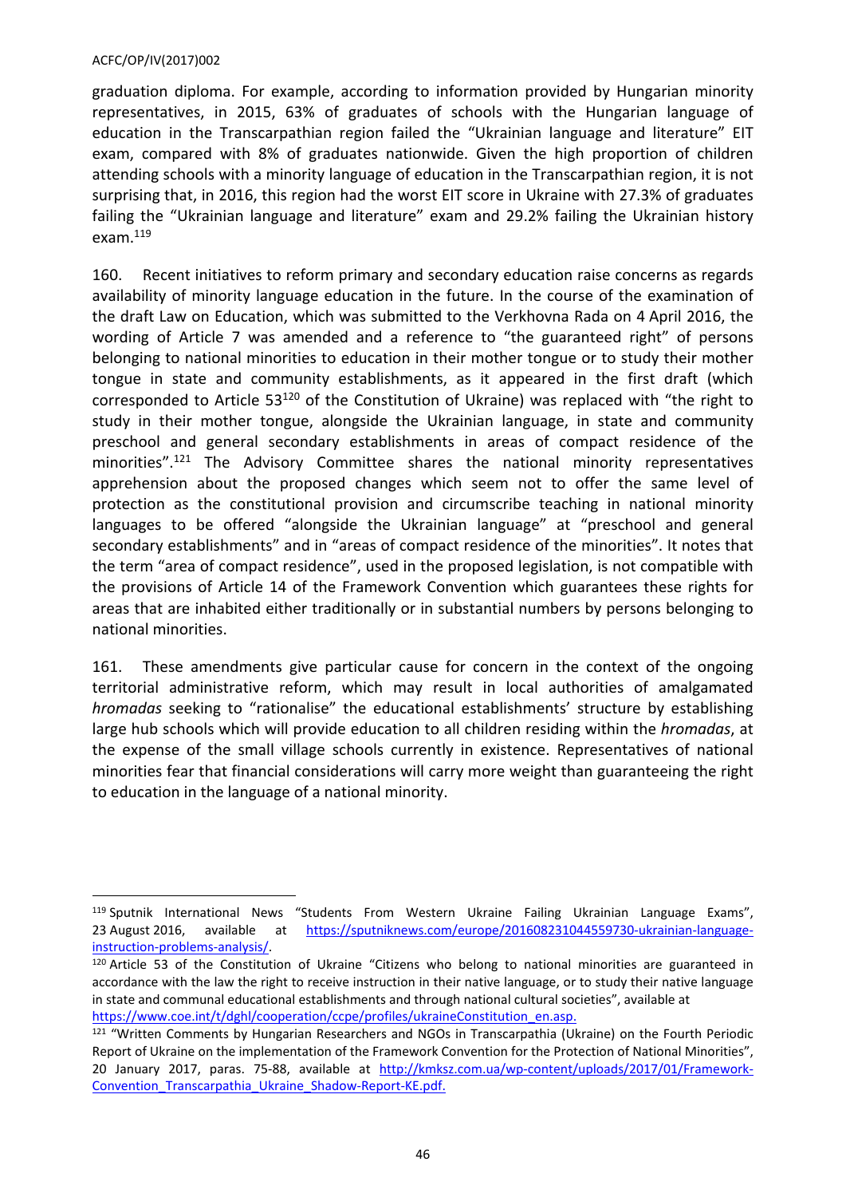graduation diploma. For example, according to information provided by Hungarian minority representatives, in 2015, 63% of graduates of schools with the Hungarian language of education in the Transcarpathian region failed the "Ukrainian language and literature" EIT exam, compared with 8% of graduates nationwide. Given the high proportion of children attending schools with a minority language of education in the Transcarpathian region, it is not surprising that, in 2016, this region had the worst EIT score in Ukraine with 27.3% of graduates failing the "Ukrainian language and literature" exam and 29.2% failing the Ukrainian history exam.[119]

160. Recent initiatives to reform primary and secondary education raise concerns as regards availability of minority language education in the future. In the course of the examination of the draft Law on Education, which was submitted to the Verkhovna Rada on 4 April 2016, the wording of Article 7 was amended and a reference to "the guaranteed right" of persons belonging to national minorities to education in their mother tongue or to study their mother tongue in state and community establishments, as it appeared in the first draft (which corresponded to Article 53[120] of the Constitution of Ukraine) was replaced with "the right to study in their mother tongue, alongside the Ukrainian language, in state and community preschool and general secondary establishments in areas of compact residence of the minorities".[121] The Advisory Committee shares the national minority representatives apprehension about the proposed changes which seem not to offer the same level of protection as the constitutional provision and circumscribe teaching in national minority languages to be offered "alongside the Ukrainian language" at "preschool and general secondary establishments" and in "areas of compact residence of the minorities". It notes that the term "area of compact residence", used in the proposed legislation, is not compatible with the provisions of Article 14 of the Framework Convention which guarantees these rights for areas that are inhabited either traditionally or in substantial numbers by persons belonging to national minorities.

161. These amendments give particular cause for concern in the context of the ongoing territorial administrative reform, which may result in local authorities of amalgamated *hromadas* seeking to "rationalise" the educational establishments' structure by establishing large hub schools which will provide education to all children residing within the *hromadas*, at the expense of the small village schools currently in existence. Representatives of national minorities fear that financial considerations will carry more weight than guaranteeing the right to education in the language of a national minority.

---

[119] Sputnik International News "Students From Western Ukraine Failing Ukrainian Language Exams", 23 August 2016, available at https://sputniknews.com/europe/201608231044559730-ukrainian-language-instruction-problems-analysis/.

[120] Article 53 of the Constitution of Ukraine "Citizens who belong to national minorities are guaranteed in accordance with the law the right to receive instruction in their native language, or to study their native language in state and communal educational establishments and through national cultural societies", available at https://www.coe.int/t/dghl/cooperation/ccpe/profiles/ukraineConstitution_en.asp.

[121] "Written Comments by Hungarian Researchers and NGOs in Transcarpathia (Ukraine) on the Fourth Periodic Report of Ukraine on the implementation of the Framework Convention for the Protection of National Minorities", 20 January 2017, paras. 75-88, available at http://kmksz.com.ua/wp-content/uploads/2017/01/Framework-Convention_Transcarpathia_Ukraine_Shadow-Report-KE.pdf.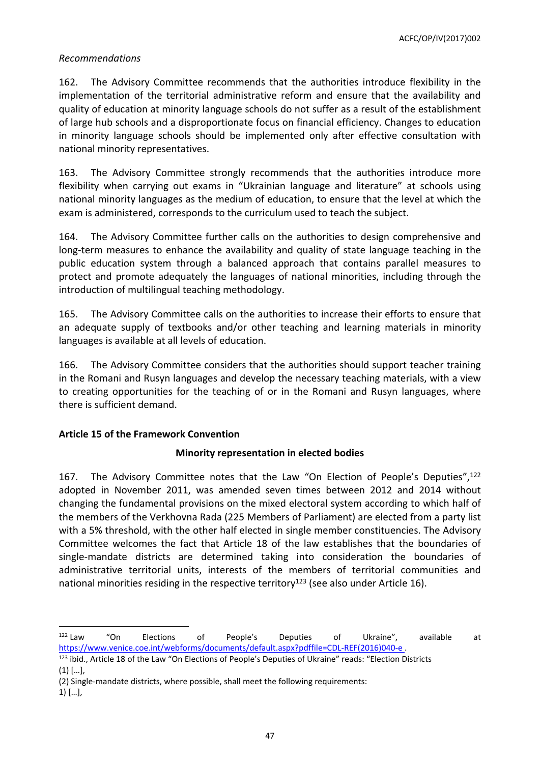*Recommendations*

162. The Advisory Committee recommends that the authorities introduce flexibility in the implementation of the territorial administrative reform and ensure that the availability and quality of education at minority language schools do not suffer as a result of the establishment of large hub schools and a disproportionate focus on financial efficiency. Changes to education in minority language schools should be implemented only after effective consultation with national minority representatives.

163. The Advisory Committee strongly recommends that the authorities introduce more flexibility when carrying out exams in "Ukrainian language and literature" at schools using national minority languages as the medium of education, to ensure that the level at which the exam is administered, corresponds to the curriculum used to teach the subject.

164. The Advisory Committee further calls on the authorities to design comprehensive and long-term measures to enhance the availability and quality of state language teaching in the public education system through a balanced approach that contains parallel measures to protect and promote adequately the languages of national minorities, including through the introduction of multilingual teaching methodology.

165. The Advisory Committee calls on the authorities to increase their efforts to ensure that an adequate supply of textbooks and/or other teaching and learning materials in minority languages is available at all levels of education.

166. The Advisory Committee considers that the authorities should support teacher training in the Romani and Rusyn languages and develop the necessary teaching materials, with a view to creating opportunities for the teaching of or in the Romani and Rusyn languages, where there is sufficient demand.

## Article 15 of the Framework Convention

### Minority representation in elected bodies

167. The Advisory Committee notes that the Law "On Election of People's Deputies",[122] adopted in November 2011, was amended seven times between 2012 and 2014 without changing the fundamental provisions on the mixed electoral system according to which half of the members of the Verkhovna Rada (225 Members of Parliament) are elected from a party list with a 5% threshold, with the other half elected in single member constituencies. The Advisory Committee welcomes the fact that Article 18 of the law establishes that the boundaries of single-mandate districts are determined taking into consideration the boundaries of administrative territorial units, interests of the members of territorial communities and national minorities residing in the respective territory[123] (see also under Article 16).

---

[122] Law "On Elections of People's Deputies of Ukraine", available at https://www.venice.coe.int/webforms/documents/default.aspx?pdffile=CDL-REF(2016)040-e .

[123] ibid., Article 18 of the Law "On Elections of People's Deputies of Ukraine" reads: "Election Districts
(1) […],
(2) Single-mandate districts, where possible, shall meet the following requirements:
1) […],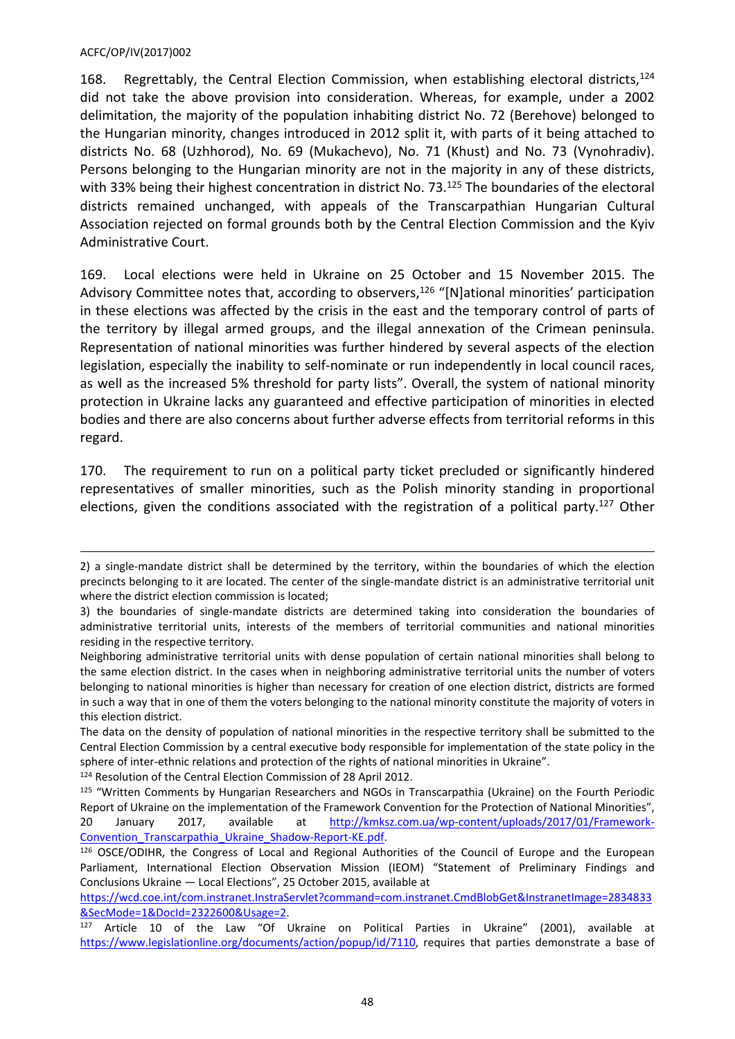168. Regrettably, the Central Election Commission, when establishing electoral districts,[124] did not take the above provision into consideration. Whereas, for example, under a 2002 delimitation, the majority of the population inhabiting district No. 72 (Berehove) belonged to the Hungarian minority, changes introduced in 2012 split it, with parts of it being attached to districts No. 68 (Uzhhorod), No. 69 (Mukachevo), No. 71 (Khust) and No. 73 (Vynohradiv). Persons belonging to the Hungarian minority are not in the majority in any of these districts, with 33% being their highest concentration in district No. 73.[125] The boundaries of the electoral districts remained unchanged, with appeals of the Transcarpathian Hungarian Cultural Association rejected on formal grounds both by the Central Election Commission and the Kyiv Administrative Court.

169. Local elections were held in Ukraine on 25 October and 15 November 2015. The Advisory Committee notes that, according to observers,[126] "[N]ational minorities' participation in these elections was affected by the crisis in the east and the temporary control of parts of the territory by illegal armed groups, and the illegal annexation of the Crimean peninsula. Representation of national minorities was further hindered by several aspects of the election legislation, especially the inability to self-nominate or run independently in local council races, as well as the increased 5% threshold for party lists". Overall, the system of national minority protection in Ukraine lacks any guaranteed and effective participation of minorities in elected bodies and there are also concerns about further adverse effects from territorial reforms in this regard.

170. The requirement to run on a political party ticket precluded or significantly hindered representatives of smaller minorities, such as the Polish minority standing in proportional elections, given the conditions associated with the registration of a political party.[127] Other

---

2) a single-mandate district shall be determined by the territory, within the boundaries of which the election precincts belonging to it are located. The center of the single-mandate district is an administrative territorial unit where the district election commission is located;

3) the boundaries of single-mandate districts are determined taking into consideration the boundaries of administrative territorial units, interests of the members of territorial communities and national minorities residing in the respective territory.

Neighboring administrative territorial units with dense population of certain national minorities shall belong to the same election district. In the cases when in neighboring administrative territorial units the number of voters belonging to national minorities is higher than necessary for creation of one election district, districts are formed in such a way that in one of them the voters belonging to the national minority constitute the majority of voters in this election district.

The data on the density of population of national minorities in the respective territory shall be submitted to the Central Election Commission by a central executive body responsible for implementation of the state policy in the sphere of inter-ethnic relations and protection of the rights of national minorities in Ukraine".

[124] Resolution of the Central Election Commission of 28 April 2012.

[125] "Written Comments by Hungarian Researchers and NGOs in Transcarpathia (Ukraine) on the Fourth Periodic Report of Ukraine on the implementation of the Framework Convention for the Protection of National Minorities", 20 January 2017, available at http://kmksz.com.ua/wp-content/uploads/2017/01/Framework-Convention_Transcarpathia_Ukraine_Shadow-Report-KE.pdf.

[126] OSCE/ODIHR, the Congress of Local and Regional Authorities of the Council of Europe and the European Parliament, International Election Observation Mission (IEOM) "Statement of Preliminary Findings and Conclusions Ukraine — Local Elections", 25 October 2015, available at https://wcd.coe.int/com.instranet.InstraServlet?command=com.instranet.CmdBlobGet&InstranetImage=2834833&SecMode=1&DocId=2322600&Usage=2.

[127] Article 10 of the Law "Of Ukraine on Political Parties in Ukraine" (2001), available at https://www.legislationline.org/documents/action/popup/id/7110, requires that parties demonstrate a base of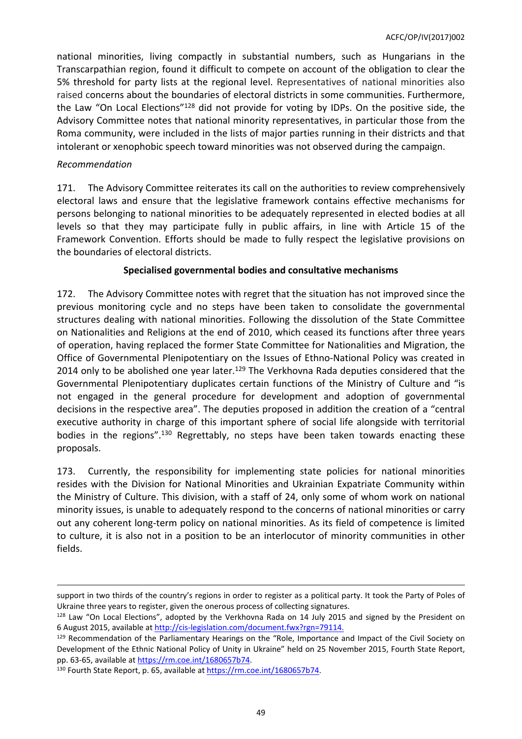national minorities, living compactly in substantial numbers, such as Hungarians in the Transcarpathian region, found it difficult to compete on account of the obligation to clear the 5% threshold for party lists at the regional level. Representatives of national minorities also raised concerns about the boundaries of electoral districts in some communities. Furthermore, the Law "On Local Elections"[128] did not provide for voting by IDPs. On the positive side, the Advisory Committee notes that national minority representatives, in particular those from the Roma community, were included in the lists of major parties running in their districts and that intolerant or xenophobic speech toward minorities was not observed during the campaign.

*Recommendation*

171. The Advisory Committee reiterates its call on the authorities to review comprehensively electoral laws and ensure that the legislative framework contains effective mechanisms for persons belonging to national minorities to be adequately represented in elected bodies at all levels so that they may participate fully in public affairs, in line with Article 15 of the Framework Convention. Efforts should be made to fully respect the legislative provisions on the boundaries of electoral districts.

**Specialised governmental bodies and consultative mechanisms**

172. The Advisory Committee notes with regret that the situation has not improved since the previous monitoring cycle and no steps have been taken to consolidate the governmental structures dealing with national minorities. Following the dissolution of the State Committee on Nationalities and Religions at the end of 2010, which ceased its functions after three years of operation, having replaced the former State Committee for Nationalities and Migration, the Office of Governmental Plenipotentiary on the Issues of Ethno-National Policy was created in 2014 only to be abolished one year later.[129] The Verkhovna Rada deputies considered that the Governmental Plenipotentiary duplicates certain functions of the Ministry of Culture and "is not engaged in the general procedure for development and adoption of governmental decisions in the respective area". The deputies proposed in addition the creation of a "central executive authority in charge of this important sphere of social life alongside with territorial bodies in the regions".[130] Regrettably, no steps have been taken towards enacting these proposals.

173. Currently, the responsibility for implementing state policies for national minorities resides with the Division for National Minorities and Ukrainian Expatriate Community within the Ministry of Culture. This division, with a staff of 24, only some of whom work on national minority issues, is unable to adequately respond to the concerns of national minorities or carry out any coherent long-term policy on national minorities. As its field of competence is limited to culture, it is also not in a position to be an interlocutor of minority communities in other fields.

---

support in two thirds of the country's regions in order to register as a political party. It took the Party of Poles of Ukraine three years to register, given the onerous process of collecting signatures.

[128] Law "On Local Elections", adopted by the Verkhovna Rada on 14 July 2015 and signed by the President on 6 August 2015, available at http://cis-legislation.com/document.fwx?rgn=79114.

[129] Recommendation of the Parliamentary Hearings on the "Role, Importance and Impact of the Civil Society on Development of the Ethnic National Policy of Unity in Ukraine" held on 25 November 2015, Fourth State Report, pp. 63-65, available at https://rm.coe.int/1680657b74.

[130] Fourth State Report, p. 65, available at https://rm.coe.int/1680657b74.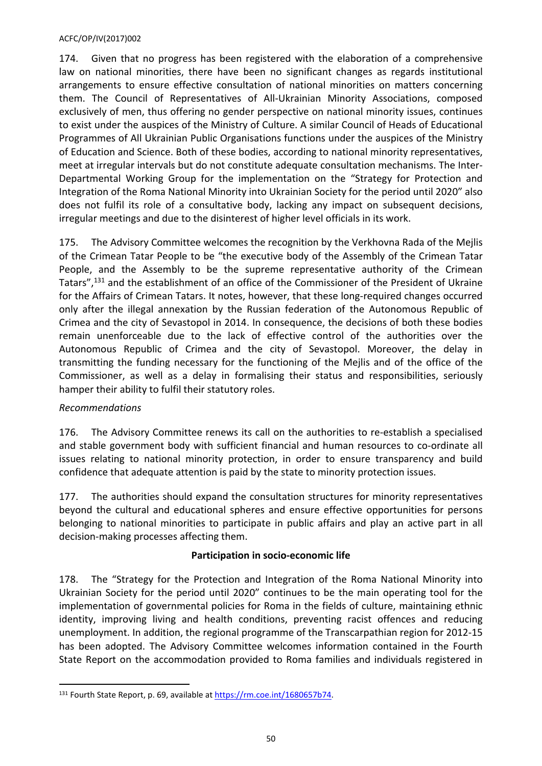174. Given that no progress has been registered with the elaboration of a comprehensive law on national minorities, there have been no significant changes as regards institutional arrangements to ensure effective consultation of national minorities on matters concerning them. The Council of Representatives of All-Ukrainian Minority Associations, composed exclusively of men, thus offering no gender perspective on national minority issues, continues to exist under the auspices of the Ministry of Culture. A similar Council of Heads of Educational Programmes of All Ukrainian Public Organisations functions under the auspices of the Ministry of Education and Science. Both of these bodies, according to national minority representatives, meet at irregular intervals but do not constitute adequate consultation mechanisms. The Inter-Departmental Working Group for the implementation on the "Strategy for Protection and Integration of the Roma National Minority into Ukrainian Society for the period until 2020" also does not fulfil its role of a consultative body, lacking any impact on subsequent decisions, irregular meetings and due to the disinterest of higher level officials in its work.

175. The Advisory Committee welcomes the recognition by the Verkhovna Rada of the Mejlis of the Crimean Tatar People to be "the executive body of the Assembly of the Crimean Tatar People, and the Assembly to be the supreme representative authority of the Crimean Tatars",[131] and the establishment of an office of the Commissioner of the President of Ukraine for the Affairs of Crimean Tatars. It notes, however, that these long-required changes occurred only after the illegal annexation by the Russian federation of the Autonomous Republic of Crimea and the city of Sevastopol in 2014. In consequence, the decisions of both these bodies remain unenforceable due to the lack of effective control of the authorities over the Autonomous Republic of Crimea and the city of Sevastopol. Moreover, the delay in transmitting the funding necessary for the functioning of the Mejlis and of the office of the Commissioner, as well as a delay in formalising their status and responsibilities, seriously hamper their ability to fulfil their statutory roles.

*Recommendations*

176. The Advisory Committee renews its call on the authorities to re-establish a specialised and stable government body with sufficient financial and human resources to co-ordinate all issues relating to national minority protection, in order to ensure transparency and build confidence that adequate attention is paid by the state to minority protection issues.

177. The authorities should expand the consultation structures for minority representatives beyond the cultural and educational spheres and ensure effective opportunities for persons belonging to national minorities to participate in public affairs and play an active part in all decision-making processes affecting them.

**Participation in socio-economic life**

178. The "Strategy for the Protection and Integration of the Roma National Minority into Ukrainian Society for the period until 2020" continues to be the main operating tool for the implementation of governmental policies for Roma in the fields of culture, maintaining ethnic identity, improving living and health conditions, preventing racist offences and reducing unemployment. In addition, the regional programme of the Transcarpathian region for 2012-15 has been adopted. The Advisory Committee welcomes information contained in the Fourth State Report on the accommodation provided to Roma families and individuals registered in

[131] Fourth State Report, p. 69, available at https://rm.coe.int/1680657b74.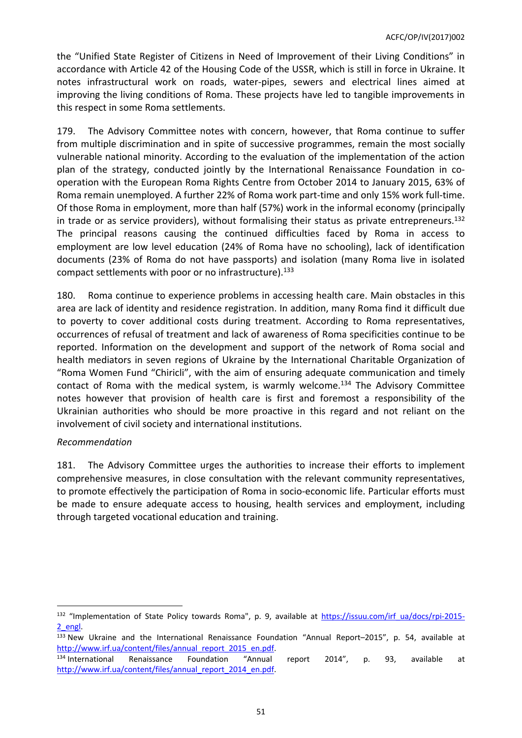the "Unified State Register of Citizens in Need of Improvement of their Living Conditions" in accordance with Article 42 of the Housing Code of the USSR, which is still in force in Ukraine. It notes infrastructural work on roads, water-pipes, sewers and electrical lines aimed at improving the living conditions of Roma. These projects have led to tangible improvements in this respect in some Roma settlements.

179. The Advisory Committee notes with concern, however, that Roma continue to suffer from multiple discrimination and in spite of successive programmes, remain the most socially vulnerable national minority. According to the evaluation of the implementation of the action plan of the strategy, conducted jointly by the International Renaissance Foundation in co-operation with the European Roma Rights Centre from October 2014 to January 2015, 63% of Roma remain unemployed. A further 22% of Roma work part-time and only 15% work full-time. Of those Roma in employment, more than half (57%) work in the informal economy (principally in trade or as service providers), without formalising their status as private entrepreneurs.[132] The principal reasons causing the continued difficulties faced by Roma in access to employment are low level education (24% of Roma have no schooling), lack of identification documents (23% of Roma do not have passports) and isolation (many Roma live in isolated compact settlements with poor or no infrastructure).[133]

180. Roma continue to experience problems in accessing health care. Main obstacles in this area are lack of identity and residence registration. In addition, many Roma find it difficult due to poverty to cover additional costs during treatment. According to Roma representatives, occurrences of refusal of treatment and lack of awareness of Roma specificities continue to be reported. Information on the development and support of the network of Roma social and health mediators in seven regions of Ukraine by the International Charitable Organization of "Roma Women Fund "Chiricli", with the aim of ensuring adequate communication and timely contact of Roma with the medical system, is warmly welcome.[134] The Advisory Committee notes however that provision of health care is first and foremost a responsibility of the Ukrainian authorities who should be more proactive in this regard and not reliant on the involvement of civil society and international institutions.

*Recommendation*

181. The Advisory Committee urges the authorities to increase their efforts to implement comprehensive measures, in close consultation with the relevant community representatives, to promote effectively the participation of Roma in socio-economic life. Particular efforts must be made to ensure adequate access to housing, health services and employment, including through targeted vocational education and training.

---

[132] "Implementation of State Policy towards Roma", p. 9, available at https://issuu.com/irf_ua/docs/rpi-2015-2_engl.

[133] New Ukraine and the International Renaissance Foundation "Annual Report–2015", p. 54, available at http://www.irf.ua/content/files/annual_report_2015_en.pdf.

[134] International Renaissance Foundation "Annual report 2014", p. 93, available at http://www.irf.ua/content/files/annual_report_2014_en.pdf.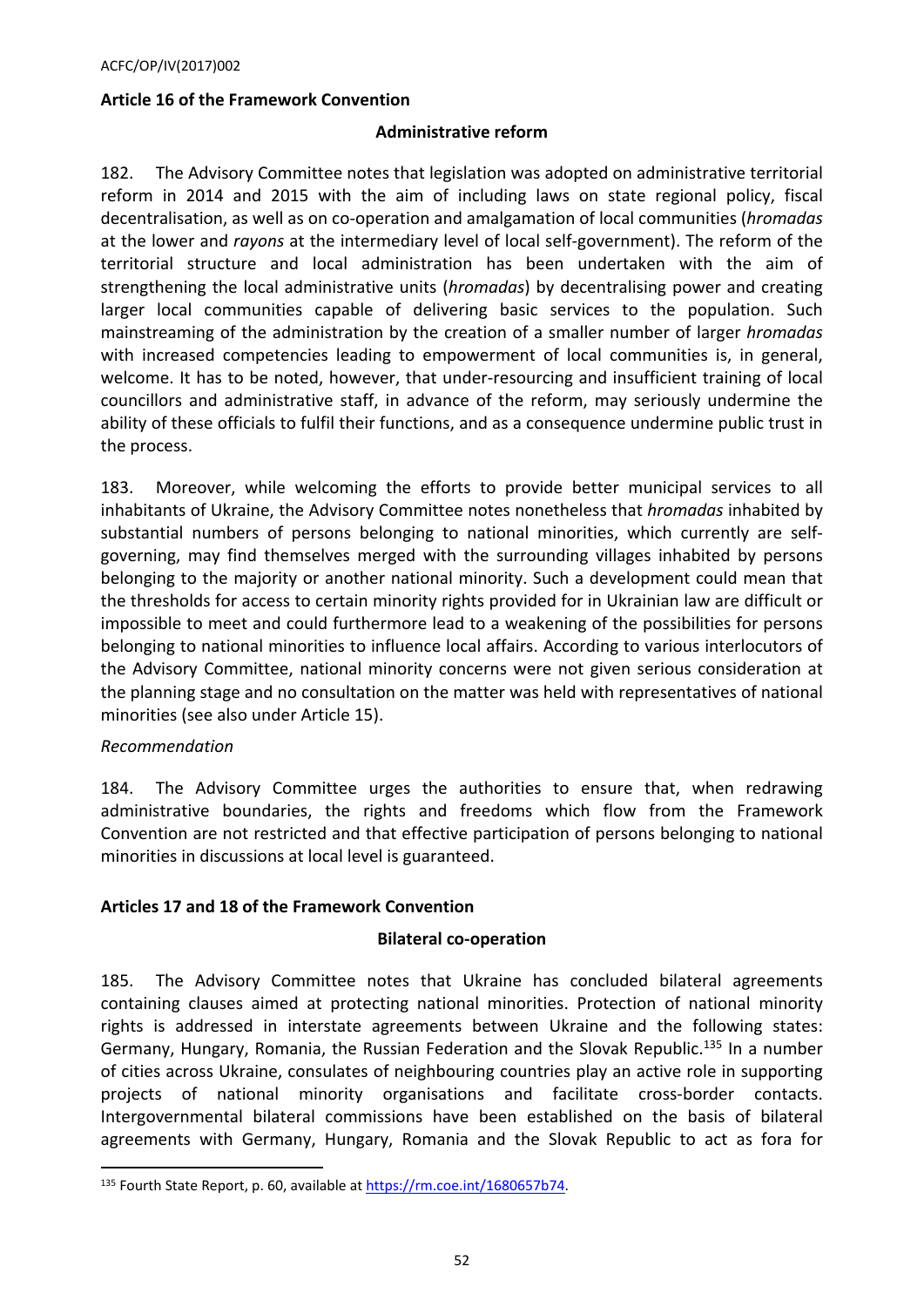### Article 16 of the Framework Convention

#### Administrative reform

182. The Advisory Committee notes that legislation was adopted on administrative territorial reform in 2014 and 2015 with the aim of including laws on state regional policy, fiscal decentralisation, as well as on co-operation and amalgamation of local communities (*hromadas* at the lower and *rayons* at the intermediary level of local self-government). The reform of the territorial structure and local administration has been undertaken with the aim of strengthening the local administrative units (*hromadas*) by decentralising power and creating larger local communities capable of delivering basic services to the population. Such mainstreaming of the administration by the creation of a smaller number of larger *hromadas* with increased competencies leading to empowerment of local communities is, in general, welcome. It has to be noted, however, that under-resourcing and insufficient training of local councillors and administrative staff, in advance of the reform, may seriously undermine the ability of these officials to fulfil their functions, and as a consequence undermine public trust in the process.

183. Moreover, while welcoming the efforts to provide better municipal services to all inhabitants of Ukraine, the Advisory Committee notes nonetheless that *hromadas* inhabited by substantial numbers of persons belonging to national minorities, which currently are self-governing, may find themselves merged with the surrounding villages inhabited by persons belonging to the majority or another national minority. Such a development could mean that the thresholds for access to certain minority rights provided for in Ukrainian law are difficult or impossible to meet and could furthermore lead to a weakening of the possibilities for persons belonging to national minorities to influence local affairs. According to various interlocutors of the Advisory Committee, national minority concerns were not given serious consideration at the planning stage and no consultation on the matter was held with representatives of national minorities (see also under Article 15).

*Recommendation*

184. The Advisory Committee urges the authorities to ensure that, when redrawing administrative boundaries, the rights and freedoms which flow from the Framework Convention are not restricted and that effective participation of persons belonging to national minorities in discussions at local level is guaranteed.

### Articles 17 and 18 of the Framework Convention

#### Bilateral co-operation

185. The Advisory Committee notes that Ukraine has concluded bilateral agreements containing clauses aimed at protecting national minorities. Protection of national minority rights is addressed in interstate agreements between Ukraine and the following states: Germany, Hungary, Romania, the Russian Federation and the Slovak Republic.[135] In a number of cities across Ukraine, consulates of neighbouring countries play an active role in supporting projects of national minority organisations and facilitate cross-border contacts. Intergovernmental bilateral commissions have been established on the basis of bilateral agreements with Germany, Hungary, Romania and the Slovak Republic to act as fora for

---

[135] Fourth State Report, p. 60, available at https://rm.coe.int/1680657b74.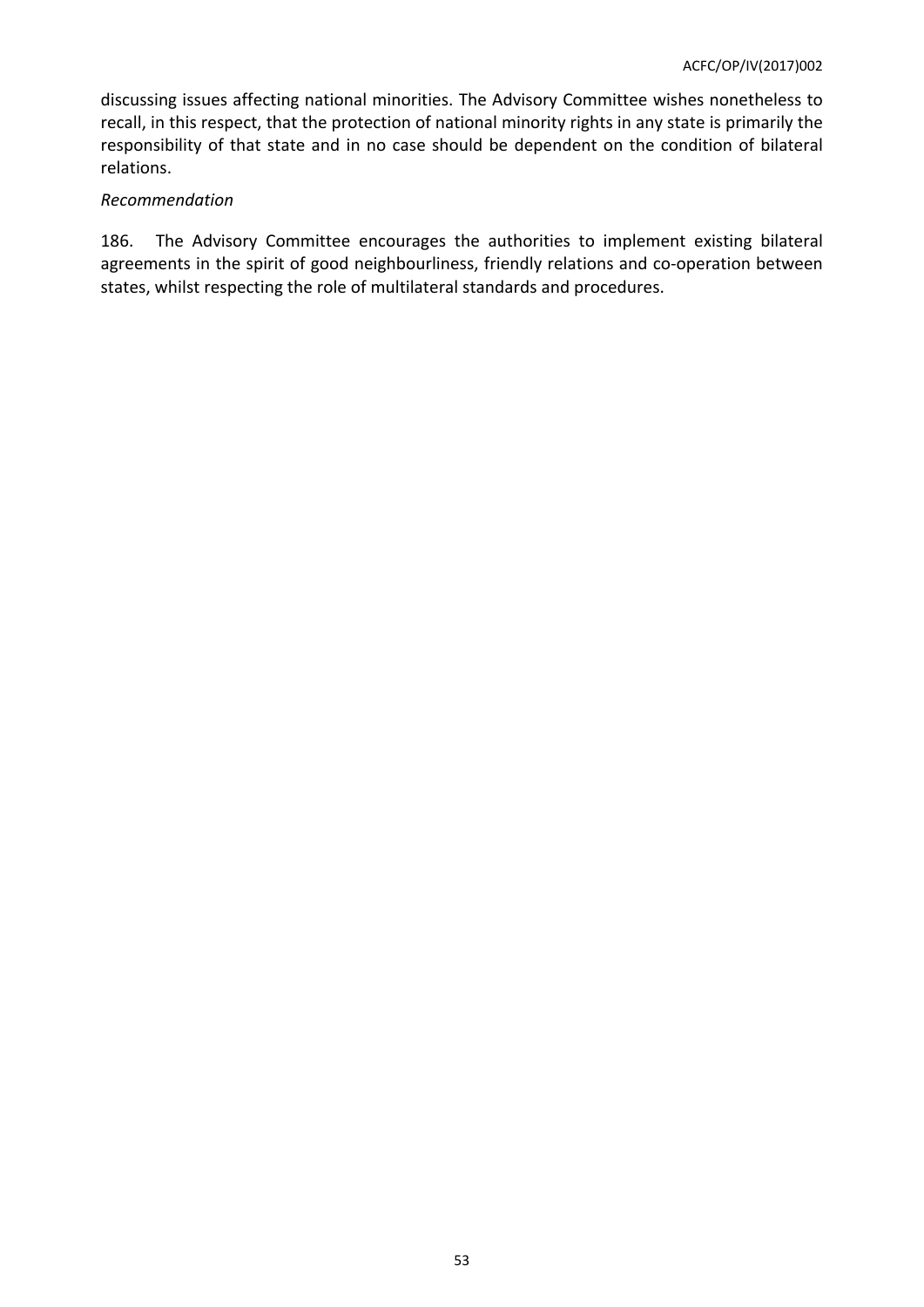discussing issues affecting national minorities. The Advisory Committee wishes nonetheless to recall, in this respect, that the protection of national minority rights in any state is primarily the responsibility of that state and in no case should be dependent on the condition of bilateral relations.

*Recommendation*

186. The Advisory Committee encourages the authorities to implement existing bilateral agreements in the spirit of good neighbourliness, friendly relations and co-operation between states, whilst respecting the role of multilateral standards and procedures.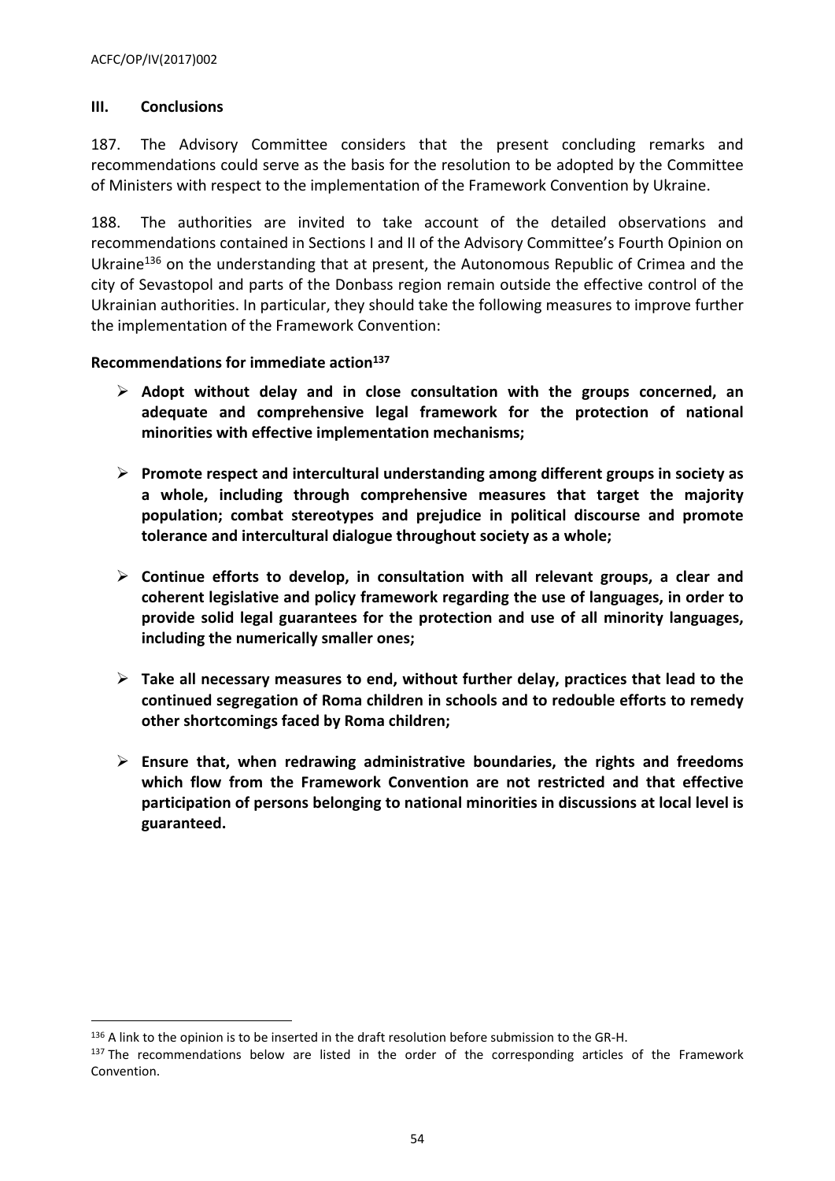## III. Conclusions

187. The Advisory Committee considers that the present concluding remarks and recommendations could serve as the basis for the resolution to be adopted by the Committee of Ministers with respect to the implementation of the Framework Convention by Ukraine.

188. The authorities are invited to take account of the detailed observations and recommendations contained in Sections I and II of the Advisory Committee's Fourth Opinion on Ukraine[136] on the understanding that at present, the Autonomous Republic of Crimea and the city of Sevastopol and parts of the Donbass region remain outside the effective control of the Ukrainian authorities. In particular, they should take the following measures to improve further the implementation of the Framework Convention:

**Recommendations for immediate action[137]**

- **Adopt without delay and in close consultation with the groups concerned, an adequate and comprehensive legal framework for the protection of national minorities with effective implementation mechanisms;**
- **Promote respect and intercultural understanding among different groups in society as a whole, including through comprehensive measures that target the majority population; combat stereotypes and prejudice in political discourse and promote tolerance and intercultural dialogue throughout society as a whole;**
- **Continue efforts to develop, in consultation with all relevant groups, a clear and coherent legislative and policy framework regarding the use of languages, in order to provide solid legal guarantees for the protection and use of all minority languages, including the numerically smaller ones;**
- **Take all necessary measures to end, without further delay, practices that lead to the continued segregation of Roma children in schools and to redouble efforts to remedy other shortcomings faced by Roma children;**
- **Ensure that, when redrawing administrative boundaries, the rights and freedoms which flow from the Framework Convention are not restricted and that effective participation of persons belonging to national minorities in discussions at local level is guaranteed.**

---

[136] A link to the opinion is to be inserted in the draft resolution before submission to the GR-H.

[137] The recommendations below are listed in the order of the corresponding articles of the Framework Convention.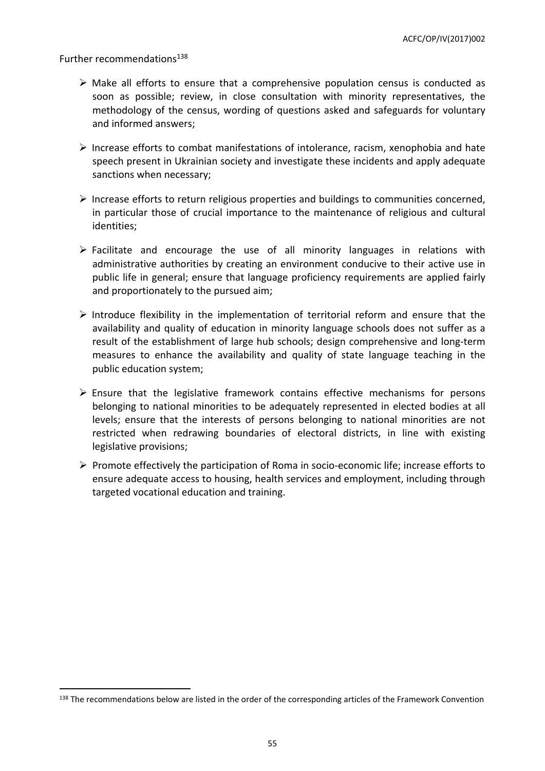Further recommendations[138]

- Make all efforts to ensure that a comprehensive population census is conducted as soon as possible; review, in close consultation with minority representatives, the methodology of the census, wording of questions asked and safeguards for voluntary and informed answers;

- Increase efforts to combat manifestations of intolerance, racism, xenophobia and hate speech present in Ukrainian society and investigate these incidents and apply adequate sanctions when necessary;

- Increase efforts to return religious properties and buildings to communities concerned, in particular those of crucial importance to the maintenance of religious and cultural identities;

- Facilitate and encourage the use of all minority languages in relations with administrative authorities by creating an environment conducive to their active use in public life in general; ensure that language proficiency requirements are applied fairly and proportionately to the pursued aim;

- Introduce flexibility in the implementation of territorial reform and ensure that the availability and quality of education in minority language schools does not suffer as a result of the establishment of large hub schools; design comprehensive and long-term measures to enhance the availability and quality of state language teaching in the public education system;

- Ensure that the legislative framework contains effective mechanisms for persons belonging to national minorities to be adequately represented in elected bodies at all levels; ensure that the interests of persons belonging to national minorities are not restricted when redrawing boundaries of electoral districts, in line with existing legislative provisions;

- Promote effectively the participation of Roma in socio-economic life; increase efforts to ensure adequate access to housing, health services and employment, including through targeted vocational education and training.

---

[138] The recommendations below are listed in the order of the corresponding articles of the Framework Convention